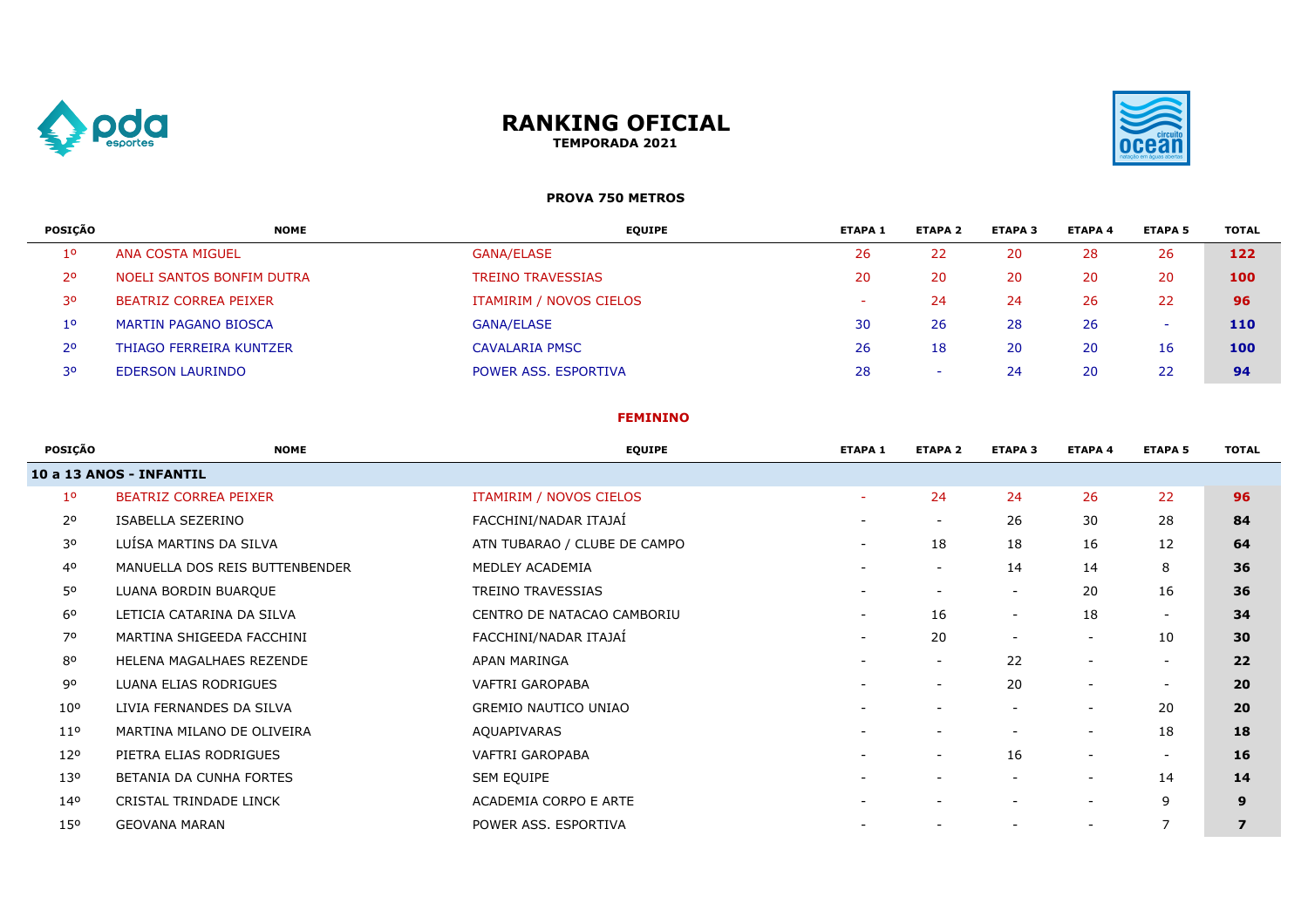# RANKING OFICIAL

**TEMPORADA 2021**

**PROVA 750 METROS**

| POSIÇÃO | NOME | EQUIPE | ETAPA 1 | ETAPA 2 | ETAPA 3 | ETAPA 4 | ETAPA 5 | TOTAL |
|---|---|---|---|---|---|---|---|---|
| 1º | ANA COSTA MIGUEL | GANA/ELASE | 26 | 22 | 20 | 28 | 26 | **122** |
| 2º | NOELI SANTOS BONFIM DUTRA | TREINO TRAVESSIAS | 20 | 20 | 20 | 20 | 20 | **100** |
| 3º | BEATRIZ CORREA PEIXER | ITAMIRIM / NOVOS CIELOS | - | 24 | 24 | 26 | 22 | **96** |
| 1º | MARTIN PAGANO BIOSCA | GANA/ELASE | 30 | 26 | 28 | 26 | - | **110** |
| 2º | THIAGO FERREIRA KUNTZER | CAVALARIA PMSC | 26 | 18 | 20 | 20 | 16 | **100** |
| 3º | EDERSON LAURINDO | POWER ASS. ESPORTIVA | 28 | - | 24 | 20 | 22 | **94** |

**FEMININO**

| POSIÇÃO | NOME | EQUIPE | ETAPA 1 | ETAPA 2 | ETAPA 3 | ETAPA 4 | ETAPA 5 | TOTAL |
|---|---|---|---|---|---|---|---|---|
| **10 a 13 ANOS - INFANTIL** | | | | | | | | |
| 1º | BEATRIZ CORREA PEIXER | ITAMIRIM / NOVOS CIELOS | - | 24 | 24 | 26 | 22 | **96** |
| 2º | ISABELLA SEZERINO | FACCHINI/NADAR ITAJAÍ | - | - | 26 | 30 | 28 | **84** |
| 3º | LUÍSA MARTINS DA SILVA | ATN TUBARAO / CLUBE DE CAMPO | - | 18 | 18 | 16 | 12 | **64** |
| 4º | MANUELLA DOS REIS BUTTENBENDER | MEDLEY ACADEMIA | - | - | 14 | 14 | 8 | **36** |
| 5º | LUANA BORDIN BUARQUE | TREINO TRAVESSIAS | - | - | - | 20 | 16 | **36** |
| 6º | LETICIA CATARINA DA SILVA | CENTRO DE NATACAO CAMBORIU | - | 16 | - | 18 | - | **34** |
| 7º | MARTINA SHIGEEDA FACCHINI | FACCHINI/NADAR ITAJAÍ | - | 20 | - | - | 10 | **30** |
| 8º | HELENA MAGALHAES REZENDE | APAN MARINGA | - | - | 22 | - | - | **22** |
| 9º | LUANA ELIAS RODRIGUES | VAFTRI GAROPABA | - | - | 20 | - | - | **20** |
| 10º | LIVIA FERNANDES DA SILVA | GREMIO NAUTICO UNIAO | - | - | - | - | 20 | **20** |
| 11º | MARTINA MILANO DE OLIVEIRA | AQUAPIVARAS | - | - | - | - | 18 | **18** |
| 12º | PIETRA ELIAS RODRIGUES | VAFTRI GAROPABA | - | - | 16 | - | - | **16** |
| 13º | BETANIA DA CUNHA FORTES | SEM EQUIPE | - | - | - | - | 14 | **14** |
| 14º | CRISTAL TRINDADE LINCK | ACADEMIA CORPO E ARTE | - | - | - | - | 9 | **9** |
| 15º | GEOVANA MARAN | POWER ASS. ESPORTIVA | - | - | - | - | 7 | **7** |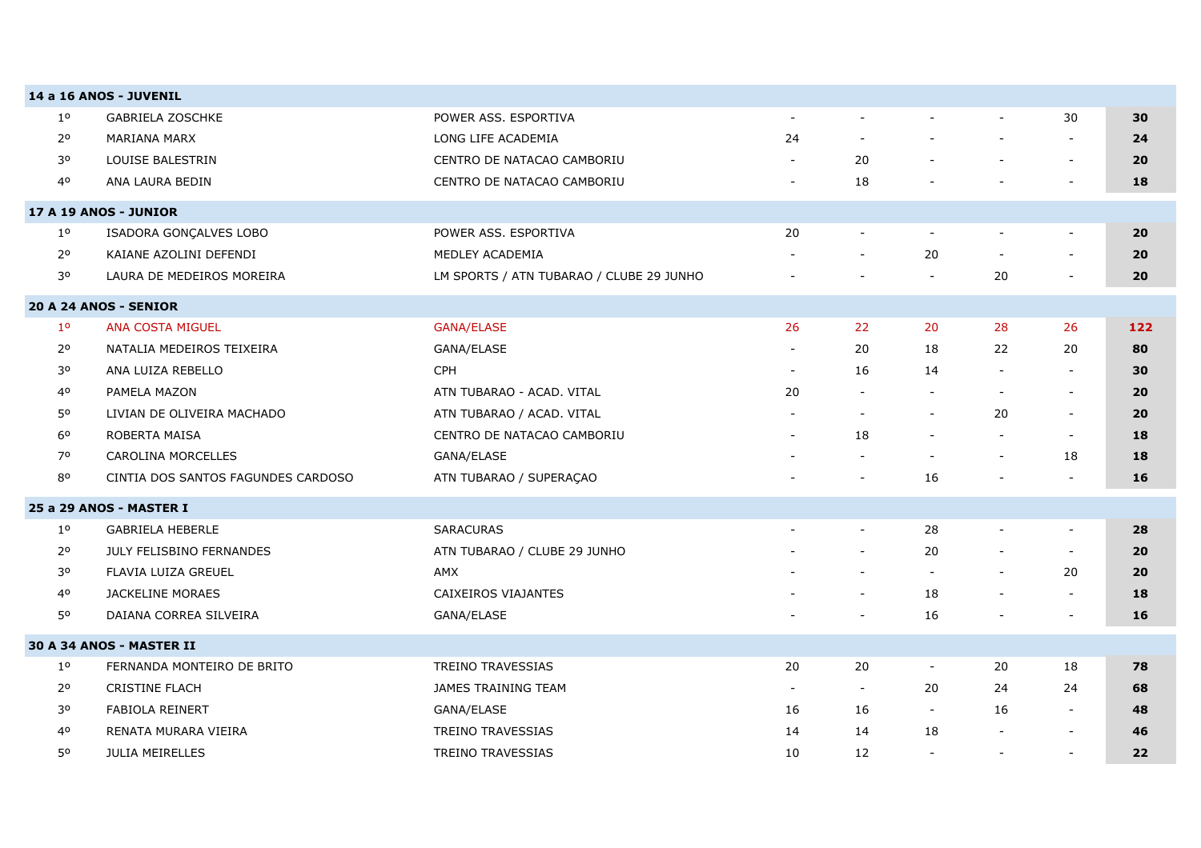| | | | | | | | | |
|---|---|---|---|---|---|---|---|---|
| **14 a 16 ANOS - JUVENIL** | | | | | | | | |
| 1º | GABRIELA ZOSCHKE | POWER ASS. ESPORTIVA | - | - | - | - | 30 | **30** |
| 2º | MARIANA MARX | LONG LIFE ACADEMIA | 24 | - | - | - | - | **24** |
| 3º | LOUISE BALESTRIN | CENTRO DE NATACAO CAMBORIU | - | 20 | - | - | - | **20** |
| 4º | ANA LAURA BEDIN | CENTRO DE NATACAO CAMBORIU | - | 18 | - | - | - | **18** |
| **17 A 19 ANOS - JUNIOR** | | | | | | | | |
| 1º | ISADORA GONÇALVES LOBO | POWER ASS. ESPORTIVA | 20 | - | - | - | - | **20** |
| 2º | KAIANE AZOLINI DEFENDI | MEDLEY ACADEMIA | - | - | 20 | - | - | **20** |
| 3º | LAURA DE MEDEIROS MOREIRA | LM SPORTS / ATN TUBARAO / CLUBE 29 JUNHO | - | - | - | 20 | - | **20** |
| **20 A 24 ANOS - SENIOR** | | | | | | | | |
| 1º | ANA COSTA MIGUEL | GANA/ELASE | 26 | 22 | 20 | 28 | 26 | **122** |
| 2º | NATALIA MEDEIROS TEIXEIRA | GANA/ELASE | - | 20 | 18 | 22 | 20 | **80** |
| 3º | ANA LUIZA REBELLO | CPH | - | 16 | 14 | - | - | **30** |
| 4º | PAMELA MAZON | ATN TUBARAO - ACAD. VITAL | 20 | - | - | - | - | **20** |
| 5º | LIVIAN DE OLIVEIRA MACHADO | ATN TUBARAO / ACAD. VITAL | - | - | - | 20 | - | **20** |
| 6º | ROBERTA MAISA | CENTRO DE NATACAO CAMBORIU | - | 18 | - | - | - | **18** |
| 7º | CAROLINA MORCELLES | GANA/ELASE | - | - | - | - | 18 | **18** |
| 8º | CINTIA DOS SANTOS FAGUNDES CARDOSO | ATN TUBARAO / SUPERAÇAO | - | - | 16 | - | - | **16** |
| **25 a 29 ANOS - MASTER I** | | | | | | | | |
| 1º | GABRIELA HEBERLE | SARACURAS | - | - | 28 | - | - | **28** |
| 2º | JULY FELISBINO FERNANDES | ATN TUBARAO / CLUBE 29 JUNHO | - | - | 20 | - | - | **20** |
| 3º | FLAVIA LUIZA GREUEL | AMX | - | - | - | - | 20 | **20** |
| 4º | JACKELINE MORAES | CAIXEIROS VIAJANTES | - | - | 18 | - | - | **18** |
| 5º | DAIANA CORREA SILVEIRA | GANA/ELASE | - | - | 16 | - | - | **16** |
| **30 A 34 ANOS - MASTER II** | | | | | | | | |
| 1º | FERNANDA MONTEIRO DE BRITO | TREINO TRAVESSIAS | 20 | 20 | - | 20 | 18 | **78** |
| 2º | CRISTINE FLACH | JAMES TRAINING TEAM | - | - | 20 | 24 | 24 | **68** |
| 3º | FABIOLA REINERT | GANA/ELASE | 16 | 16 | - | 16 | - | **48** |
| 4º | RENATA MURARA VIEIRA | TREINO TRAVESSIAS | 14 | 14 | 18 | - | - | **46** |
| 5º | JULIA MEIRELLES | TREINO TRAVESSIAS | 10 | 12 | - | - | - | **22** |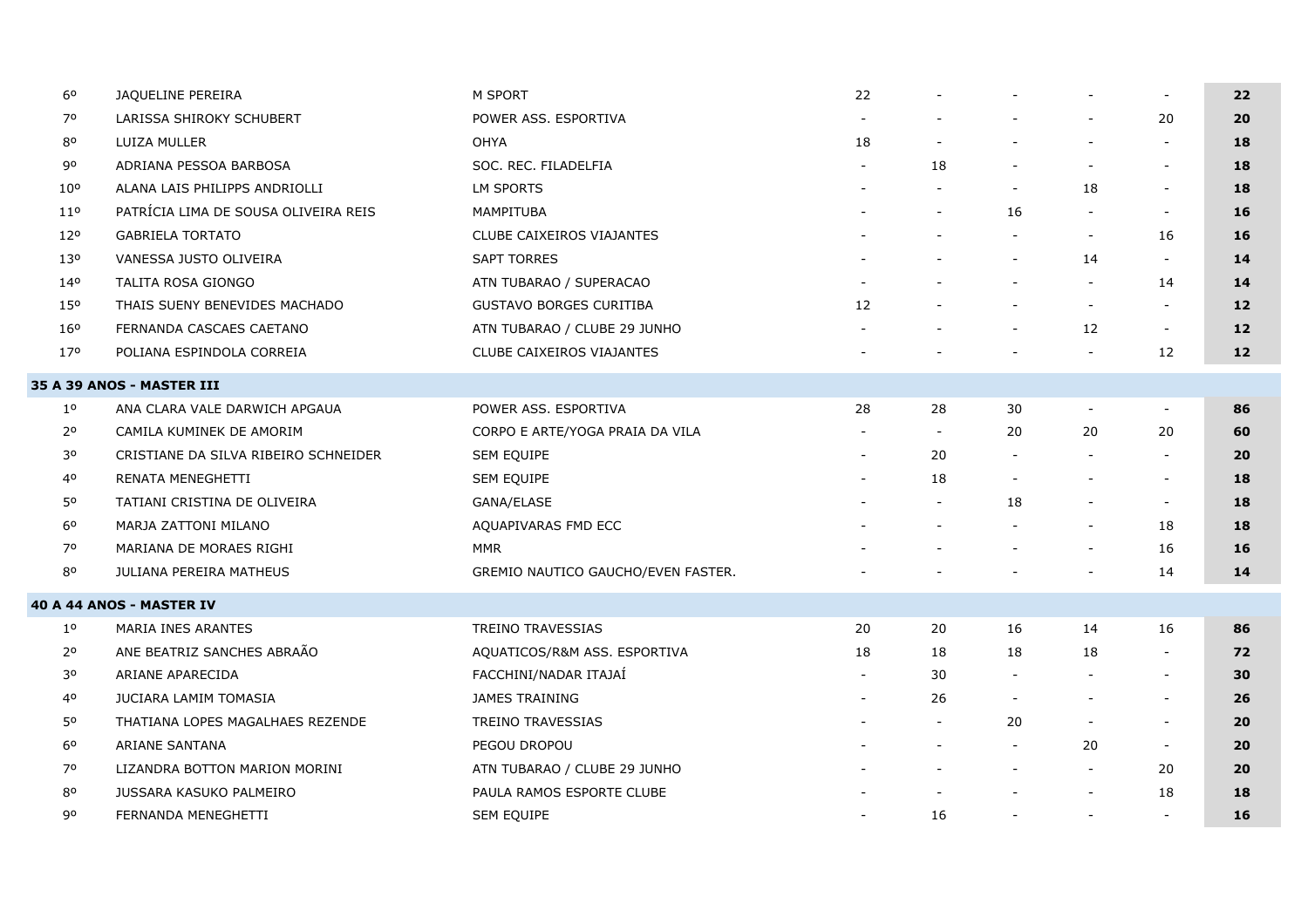| | | | | | | | | |
|---|---|---|---|---|---|---|---|---|
| 6º | JAQUELINE PEREIRA | M SPORT | 22 | - | - | - | - | **22** |
| 7º | LARISSA SHIROKY SCHUBERT | POWER ASS. ESPORTIVA | - | - | - | - | 20 | **20** |
| 8º | LUIZA MULLER | OHYA | 18 | - | - | - | - | **18** |
| 9º | ADRIANA PESSOA BARBOSA | SOC. REC. FILADELFIA | - | 18 | - | - | - | **18** |
| 10º | ALANA LAIS PHILIPPS ANDRIOLLI | LM SPORTS | - | - | - | 18 | - | **18** |
| 11º | PATRÍCIA LIMA DE SOUSA OLIVEIRA REIS | MAMPITUBA | - | - | 16 | - | - | **16** |
| 12º | GABRIELA TORTATO | CLUBE CAIXEIROS VIAJANTES | - | - | - | - | 16 | **16** |
| 13º | VANESSA JUSTO OLIVEIRA | SAPT TORRES | - | - | - | 14 | - | **14** |
| 14º | TALITA ROSA GIONGO | ATN TUBARAO / SUPERACAO | - | - | - | - | 14 | **14** |
| 15º | THAIS SUENY BENEVIDES MACHADO | GUSTAVO BORGES CURITIBA | 12 | - | - | - | - | **12** |
| 16º | FERNANDA CASCAES CAETANO | ATN TUBARAO / CLUBE 29 JUNHO | - | - | - | 12 | - | **12** |
| 17º | POLIANA ESPINDOLA CORREIA | CLUBE CAIXEIROS VIAJANTES | - | - | - | - | 12 | **12** |
| **35 A 39 ANOS - MASTER III** | | | | | | | | |
| 1º | ANA CLARA VALE DARWICH APGAUA | POWER ASS. ESPORTIVA | 28 | 28 | 30 | - | - | **86** |
| 2º | CAMILA KUMINEK DE AMORIM | CORPO E ARTE/YOGA PRAIA DA VILA | - | - | 20 | 20 | 20 | **60** |
| 3º | CRISTIANE DA SILVA RIBEIRO SCHNEIDER | SEM EQUIPE | - | 20 | - | - | - | **20** |
| 4º | RENATA MENEGHETTI | SEM EQUIPE | - | 18 | - | - | - | **18** |
| 5º | TATIANI CRISTINA DE OLIVEIRA | GANA/ELASE | - | - | 18 | - | - | **18** |
| 6º | MARJA ZATTONI MILANO | AQUAPIVARAS FMD ECC | - | - | - | - | 18 | **18** |
| 7º | MARIANA DE MORAES RIGHI | MMR | - | - | - | - | 16 | **16** |
| 8º | JULIANA PEREIRA MATHEUS | GREMIO NAUTICO GAUCHO/EVEN FASTER. | - | - | - | - | 14 | **14** |
| **40 A 44 ANOS - MASTER IV** | | | | | | | | |
| 1º | MARIA INES ARANTES | TREINO TRAVESSIAS | 20 | 20 | 16 | 14 | 16 | **86** |
| 2º | ANE BEATRIZ SANCHES ABRAÃO | AQUATICOS/R&M ASS. ESPORTIVA | 18 | 18 | 18 | 18 | - | **72** |
| 3º | ARIANE APARECIDA | FACCHINI/NADAR ITAJAÍ | - | 30 | - | - | - | **30** |
| 4º | JUCIARA LAMIM TOMASIA | JAMES TRAINING | - | 26 | - | - | - | **26** |
| 5º | THATIANA LOPES MAGALHAES REZENDE | TREINO TRAVESSIAS | - | - | 20 | - | - | **20** |
| 6º | ARIANE SANTANA | PEGOU DROPOU | - | - | - | 20 | - | **20** |
| 7º | LIZANDRA BOTTON MARION MORINI | ATN TUBARAO / CLUBE 29 JUNHO | - | - | - | - | 20 | **20** |
| 8º | JUSSARA KASUKO PALMEIRO | PAULA RAMOS ESPORTE CLUBE | - | - | - | - | 18 | **18** |
| 9º | FERNANDA MENEGHETTI | SEM EQUIPE | - | 16 | - | - | - | **16** |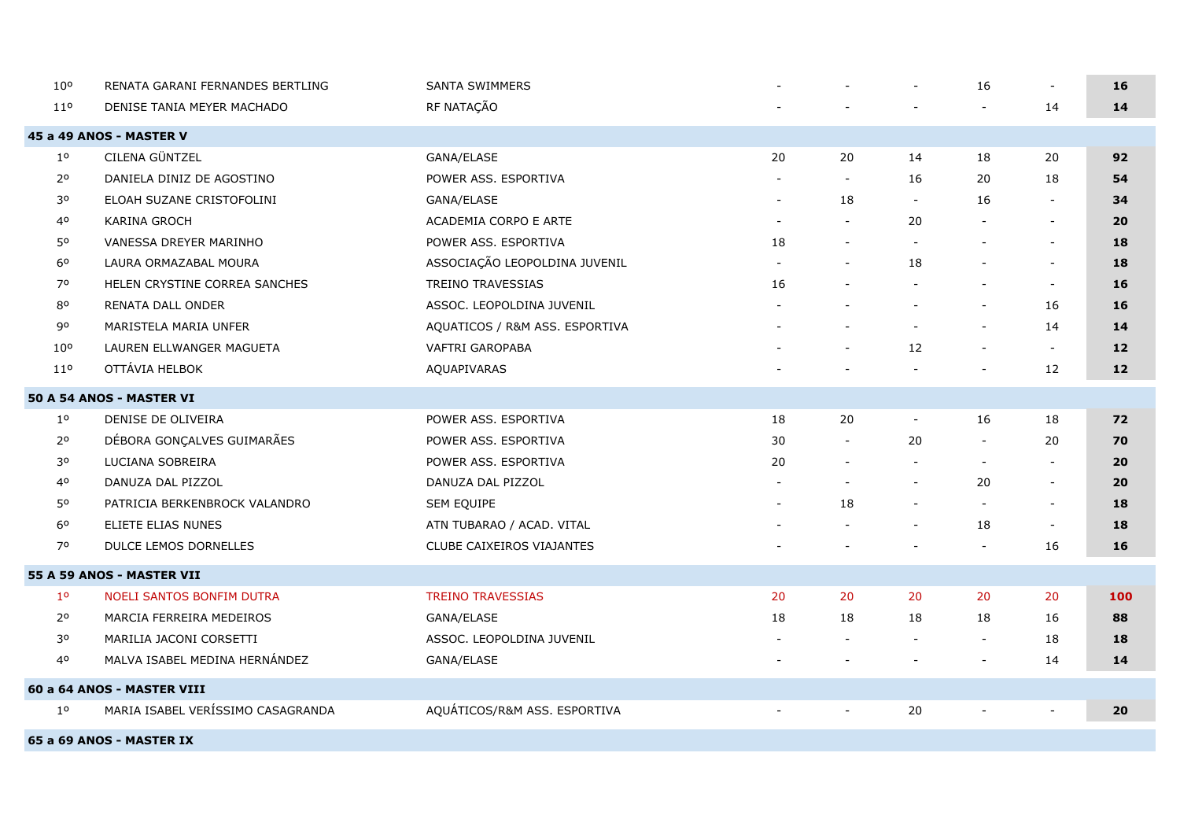| | | | | | | | | |
|---|---|---|---|---|---|---|---|---|
| 10º | RENATA GARANI FERNANDES BERTLING | SANTA SWIMMERS | - | - | - | 16 | - | **16** |
| 11º | DENISE TANIA MEYER MACHADO | RF NATAÇÃO | - | - | - | - | 14 | **14** |
| **45 a 49 ANOS - MASTER V** | | | | | | | | |
| 1º | CILENA GÜNTZEL | GANA/ELASE | 20 | 20 | 14 | 18 | 20 | **92** |
| 2º | DANIELA DINIZ DE AGOSTINO | POWER ASS. ESPORTIVA | - | - | 16 | 20 | 18 | **54** |
| 3º | ELOAH SUZANE CRISTOFOLINI | GANA/ELASE | - | 18 | - | 16 | - | **34** |
| 4º | KARINA GROCH | ACADEMIA CORPO E ARTE | - | - | 20 | - | - | **20** |
| 5º | VANESSA DREYER MARINHO | POWER ASS. ESPORTIVA | 18 | - | - | - | - | **18** |
| 6º | LAURA ORMAZABAL MOURA | ASSOCIAÇÃO LEOPOLDINA JUVENIL | - | - | 18 | - | - | **18** |
| 7º | HELEN CRYSTINE CORREA SANCHES | TREINO TRAVESSIAS | 16 | - | - | - | - | **16** |
| 8º | RENATA DALL ONDER | ASSOC. LEOPOLDINA JUVENIL | - | - | - | - | 16 | **16** |
| 9º | MARISTELA MARIA UNFER | AQUATICOS / R&M ASS. ESPORTIVA | - | - | - | - | 14 | **14** |
| 10º | LAUREN ELLWANGER MAGUETA | VAFTRI GAROPABA | - | - | 12 | - | - | **12** |
| 11º | OTTÁVIA HELBOK | AQUAPIVARAS | - | - | - | - | 12 | **12** |
| **50 A 54 ANOS - MASTER VI** | | | | | | | | |
| 1º | DENISE DE OLIVEIRA | POWER ASS. ESPORTIVA | 18 | 20 | - | 16 | 18 | **72** |
| 2º | DÉBORA GONÇALVES GUIMARÃES | POWER ASS. ESPORTIVA | 30 | - | 20 | - | 20 | **70** |
| 3º | LUCIANA SOBREIRA | POWER ASS. ESPORTIVA | 20 | - | - | - | - | **20** |
| 4º | DANUZA DAL PIZZOL | DANUZA DAL PIZZOL | - | - | - | 20 | - | **20** |
| 5º | PATRICIA BERKENBROCK VALANDRO | SEM EQUIPE | - | 18 | - | - | - | **18** |
| 6º | ELIETE ELIAS NUNES | ATN TUBARAO / ACAD. VITAL | - | - | - | 18 | - | **18** |
| 7º | DULCE LEMOS DORNELLES | CLUBE CAIXEIROS VIAJANTES | - | - | - | - | 16 | **16** |
| **55 A 59 ANOS - MASTER VII** | | | | | | | | |
| 1º | NOELI SANTOS BONFIM DUTRA | TREINO TRAVESSIAS | 20 | 20 | 20 | 20 | 20 | **100** |
| 2º | MARCIA FERREIRA MEDEIROS | GANA/ELASE | 18 | 18 | 18 | 18 | 16 | **88** |
| 3º | MARILIA JACONI CORSETTI | ASSOC. LEOPOLDINA JUVENIL | - | - | - | - | 18 | **18** |
| 4º | MALVA ISABEL MEDINA HERNÁNDEZ | GANA/ELASE | - | - | - | - | 14 | **14** |
| **60 a 64 ANOS - MASTER VIII** | | | | | | | | |
| 1º | MARIA ISABEL VERÍSSIMO CASAGRANDA | AQUÁTICOS/R&M ASS. ESPORTIVA | - | - | 20 | - | - | **20** |
| **65 a 69 ANOS - MASTER IX** | | | | | | | | |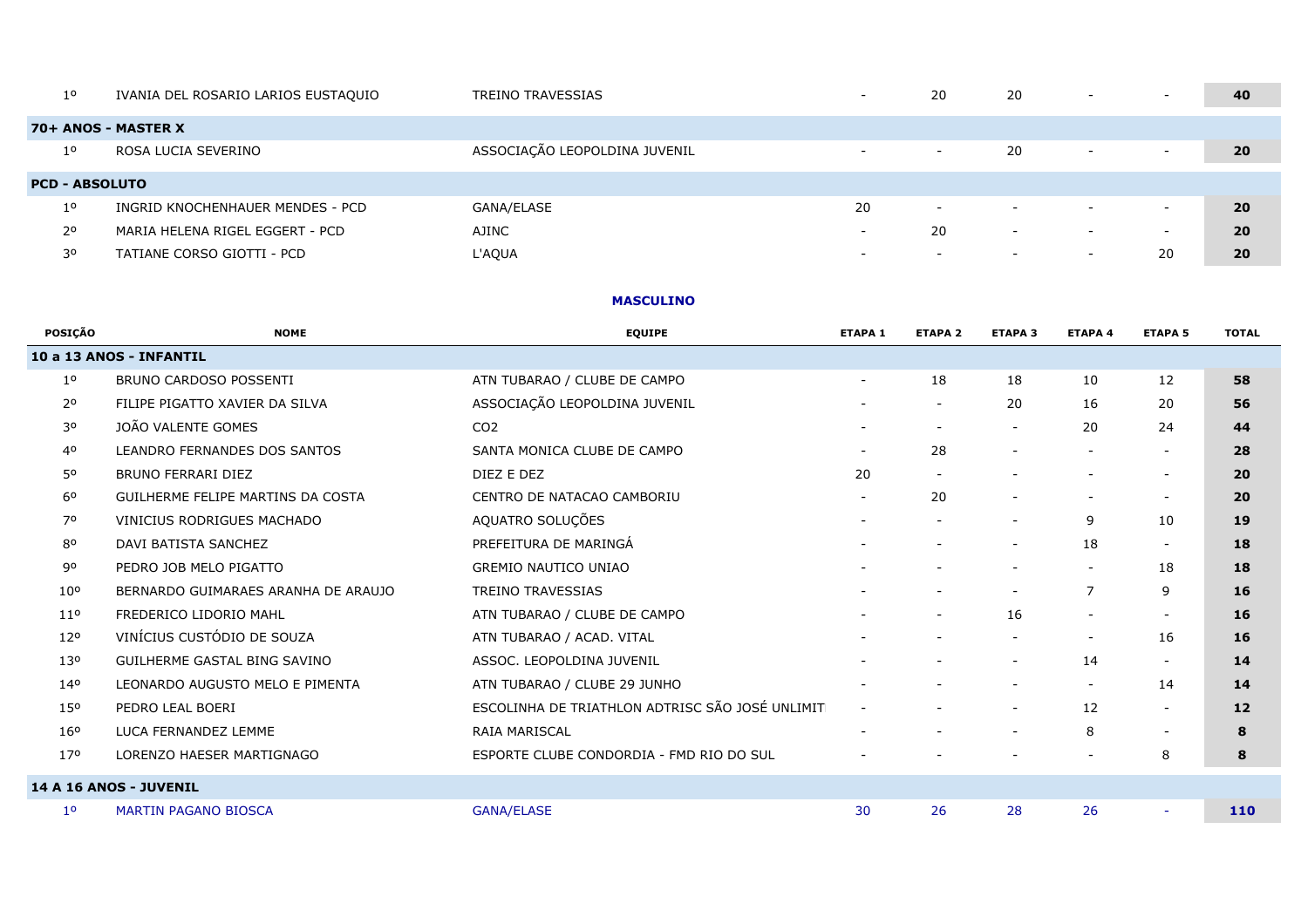| | | | | | | | | |
|---|---|---|---|---|---|---|---|---|
| 1º | IVANIA DEL ROSARIO LARIOS EUSTAQUIO | TREINO TRAVESSIAS | - | 20 | 20 | - | - | **40** |
| **70+ ANOS - MASTER X** | | | | | | | | |
| 1º | ROSA LUCIA SEVERINO | ASSOCIAÇÃO LEOPOLDINA JUVENIL | - | - | 20 | - | - | **20** |
| **PCD - ABSOLUTO** | | | | | | | | |
| 1º | INGRID KNOCHENHAUER MENDES - PCD | GANA/ELASE | 20 | - | - | - | - | **20** |
| 2º | MARIA HELENA RIGEL EGGERT - PCD | AJINC | - | 20 | - | - | - | **20** |
| 3º | TATIANE CORSO GIOTTI - PCD | L'AQUA | - | - | - | - | 20 | **20** |

## MASCULINO

| POSIÇÃO | NOME | EQUIPE | ETAPA 1 | ETAPA 2 | ETAPA 3 | ETAPA 4 | ETAPA 5 | TOTAL |
|---|---|---|---|---|---|---|---|---|
| **10 a 13 ANOS - INFANTIL** | | | | | | | | |
| 1º | BRUNO CARDOSO POSSENTI | ATN TUBARAO / CLUBE DE CAMPO | - | 18 | 18 | 10 | 12 | **58** |
| 2º | FILIPE PIGATTO XAVIER DA SILVA | ASSOCIAÇÃO LEOPOLDINA JUVENIL | - | - | 20 | 16 | 20 | **56** |
| 3º | JOÃO VALENTE GOMES | CO2 | - | - | - | 20 | 24 | **44** |
| 4º | LEANDRO FERNANDES DOS SANTOS | SANTA MONICA CLUBE DE CAMPO | - | 28 | - | - | - | **28** |
| 5º | BRUNO FERRARI DIEZ | DIEZ E DEZ | 20 | - | - | - | - | **20** |
| 6º | GUILHERME FELIPE MARTINS DA COSTA | CENTRO DE NATACAO CAMBORIU | - | 20 | - | - | - | **20** |
| 7º | VINICIUS RODRIGUES MACHADO | AQUATRO SOLUÇÕES | - | - | - | 9 | 10 | **19** |
| 8º | DAVI BATISTA SANCHEZ | PREFEITURA DE MARINGÁ | - | - | - | 18 | - | **18** |
| 9º | PEDRO JOB MELO PIGATTO | GREMIO NAUTICO UNIAO | - | - | - | - | 18 | **18** |
| 10º | BERNARDO GUIMARAES ARANHA DE ARAUJO | TREINO TRAVESSIAS | - | - | - | 7 | 9 | **16** |
| 11º | FREDERICO LIDORIO MAHL | ATN TUBARAO / CLUBE DE CAMPO | - | - | 16 | - | - | **16** |
| 12º | VINÍCIUS CUSTÓDIO DE SOUZA | ATN TUBARAO / ACAD. VITAL | - | - | - | - | 16 | **16** |
| 13º | GUILHERME GASTAL BING SAVINO | ASSOC. LEOPOLDINA JUVENIL | - | - | - | 14 | - | **14** |
| 14º | LEONARDO AUGUSTO MELO E PIMENTA | ATN TUBARAO / CLUBE 29 JUNHO | - | - | - | - | 14 | **14** |
| 15º | PEDRO LEAL BOERI | ESCOLINHA DE TRIATHLON ADTRISC SÃO JOSÉ UNLIMIT | - | - | - | 12 | - | **12** |
| 16º | LUCA FERNANDEZ LEMME | RAIA MARISCAL | - | - | - | 8 | - | **8** |
| 17º | LORENZO HAESER MARTIGNAGO | ESPORTE CLUBE CONDORDIA - FMD RIO DO SUL | - | - | - | - | 8 | **8** |
| **14 A 16 ANOS - JUVENIL** | | | | | | | | |
| 1º | MARTIN PAGANO BIOSCA | GANA/ELASE | 30 | 26 | 28 | 26 | - | **110** |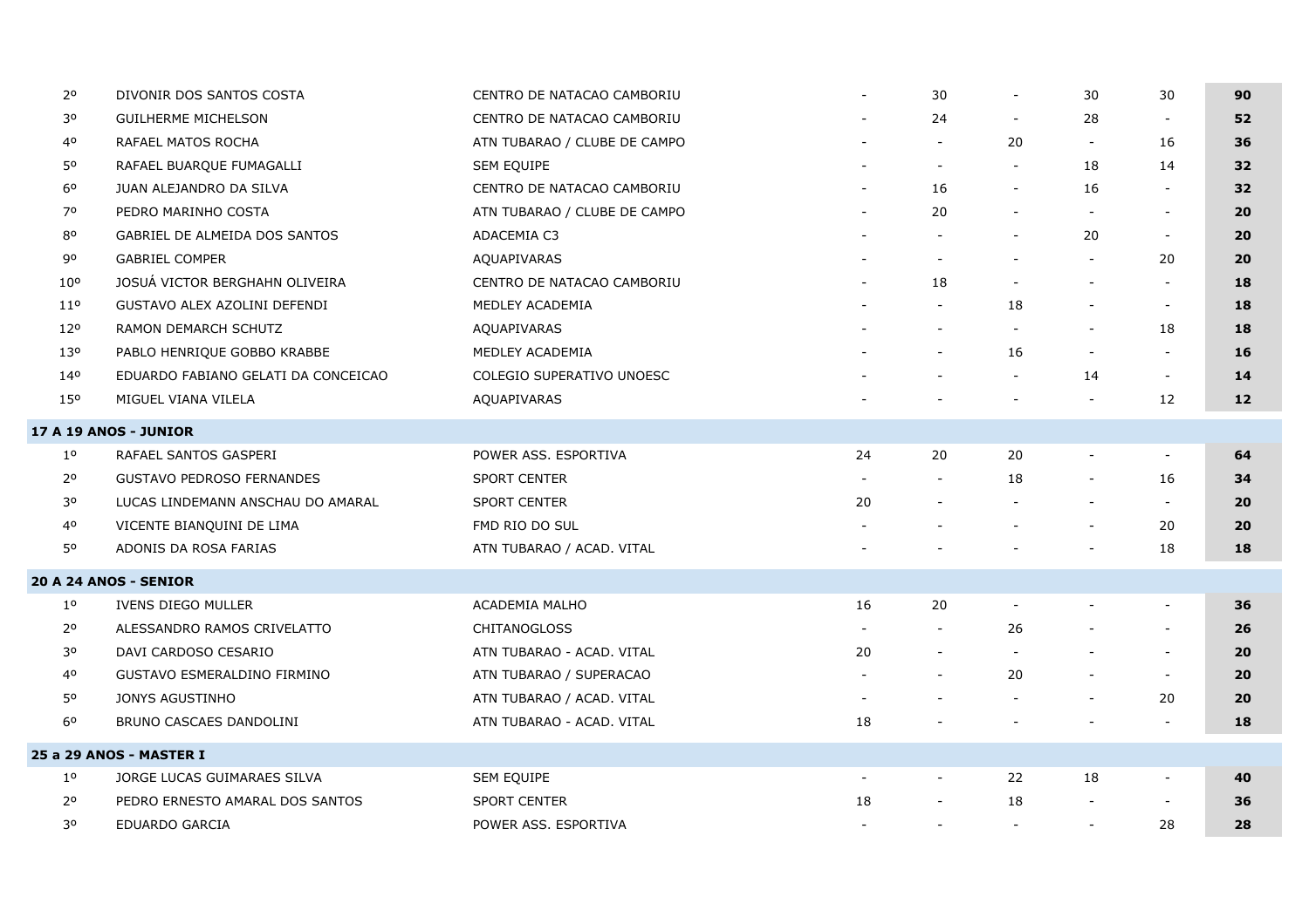| | | | | | | | | |
|---|---|---|---|---|---|---|---|---|
| 2º | DIVONIR DOS SANTOS COSTA | CENTRO DE NATACAO CAMBORIU | - | 30 | - | 30 | 30 | **90** |
| 3º | GUILHERME MICHELSON | CENTRO DE NATACAO CAMBORIU | - | 24 | - | 28 | - | **52** |
| 4º | RAFAEL MATOS ROCHA | ATN TUBARAO / CLUBE DE CAMPO | - | - | 20 | - | 16 | **36** |
| 5º | RAFAEL BUARQUE FUMAGALLI | SEM EQUIPE | - | - | - | 18 | 14 | **32** |
| 6º | JUAN ALEJANDRO DA SILVA | CENTRO DE NATACAO CAMBORIU | - | 16 | - | 16 | - | **32** |
| 7º | PEDRO MARINHO COSTA | ATN TUBARAO / CLUBE DE CAMPO | - | 20 | - | - | - | **20** |
| 8º | GABRIEL DE ALMEIDA DOS SANTOS | ADACEMIA C3 | - | - | - | 20 | - | **20** |
| 9º | GABRIEL COMPER | AQUAPIVARAS | - | - | - | - | 20 | **20** |
| 10º | JOSUÁ VICTOR BERGHAHN OLIVEIRA | CENTRO DE NATACAO CAMBORIU | - | 18 | - | - | - | **18** |
| 11º | GUSTAVO ALEX AZOLINI DEFENDI | MEDLEY ACADEMIA | - | - | 18 | - | - | **18** |
| 12º | RAMON DEMARCH SCHUTZ | AQUAPIVARAS | - | - | - | - | 18 | **18** |
| 13º | PABLO HENRIQUE GOBBO KRABBE | MEDLEY ACADEMIA | - | - | 16 | - | - | **16** |
| 14º | EDUARDO FABIANO GELATI DA CONCEICAO | COLEGIO SUPERATIVO UNOESC | - | - | - | 14 | - | **14** |
| 15º | MIGUEL VIANA VILELA | AQUAPIVARAS | - | - | - | - | 12 | **12** |
| **17 A 19 ANOS - JUNIOR** | | | | | | | | |
| 1º | RAFAEL SANTOS GASPERI | POWER ASS. ESPORTIVA | 24 | 20 | 20 | - | - | **64** |
| 2º | GUSTAVO PEDROSO FERNANDES | SPORT CENTER | - | - | 18 | - | 16 | **34** |
| 3º | LUCAS LINDEMANN ANSCHAU DO AMARAL | SPORT CENTER | 20 | - | - | - | - | **20** |
| 4º | VICENTE BIANQUINI DE LIMA | FMD RIO DO SUL | - | - | - | - | 20 | **20** |
| 5º | ADONIS DA ROSA FARIAS | ATN TUBARAO / ACAD. VITAL | - | - | - | - | 18 | **18** |
| **20 A 24 ANOS - SENIOR** | | | | | | | | |
| 1º | IVENS DIEGO MULLER | ACADEMIA MALHO | 16 | 20 | - | - | - | **36** |
| 2º | ALESSANDRO RAMOS CRIVELATTO | CHITANOGLOSS | - | - | 26 | - | - | **26** |
| 3º | DAVI CARDOSO CESARIO | ATN TUBARAO - ACAD. VITAL | 20 | - | - | - | - | **20** |
| 4º | GUSTAVO ESMERALDINO FIRMINO | ATN TUBARAO / SUPERACAO | - | - | 20 | - | - | **20** |
| 5º | JONYS AGUSTINHO | ATN TUBARAO / ACAD. VITAL | - | - | - | - | 20 | **20** |
| 6º | BRUNO CASCAES DANDOLINI | ATN TUBARAO - ACAD. VITAL | 18 | - | - | - | - | **18** |
| **25 a 29 ANOS - MASTER I** | | | | | | | | |
| 1º | JORGE LUCAS GUIMARAES SILVA | SEM EQUIPE | - | - | 22 | 18 | - | **40** |
| 2º | PEDRO ERNESTO AMARAL DOS SANTOS | SPORT CENTER | 18 | - | 18 | - | - | **36** |
| 3º | EDUARDO GARCIA | POWER ASS. ESPORTIVA | - | - | - | - | 28 | **28** |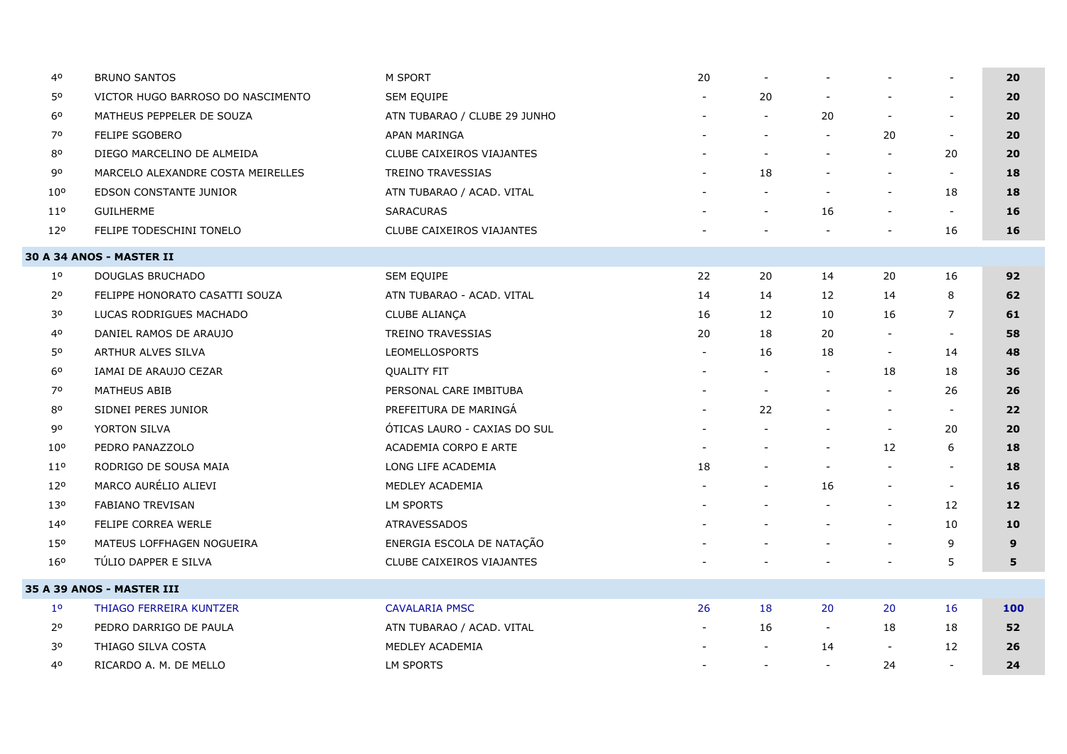| | | | | | | | | |
|---|---|---|---|---|---|---|---|---|
| 4º | BRUNO SANTOS | M SPORT | 20 | - | - | - | - | **20** |
| 5º | VICTOR HUGO BARROSO DO NASCIMENTO | SEM EQUIPE | - | 20 | - | - | - | **20** |
| 6º | MATHEUS PEPPELER DE SOUZA | ATN TUBARAO / CLUBE 29 JUNHO | - | - | 20 | - | - | **20** |
| 7º | FELIPE SGOBERO | APAN MARINGA | - | - | - | 20 | - | **20** |
| 8º | DIEGO MARCELINO DE ALMEIDA | CLUBE CAIXEIROS VIAJANTES | - | - | - | - | 20 | **20** |
| 9º | MARCELO ALEXANDRE COSTA MEIRELLES | TREINO TRAVESSIAS | - | 18 | - | - | - | **18** |
| 10º | EDSON CONSTANTE JUNIOR | ATN TUBARAO / ACAD. VITAL | - | - | - | - | 18 | **18** |
| 11º | GUILHERME | SARACURAS | - | - | 16 | - | - | **16** |
| 12º | FELIPE TODESCHINI TONELO | CLUBE CAIXEIROS VIAJANTES | - | - | - | - | 16 | **16** |
| **30 A 34 ANOS - MASTER II** | | | | | | | | |
| 1º | DOUGLAS BRUCHADO | SEM EQUIPE | 22 | 20 | 14 | 20 | 16 | **92** |
| 2º | FELIPPE HONORATO CASATTI SOUZA | ATN TUBARAO - ACAD. VITAL | 14 | 14 | 12 | 14 | 8 | **62** |
| 3º | LUCAS RODRIGUES MACHADO | CLUBE ALIANÇA | 16 | 12 | 10 | 16 | 7 | **61** |
| 4º | DANIEL RAMOS DE ARAUJO | TREINO TRAVESSIAS | 20 | 18 | 20 | - | - | **58** |
| 5º | ARTHUR ALVES SILVA | LEOMELLOSPORTS | - | 16 | 18 | - | 14 | **48** |
| 6º | IAMAI DE ARAUJO CEZAR | QUALITY FIT | - | - | - | 18 | 18 | **36** |
| 7º | MATHEUS ABIB | PERSONAL CARE IMBITUBA | - | - | - | - | 26 | **26** |
| 8º | SIDNEI PERES JUNIOR | PREFEITURA DE MARINGÁ | - | 22 | - | - | - | **22** |
| 9º | YORTON SILVA | ÓTICAS LAURO - CAXIAS DO SUL | - | - | - | - | 20 | **20** |
| 10º | PEDRO PANAZZOLO | ACADEMIA CORPO E ARTE | - | - | - | 12 | 6 | **18** |
| 11º | RODRIGO DE SOUSA MAIA | LONG LIFE ACADEMIA | 18 | - | - | - | - | **18** |
| 12º | MARCO AURÉLIO ALIEVI | MEDLEY ACADEMIA | - | - | 16 | - | - | **16** |
| 13º | FABIANO TREVISAN | LM SPORTS | - | - | - | - | 12 | **12** |
| 14º | FELIPE CORREA WERLE | ATRAVESSADOS | - | - | - | - | 10 | **10** |
| 15º | MATEUS LOFFHAGEN NOGUEIRA | ENERGIA ESCOLA DE NATAÇÃO | - | - | - | - | 9 | **9** |
| 16º | TÚLIO DAPPER E SILVA | CLUBE CAIXEIROS VIAJANTES | - | - | - | - | 5 | **5** |
| **35 A 39 ANOS - MASTER III** | | | | | | | | |
| 1º | THIAGO FERREIRA KUNTZER | CAVALARIA PMSC | 26 | 18 | 20 | 20 | 16 | **100** |
| 2º | PEDRO DARRIGO DE PAULA | ATN TUBARAO / ACAD. VITAL | - | 16 | - | 18 | 18 | **52** |
| 3º | THIAGO SILVA COSTA | MEDLEY ACADEMIA | - | - | 14 | - | 12 | **26** |
| 4º | RICARDO A. M. DE MELLO | LM SPORTS | - | - | - | 24 | - | **24** |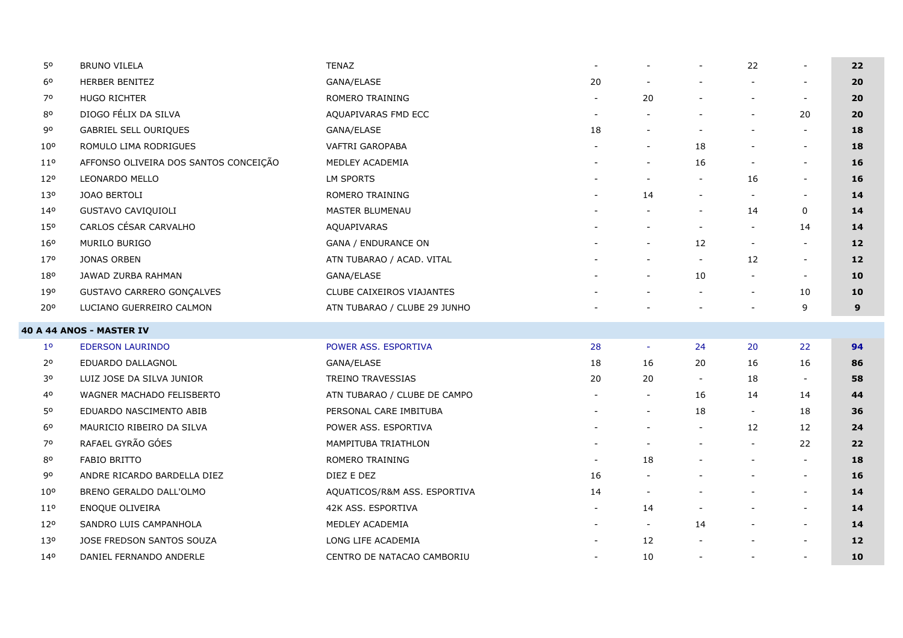| | | | | | | | | |
|---|---|---|---|---|---|---|---|---|
| 5º | BRUNO VILELA | TENAZ | - | - | - | 22 | - | **22** |
| 6º | HERBER BENITEZ | GANA/ELASE | 20 | - | - | - | - | **20** |
| 7º | HUGO RICHTER | ROMERO TRAINING | - | 20 | - | - | - | **20** |
| 8º | DIOGO FÉLIX DA SILVA | AQUAPIVARAS FMD ECC | - | - | - | - | 20 | **20** |
| 9º | GABRIEL SELL OURIQUES | GANA/ELASE | 18 | - | - | - | - | **18** |
| 10º | ROMULO LIMA RODRIGUES | VAFTRI GAROPABA | - | - | 18 | - | - | **18** |
| 11º | AFFONSO OLIVEIRA DOS SANTOS CONCEIÇÃO | MEDLEY ACADEMIA | - | - | 16 | - | - | **16** |
| 12º | LEONARDO MELLO | LM SPORTS | - | - | - | 16 | - | **16** |
| 13º | JOAO BERTOLI | ROMERO TRAINING | - | 14 | - | - | - | **14** |
| 14º | GUSTAVO CAVIQUIOLI | MASTER BLUMENAU | - | - | - | 14 | 0 | **14** |
| 15º | CARLOS CÉSAR CARVALHO | AQUAPIVARAS | - | - | - | - | 14 | **14** |
| 16º | MURILO BURIGO | GANA / ENDURANCE ON | - | - | 12 | - | - | **12** |
| 17º | JONAS ORBEN | ATN TUBARAO / ACAD. VITAL | - | - | - | 12 | - | **12** |
| 18º | JAWAD ZURBA RAHMAN | GANA/ELASE | - | - | 10 | - | - | **10** |
| 19º | GUSTAVO CARRERO GONÇALVES | CLUBE CAIXEIROS VIAJANTES | - | - | - | - | 10 | **10** |
| 20º | LUCIANO GUERREIRO CALMON | ATN TUBARAO / CLUBE 29 JUNHO | - | - | - | - | 9 | **9** |

**40 A 44 ANOS - MASTER IV**

| | | | | | | | | |
|---|---|---|---|---|---|---|---|---|
| 1º | EDERSON LAURINDO | POWER ASS. ESPORTIVA | 28 | - | 24 | 20 | 22 | **94** |
| 2º | EDUARDO DALLAGNOL | GANA/ELASE | 18 | 16 | 20 | 16 | 16 | **86** |
| 3º | LUIZ JOSE DA SILVA JUNIOR | TREINO TRAVESSIAS | 20 | 20 | - | 18 | - | **58** |
| 4º | WAGNER MACHADO FELISBERTO | ATN TUBARAO / CLUBE DE CAMPO | - | - | 16 | 14 | 14 | **44** |
| 5º | EDUARDO NASCIMENTO ABIB | PERSONAL CARE IMBITUBA | - | - | 18 | - | 18 | **36** |
| 6º | MAURICIO RIBEIRO DA SILVA | POWER ASS. ESPORTIVA | - | - | - | 12 | 12 | **24** |
| 7º | RAFAEL GYRÃO GÓES | MAMPITUBA TRIATHLON | - | - | - | - | 22 | **22** |
| 8º | FABIO BRITTO | ROMERO TRAINING | - | 18 | - | - | - | **18** |
| 9º | ANDRE RICARDO BARDELLA DIEZ | DIEZ E DEZ | 16 | - | - | - | - | **16** |
| 10º | BRENO GERALDO DALL'OLMO | AQUATICOS/R&M ASS. ESPORTIVA | 14 | - | - | - | - | **14** |
| 11º | ENOQUE OLIVEIRA | 42K ASS. ESPORTIVA | - | 14 | - | - | - | **14** |
| 12º | SANDRO LUIS CAMPANHOLA | MEDLEY ACADEMIA | - | - | 14 | - | - | **14** |
| 13º | JOSE FREDSON SANTOS SOUZA | LONG LIFE ACADEMIA | - | 12 | - | - | - | **12** |
| 14º | DANIEL FERNANDO ANDERLE | CENTRO DE NATACAO CAMBORIU | - | 10 | - | - | - | **10** |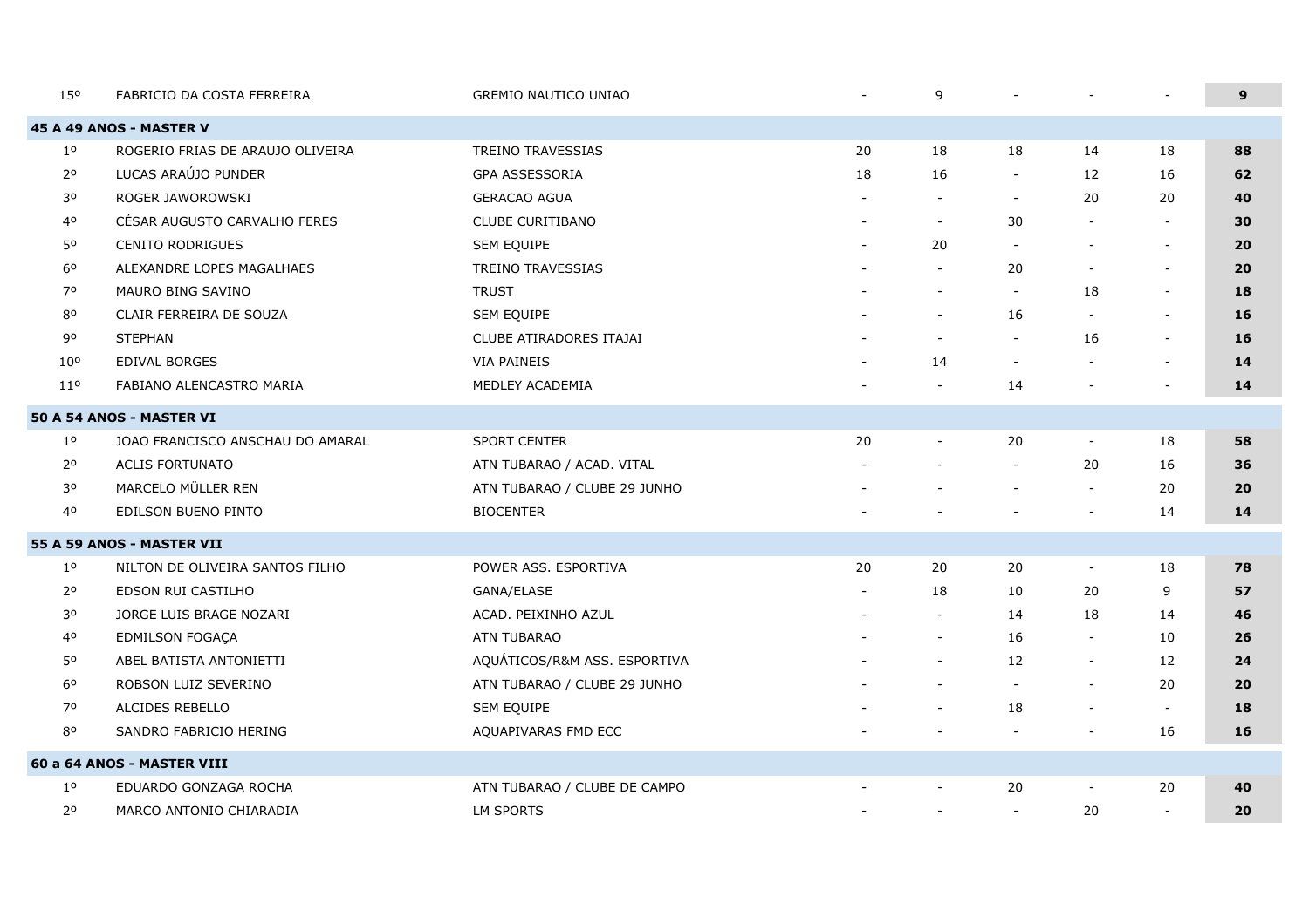| | | | | | | | | |
|---|---|---|---|---|---|---|---|---|
| 15º | FABRICIO DA COSTA FERREIRA | GREMIO NAUTICO UNIAO | - | 9 | - | - | - | **9** |
| **45 A 49 ANOS - MASTER V** | | | | | | | | |
| 1º | ROGERIO FRIAS DE ARAUJO OLIVEIRA | TREINO TRAVESSIAS | 20 | 18 | 18 | 14 | 18 | **88** |
| 2º | LUCAS ARAÚJO PUNDER | GPA ASSESSORIA | 18 | 16 | - | 12 | 16 | **62** |
| 3º | ROGER JAWOROWSKI | GERACAO AGUA | - | - | - | 20 | 20 | **40** |
| 4º | CÉSAR AUGUSTO CARVALHO FERES | CLUBE CURITIBANO | - | - | 30 | - | - | **30** |
| 5º | CENITO RODRIGUES | SEM EQUIPE | - | 20 | - | - | - | **20** |
| 6º | ALEXANDRE LOPES MAGALHAES | TREINO TRAVESSIAS | - | - | 20 | - | - | **20** |
| 7º | MAURO BING SAVINO | TRUST | - | - | - | 18 | - | **18** |
| 8º | CLAIR FERREIRA DE SOUZA | SEM EQUIPE | - | - | 16 | - | - | **16** |
| 9º | STEPHAN | CLUBE ATIRADORES ITAJAI | - | - | - | 16 | - | **16** |
| 10º | EDIVAL BORGES | VIA PAINEIS | - | 14 | - | - | - | **14** |
| 11º | FABIANO ALENCASTRO MARIA | MEDLEY ACADEMIA | - | - | 14 | - | - | **14** |
| **50 A 54 ANOS - MASTER VI** | | | | | | | | |
| 1º | JOAO FRANCISCO ANSCHAU DO AMARAL | SPORT CENTER | 20 | - | 20 | - | 18 | **58** |
| 2º | ACLIS FORTUNATO | ATN TUBARAO / ACAD. VITAL | - | - | - | 20 | 16 | **36** |
| 3º | MARCELO MÜLLER REN | ATN TUBARAO / CLUBE 29 JUNHO | - | - | - | - | 20 | **20** |
| 4º | EDILSON BUENO PINTO | BIOCENTER | - | - | - | - | 14 | **14** |
| **55 A 59 ANOS - MASTER VII** | | | | | | | | |
| 1º | NILTON DE OLIVEIRA SANTOS FILHO | POWER ASS. ESPORTIVA | 20 | 20 | 20 | - | 18 | **78** |
| 2º | EDSON RUI CASTILHO | GANA/ELASE | - | 18 | 10 | 20 | 9 | **57** |
| 3º | JORGE LUIS BRAGE NOZARI | ACAD. PEIXINHO AZUL | - | - | 14 | 18 | 14 | **46** |
| 4º | EDMILSON FOGAÇA | ATN TUBARAO | - | - | 16 | - | 10 | **26** |
| 5º | ABEL BATISTA ANTONIETTI | AQUÁTICOS/R&M ASS. ESPORTIVA | - | - | 12 | - | 12 | **24** |
| 6º | ROBSON LUIZ SEVERINO | ATN TUBARAO / CLUBE 29 JUNHO | - | - | - | - | 20 | **20** |
| 7º | ALCIDES REBELLO | SEM EQUIPE | - | - | 18 | - | - | **18** |
| 8º | SANDRO FABRICIO HERING | AQUAPIVARAS FMD ECC | - | - | - | - | 16 | **16** |
| **60 a 64 ANOS - MASTER VIII** | | | | | | | | |
| 1º | EDUARDO GONZAGA ROCHA | ATN TUBARAO / CLUBE DE CAMPO | - | - | 20 | - | 20 | **40** |
| 2º | MARCO ANTONIO CHIARADIA | LM SPORTS | - | - | - | 20 | - | **20** |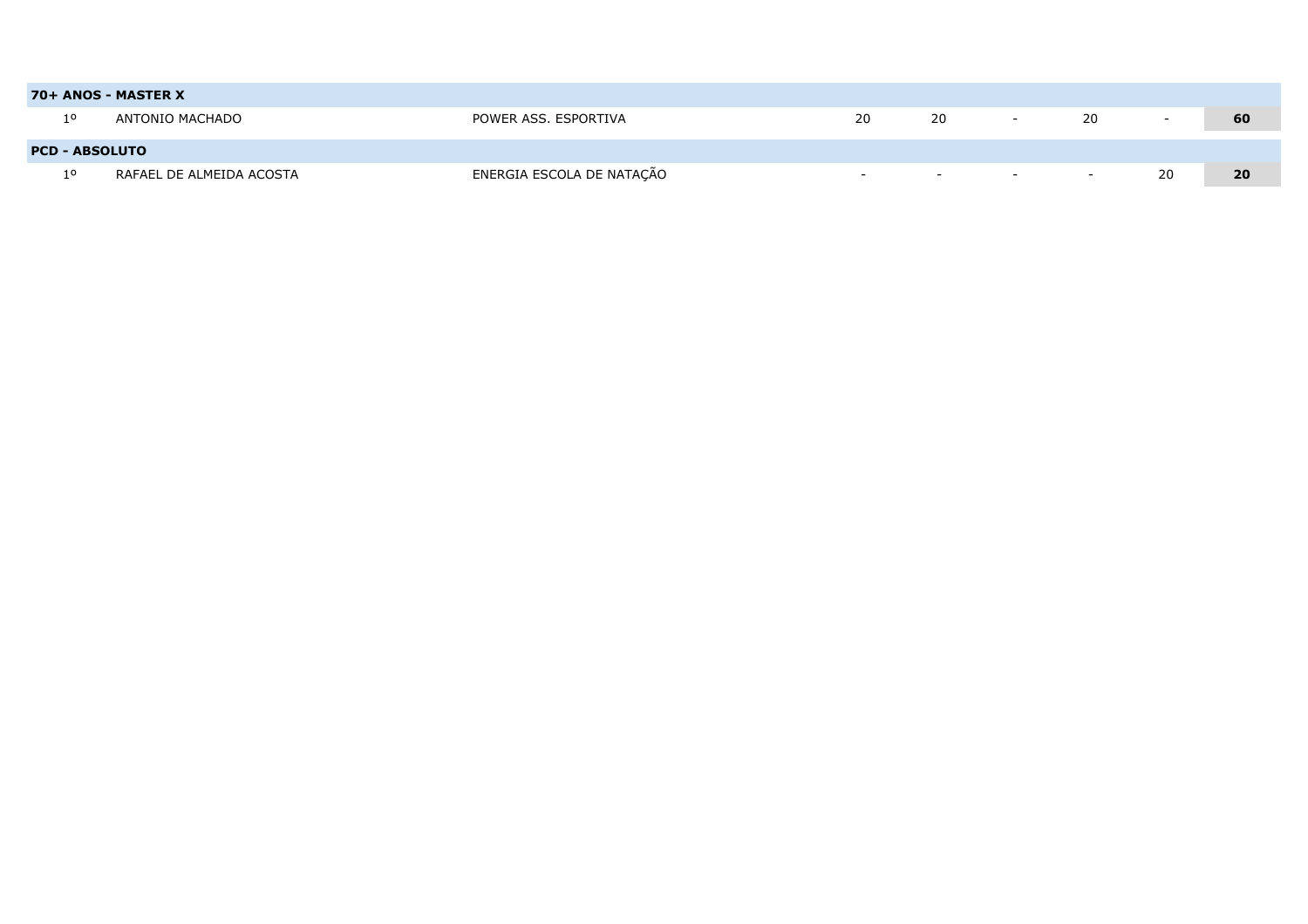| 70+ ANOS - MASTER X | | | | | | | | |
|---|---|---|---|---|---|---|---|---|
| 1º | ANTONIO MACHADO | POWER ASS. ESPORTIVA | 20 | 20 | - | 20 | - | **60** |
| **PCD - ABSOLUTO** | | | | | | | | |
| 1º | RAFAEL DE ALMEIDA ACOSTA | ENERGIA ESCOLA DE NATAÇÃO | - | - | - | - | 20 | **20** |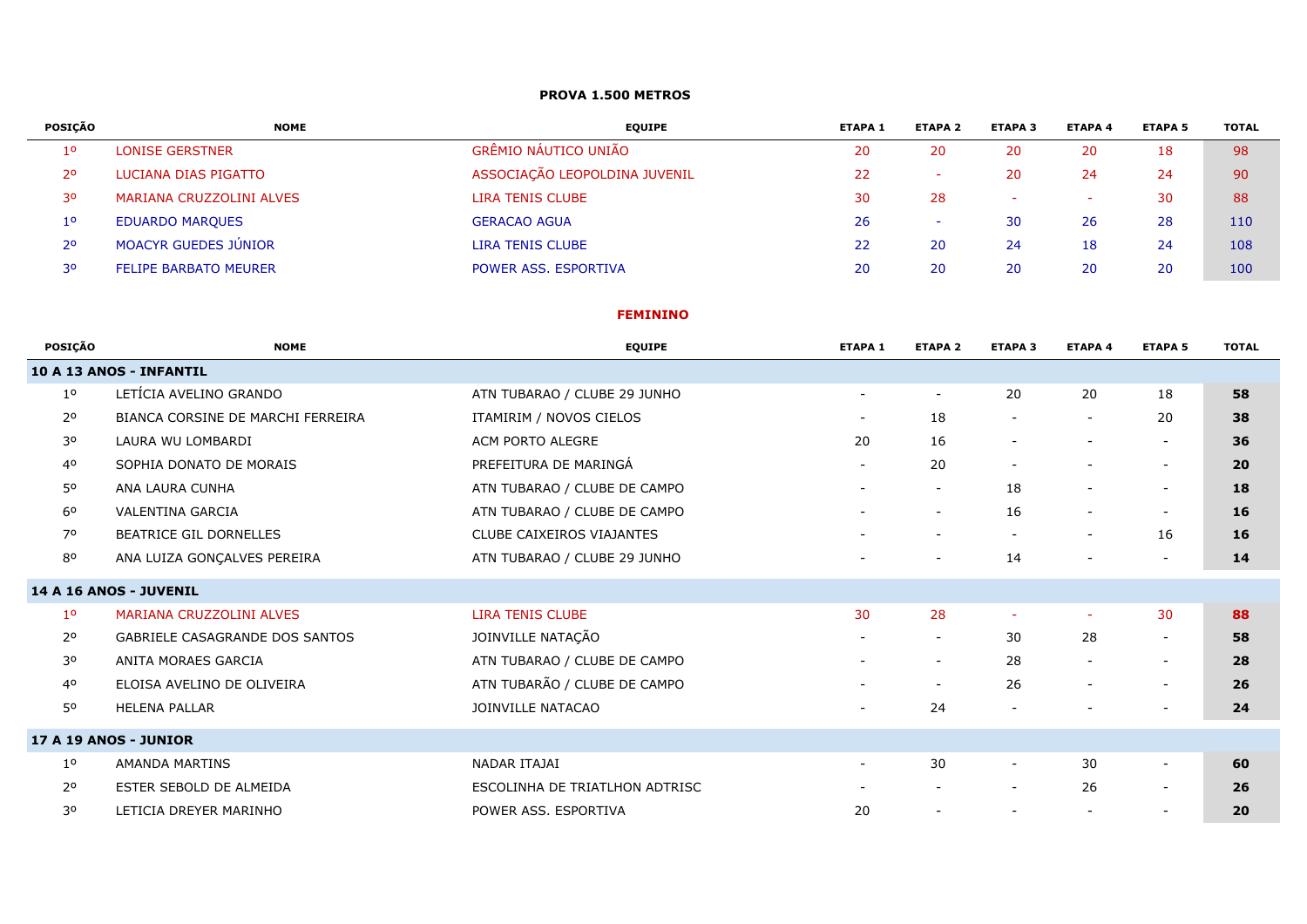**PROVA 1.500 METROS**

| POSIÇÃO | NOME | EQUIPE | ETAPA 1 | ETAPA 2 | ETAPA 3 | ETAPA 4 | ETAPA 5 | TOTAL |
|---|---|---|---|---|---|---|---|---|
| 1º | LONISE GERSTNER | GRÊMIO NÁUTICO UNIÃO | 20 | 20 | 20 | 20 | 18 | 98 |
| 2º | LUCIANA DIAS PIGATTO | ASSOCIAÇÃO LEOPOLDINA JUVENIL | 22 | - | 20 | 24 | 24 | 90 |
| 3º | MARIANA CRUZZOLINI ALVES | LIRA TENIS CLUBE | 30 | 28 | - | - | 30 | 88 |
| 1º | EDUARDO MARQUES | GERACAO AGUA | 26 | - | 30 | 26 | 28 | 110 |
| 2º | MOACYR GUEDES JÚNIOR | LIRA TENIS CLUBE | 22 | 20 | 24 | 18 | 24 | 108 |
| 3º | FELIPE BARBATO MEURER | POWER ASS. ESPORTIVA | 20 | 20 | 20 | 20 | 20 | 100 |

**FEMININO**

| POSIÇÃO | NOME | EQUIPE | ETAPA 1 | ETAPA 2 | ETAPA 3 | ETAPA 4 | ETAPA 5 | TOTAL |
|---|---|---|---|---|---|---|---|---|
| **10 A 13 ANOS - INFANTIL** | | | | | | | | |
| 1º | LETÍCIA AVELINO GRANDO | ATN TUBARAO / CLUBE 29 JUNHO | - | - | 20 | 20 | 18 | **58** |
| 2º | BIANCA CORSINE DE MARCHI FERREIRA | ITAMIRIM / NOVOS CIELOS | - | 18 | - | - | 20 | **38** |
| 3º | LAURA WU LOMBARDI | ACM PORTO ALEGRE | 20 | 16 | - | - | - | **36** |
| 4º | SOPHIA DONATO DE MORAIS | PREFEITURA DE MARINGÁ | - | 20 | - | - | - | **20** |
| 5º | ANA LAURA CUNHA | ATN TUBARAO / CLUBE DE CAMPO | - | - | 18 | - | - | **18** |
| 6º | VALENTINA GARCIA | ATN TUBARAO / CLUBE DE CAMPO | - | - | 16 | - | - | **16** |
| 7º | BEATRICE GIL DORNELLES | CLUBE CAIXEIROS VIAJANTES | - | - | - | - | 16 | **16** |
| 8º | ANA LUIZA GONÇALVES PEREIRA | ATN TUBARAO / CLUBE 29 JUNHO | - | - | 14 | - | - | **14** |
| **14 A 16 ANOS - JUVENIL** | | | | | | | | |
| 1º | MARIANA CRUZZOLINI ALVES | LIRA TENIS CLUBE | 30 | 28 | - | - | 30 | **88** |
| 2º | GABRIELE CASAGRANDE DOS SANTOS | JOINVILLE NATAÇÃO | - | - | 30 | 28 | - | **58** |
| 3º | ANITA MORAES GARCIA | ATN TUBARAO / CLUBE DE CAMPO | - | - | 28 | - | - | **28** |
| 4º | ELOISA AVELINO DE OLIVEIRA | ATN TUBARÃO / CLUBE DE CAMPO | - | - | 26 | - | - | **26** |
| 5º | HELENA PALLAR | JOINVILLE NATACAO | - | 24 | - | - | - | **24** |
| **17 A 19 ANOS - JUNIOR** | | | | | | | | |
| 1º | AMANDA MARTINS | NADAR ITAJAI | - | 30 | - | 30 | - | **60** |
| 2º | ESTER SEBOLD DE ALMEIDA | ESCOLINHA DE TRIATHLON ADTRISC | - | - | - | 26 | - | **26** |
| 3º | LETICIA DREYER MARINHO | POWER ASS. ESPORTIVA | 20 | - | - | - | - | **20** |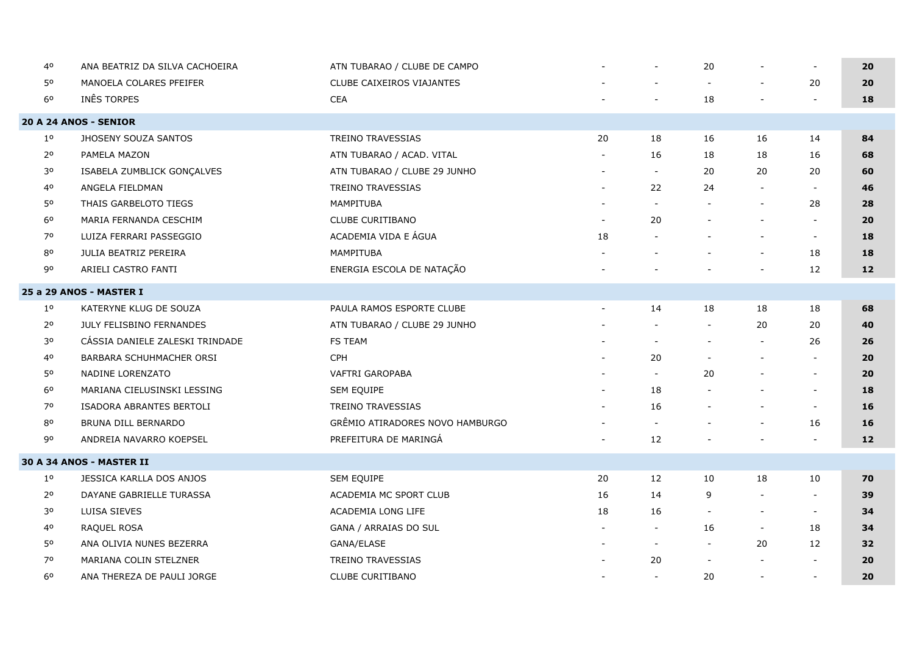| | | | | | | | | |
|---|---|---|---|---|---|---|---|---|
| 4º | ANA BEATRIZ DA SILVA CACHOEIRA | ATN TUBARAO / CLUBE DE CAMPO | - | - | 20 | - | - | **20** |
| 5º | MANOELA COLARES PFEIFER | CLUBE CAIXEIROS VIAJANTES | - | - | - | - | 20 | **20** |
| 6º | INÊS TORPES | CEA | - | - | 18 | - | - | **18** |
| **20 A 24 ANOS - SENIOR** | | | | | | | | |
| 1º | JHOSENY SOUZA SANTOS | TREINO TRAVESSIAS | 20 | 18 | 16 | 16 | 14 | **84** |
| 2º | PAMELA MAZON | ATN TUBARAO / ACAD. VITAL | - | 16 | 18 | 18 | 16 | **68** |
| 3º | ISABELA ZUMBLICK GONÇALVES | ATN TUBARAO / CLUBE 29 JUNHO | - | - | 20 | 20 | 20 | **60** |
| 4º | ANGELA FIELDMAN | TREINO TRAVESSIAS | - | 22 | 24 | - | - | **46** |
| 5º | THAIS GARBELOTO TIEGS | MAMPITUBA | - | - | - | - | 28 | **28** |
| 6º | MARIA FERNANDA CESCHIM | CLUBE CURITIBANO | - | 20 | - | - | - | **20** |
| 7º | LUIZA FERRARI PASSEGGIO | ACADEMIA VIDA E ÁGUA | 18 | - | - | - | - | **18** |
| 8º | JULIA BEATRIZ PEREIRA | MAMPITUBA | - | - | - | - | 18 | **18** |
| 9º | ARIELI CASTRO FANTI | ENERGIA ESCOLA DE NATAÇÃO | - | - | - | - | 12 | **12** |
| **25 a 29 ANOS - MASTER I** | | | | | | | | |
| 1º | KATERYNE KLUG DE SOUZA | PAULA RAMOS ESPORTE CLUBE | - | 14 | 18 | 18 | 18 | **68** |
| 2º | JULY FELISBINO FERNANDES | ATN TUBARAO / CLUBE 29 JUNHO | - | - | - | 20 | 20 | **40** |
| 3º | CÁSSIA DANIELE ZALESKI TRINDADE | FS TEAM | - | - | - | - | 26 | **26** |
| 4º | BARBARA SCHUHMACHER ORSI | CPH | - | 20 | - | - | - | **20** |
| 5º | NADINE LORENZATO | VAFTRI GAROPABA | - | - | 20 | - | - | **20** |
| 6º | MARIANA CIELUSINSKI LESSING | SEM EQUIPE | - | 18 | - | - | - | **18** |
| 7º | ISADORA ABRANTES BERTOLI | TREINO TRAVESSIAS | - | 16 | - | - | - | **16** |
| 8º | BRUNA DILL BERNARDO | GRÊMIO ATIRADORES NOVO HAMBURGO | - | - | - | - | 16 | **16** |
| 9º | ANDREIA NAVARRO KOEPSEL | PREFEITURA DE MARINGÁ | - | 12 | - | - | - | **12** |
| **30 A 34 ANOS - MASTER II** | | | | | | | | |
| 1º | JESSICA KARLLA DOS ANJOS | SEM EQUIPE | 20 | 12 | 10 | 18 | 10 | **70** |
| 2º | DAYANE GABRIELLE TURASSA | ACADEMIA MC SPORT CLUB | 16 | 14 | 9 | - | - | **39** |
| 3º | LUISA SIEVES | ACADEMIA LONG LIFE | 18 | 16 | - | - | - | **34** |
| 4º | RAQUEL ROSA | GANA / ARRAIAS DO SUL | - | - | 16 | - | 18 | **34** |
| 5º | ANA OLIVIA NUNES BEZERRA | GANA/ELASE | - | - | - | 20 | 12 | **32** |
| 7º | MARIANA COLIN STELZNER | TREINO TRAVESSIAS | - | 20 | - | - | - | **20** |
| 6º | ANA THEREZA DE PAULI JORGE | CLUBE CURITIBANO | - | - | 20 | - | - | **20** |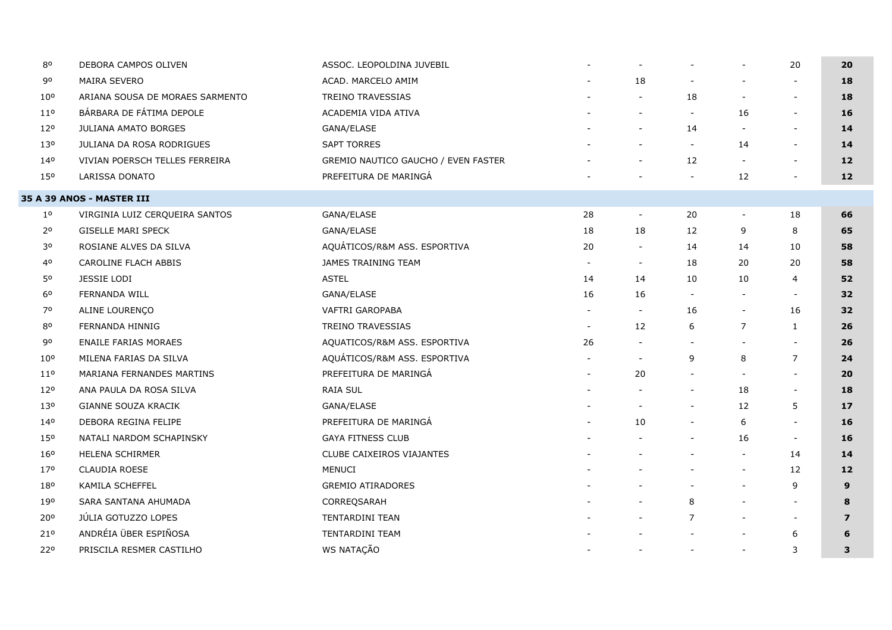| | | | | | | | | |
|---|---|---|---|---|---|---|---|---|
| 8º | DEBORA CAMPOS OLIVEN | ASSOC. LEOPOLDINA JUVEBIL | - | - | - | - | 20 | **20** |
| 9º | MAIRA SEVERO | ACAD. MARCELO AMIM | - | 18 | - | - | - | **18** |
| 10º | ARIANA SOUSA DE MORAES SARMENTO | TREINO TRAVESSIAS | - | - | 18 | - | - | **18** |
| 11º | BÁRBARA DE FÁTIMA DEPOLE | ACADEMIA VIDA ATIVA | - | - | - | 16 | - | **16** |
| 12º | JULIANA AMATO BORGES | GANA/ELASE | - | - | 14 | - | - | **14** |
| 13º | JULIANA DA ROSA RODRIGUES | SAPT TORRES | - | - | - | 14 | - | **14** |
| 14º | VIVIAN POERSCH TELLES FERREIRA | GREMIO NAUTICO GAUCHO / EVEN FASTER | - | - | 12 | - | - | **12** |
| 15º | LARISSA DONATO | PREFEITURA DE MARINGÁ | - | - | - | 12 | - | **12** |

**35 A 39 ANOS - MASTER III**

| | | | | | | | | |
|---|---|---|---|---|---|---|---|---|
| 1º | VIRGINIA LUIZ CERQUEIRA SANTOS | GANA/ELASE | 28 | - | 20 | - | 18 | **66** |
| 2º | GISELLE MARI SPECK | GANA/ELASE | 18 | 18 | 12 | 9 | 8 | **65** |
| 3º | ROSIANE ALVES DA SILVA | AQUÁTICOS/R&M ASS. ESPORTIVA | 20 | - | 14 | 14 | 10 | **58** |
| 4º | CAROLINE FLACH ABBIS | JAMES TRAINING TEAM | - | - | 18 | 20 | 20 | **58** |
| 5º | JESSIE LODI | ASTEL | 14 | 14 | 10 | 10 | 4 | **52** |
| 6º | FERNANDA WILL | GANA/ELASE | 16 | 16 | - | - | - | **32** |
| 7º | ALINE LOURENÇO | VAFTRI GAROPABA | - | - | 16 | - | 16 | **32** |
| 8º | FERNANDA HINNIG | TREINO TRAVESSIAS | - | 12 | 6 | 7 | 1 | **26** |
| 9º | ENAILE FARIAS MORAES | AQUATICOS/R&M ASS. ESPORTIVA | 26 | - | - | - | - | **26** |
| 10º | MILENA FARIAS DA SILVA | AQUÁTICOS/R&M ASS. ESPORTIVA | - | - | 9 | 8 | 7 | **24** |
| 11º | MARIANA FERNANDES MARTINS | PREFEITURA DE MARINGÁ | - | 20 | - | - | - | **20** |
| 12º | ANA PAULA DA ROSA SILVA | RAIA SUL | - | - | - | 18 | - | **18** |
| 13º | GIANNE SOUZA KRACIK | GANA/ELASE | - | - | - | 12 | 5 | **17** |
| 14º | DEBORA REGINA FELIPE | PREFEITURA DE MARINGÁ | - | 10 | - | 6 | - | **16** |
| 15º | NATALI NARDOM SCHAPINSKY | GAYA FITNESS CLUB | - | - | - | 16 | - | **16** |
| 16º | HELENA SCHIRMER | CLUBE CAIXEIROS VIAJANTES | - | - | - | - | 14 | **14** |
| 17º | CLAUDIA ROESE | MENUCI | - | - | - | - | 12 | **12** |
| 18º | KAMILA SCHEFFEL | GREMIO ATIRADORES | - | - | - | - | 9 | **9** |
| 19º | SARA SANTANA AHUMADA | CORREQSARAH | - | - | 8 | - | - | **8** |
| 20º | JÚLIA GOTUZZO LOPES | TENTARDINI TEAN | - | - | 7 | - | - | **7** |
| 21º | ANDRÉIA ÜBER ESPIÑOSA | TENTARDINI TEAM | - | - | - | - | 6 | **6** |
| 22º | PRISCILA RESMER CASTILHO | WS NATAÇÃO | - | - | - | - | 3 | **3** |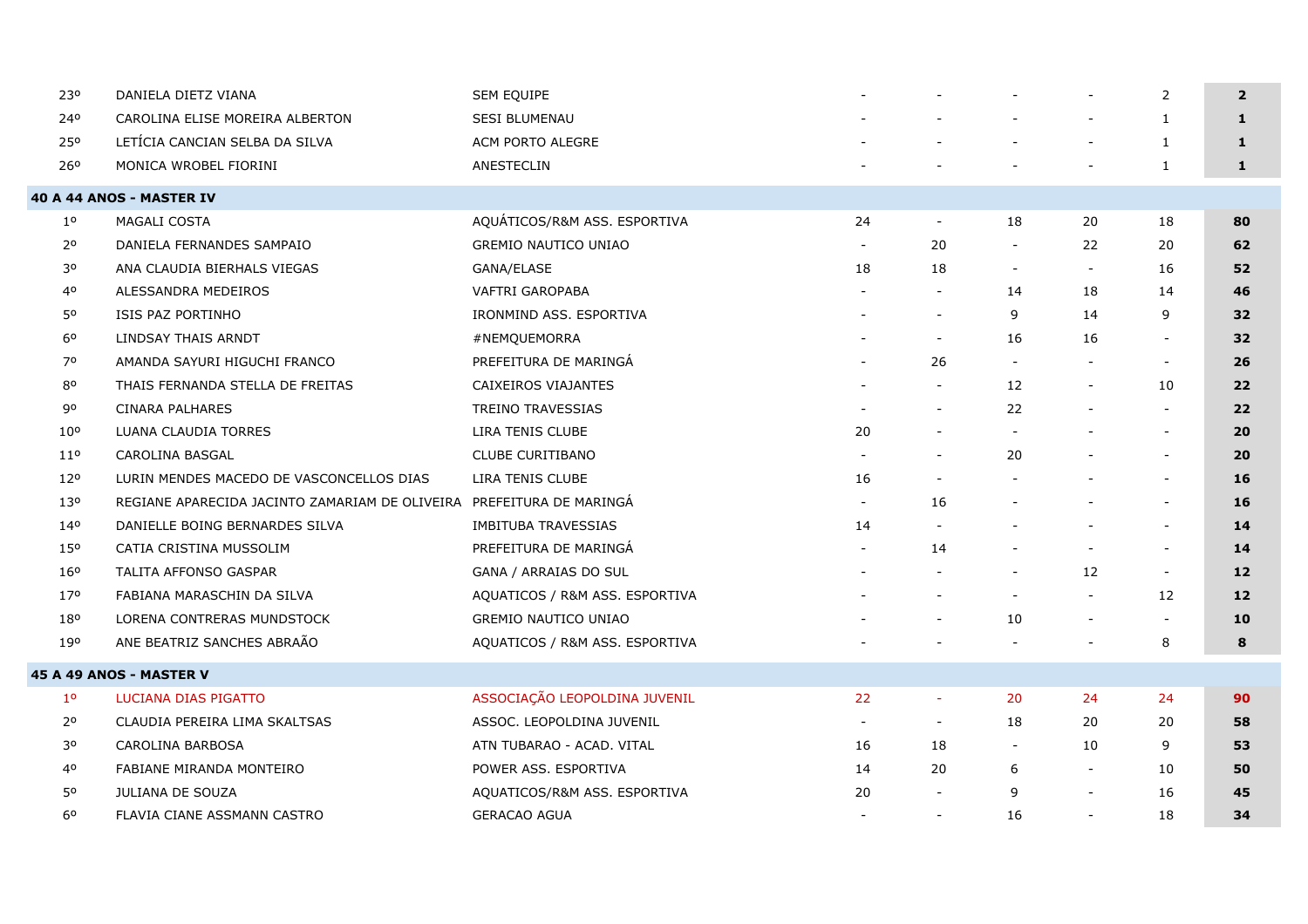| | | | | | | | | |
|---|---|---|---|---|---|---|---|---|
| 23º | DANIELA DIETZ VIANA | SEM EQUIPE | - | - | - | - | 2 | **2** |
| 24º | CAROLINA ELISE MOREIRA ALBERTON | SESI BLUMENAU | - | - | - | - | 1 | **1** |
| 25º | LETÍCIA CANCIAN SELBA DA SILVA | ACM PORTO ALEGRE | - | - | - | - | 1 | **1** |
| 26º | MONICA WROBEL FIORINI | ANESTECLIN | - | - | - | - | 1 | **1** |
| **40 A 44 ANOS - MASTER IV** | | | | | | | | |
| 1º | MAGALI COSTA | AQUÁTICOS/R&M ASS. ESPORTIVA | 24 | - | 18 | 20 | 18 | **80** |
| 2º | DANIELA FERNANDES SAMPAIO | GREMIO NAUTICO UNIAO | - | 20 | - | 22 | 20 | **62** |
| 3º | ANA CLAUDIA BIERHALS VIEGAS | GANA/ELASE | 18 | 18 | - | - | 16 | **52** |
| 4º | ALESSANDRA MEDEIROS | VAFTRI GAROPABA | - | - | 14 | 18 | 14 | **46** |
| 5º | ISIS PAZ PORTINHO | IRONMIND ASS. ESPORTIVA | - | - | 9 | 14 | 9 | **32** |
| 6º | LINDSAY THAIS ARNDT | #NEMQUEMORRA | - | - | 16 | 16 | - | **32** |
| 7º | AMANDA SAYURI HIGUCHI FRANCO | PREFEITURA DE MARINGÁ | - | 26 | - | - | - | **26** |
| 8º | THAIS FERNANDA STELLA DE FREITAS | CAIXEIROS VIAJANTES | - | - | 12 | - | 10 | **22** |
| 9º | CINARA PALHARES | TREINO TRAVESSIAS | - | - | 22 | - | - | **22** |
| 10º | LUANA CLAUDIA TORRES | LIRA TENIS CLUBE | 20 | - | - | - | - | **20** |
| 11º | CAROLINA BASGAL | CLUBE CURITIBANO | - | - | 20 | - | - | **20** |
| 12º | LURIN MENDES MACEDO DE VASCONCELLOS DIAS | LIRA TENIS CLUBE | 16 | - | - | - | - | **16** |
| 13º | REGIANE APARECIDA JACINTO ZAMARIAM DE OLIVEIRA | PREFEITURA DE MARINGÁ | - | 16 | - | - | - | **16** |
| 14º | DANIELLE BOING BERNARDES SILVA | IMBITUBA TRAVESSIAS | 14 | - | - | - | - | **14** |
| 15º | CATIA CRISTINA MUSSOLIM | PREFEITURA DE MARINGÁ | - | 14 | - | - | - | **14** |
| 16º | TALITA AFFONSO GASPAR | GANA / ARRAIAS DO SUL | - | - | - | 12 | - | **12** |
| 17º | FABIANA MARASCHIN DA SILVA | AQUATICOS / R&M ASS. ESPORTIVA | - | - | - | - | 12 | **12** |
| 18º | LORENA CONTRERAS MUNDSTOCK | GREMIO NAUTICO UNIAO | - | - | 10 | - | - | **10** |
| 19º | ANE BEATRIZ SANCHES ABRAÃO | AQUATICOS / R&M ASS. ESPORTIVA | - | - | - | - | 8 | **8** |
| **45 A 49 ANOS - MASTER V** | | | | | | | | |
| 1º | LUCIANA DIAS PIGATTO | ASSOCIAÇÃO LEOPOLDINA JUVENIL | 22 | - | 20 | 24 | 24 | **90** |
| 2º | CLAUDIA PEREIRA LIMA SKALTSAS | ASSOC. LEOPOLDINA JUVENIL | - | - | 18 | 20 | 20 | **58** |
| 3º | CAROLINA BARBOSA | ATN TUBARAO - ACAD. VITAL | 16 | 18 | - | 10 | 9 | **53** |
| 4º | FABIANE MIRANDA MONTEIRO | POWER ASS. ESPORTIVA | 14 | 20 | 6 | - | 10 | **50** |
| 5º | JULIANA DE SOUZA | AQUATICOS/R&M ASS. ESPORTIVA | 20 | - | 9 | - | 16 | **45** |
| 6º | FLAVIA CIANE ASSMANN CASTRO | GERACAO AGUA | - | - | 16 | - | 18 | **34** |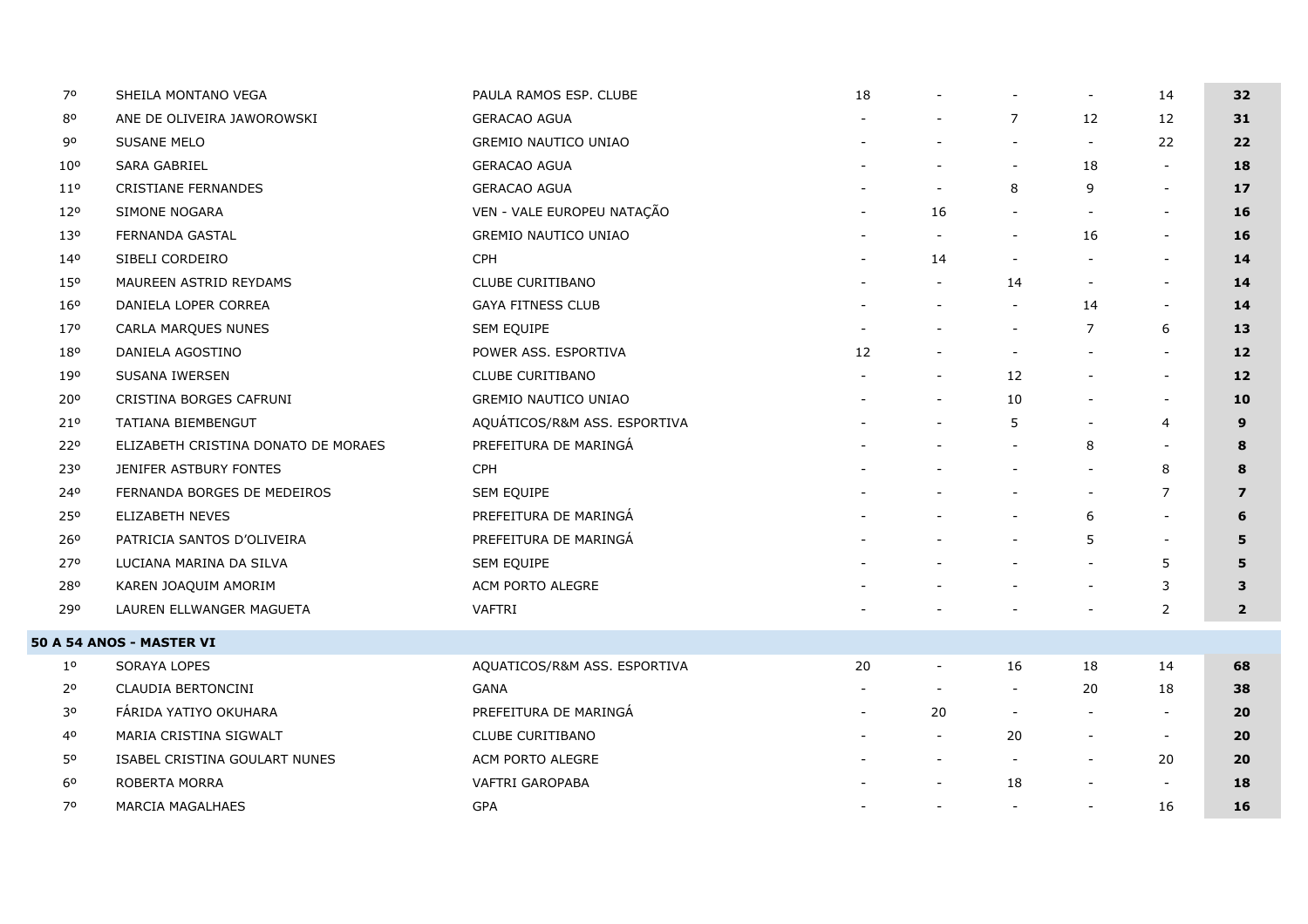| | | | | | | | | |
|---|---|---|---|---|---|---|---|---|
| 7º | SHEILA MONTANO VEGA | PAULA RAMOS ESP. CLUBE | 18 | - | - | - | 14 | **32** |
| 8º | ANE DE OLIVEIRA JAWOROWSKI | GERACAO AGUA | - | - | 7 | 12 | 12 | **31** |
| 9º | SUSANE MELO | GREMIO NAUTICO UNIAO | - | - | - | - | 22 | **22** |
| 10º | SARA GABRIEL | GERACAO AGUA | - | - | - | 18 | - | **18** |
| 11º | CRISTIANE FERNANDES | GERACAO AGUA | - | - | 8 | 9 | - | **17** |
| 12º | SIMONE NOGARA | VEN - VALE EUROPEU NATAÇÃO | - | 16 | - | - | - | **16** |
| 13º | FERNANDA GASTAL | GREMIO NAUTICO UNIAO | - | - | - | 16 | - | **16** |
| 14º | SIBELI CORDEIRO | CPH | - | 14 | - | - | - | **14** |
| 15º | MAUREEN ASTRID REYDAMS | CLUBE CURITIBANO | - | - | 14 | - | - | **14** |
| 16º | DANIELA LOPER CORREA | GAYA FITNESS CLUB | - | - | - | 14 | - | **14** |
| 17º | CARLA MARQUES NUNES | SEM EQUIPE | - | - | - | 7 | 6 | **13** |
| 18º | DANIELA AGOSTINO | POWER ASS. ESPORTIVA | 12 | - | - | - | - | **12** |
| 19º | SUSANA IWERSEN | CLUBE CURITIBANO | - | - | 12 | - | - | **12** |
| 20º | CRISTINA BORGES CAFRUNI | GREMIO NAUTICO UNIAO | - | - | 10 | - | - | **10** |
| 21º | TATIANA BIEMBENGUT | AQUÁTICOS/R&M ASS. ESPORTIVA | - | - | 5 | - | 4 | **9** |
| 22º | ELIZABETH CRISTINA DONATO DE MORAES | PREFEITURA DE MARINGÁ | - | - | - | 8 | - | **8** |
| 23º | JENIFER ASTBURY FONTES | CPH | - | - | - | - | 8 | **8** |
| 24º | FERNANDA BORGES DE MEDEIROS | SEM EQUIPE | - | - | - | - | 7 | **7** |
| 25º | ELIZABETH NEVES | PREFEITURA DE MARINGÁ | - | - | - | 6 | - | **6** |
| 26º | PATRICIA SANTOS D'OLIVEIRA | PREFEITURA DE MARINGÁ | - | - | - | 5 | - | **5** |
| 27º | LUCIANA MARINA DA SILVA | SEM EQUIPE | - | - | - | - | 5 | **5** |
| 28º | KAREN JOAQUIM AMORIM | ACM PORTO ALEGRE | - | - | - | - | 3 | **3** |
| 29º | LAUREN ELLWANGER MAGUETA | VAFTRI | - | - | - | - | 2 | **2** |
| **50 A 54 ANOS - MASTER VI** | | | | | | | | |
| 1º | SORAYA LOPES | AQUATICOS/R&M ASS. ESPORTIVA | 20 | - | 16 | 18 | 14 | **68** |
| 2º | CLAUDIA BERTONCINI | GANA | - | - | - | 20 | 18 | **38** |
| 3º | FÁRIDA YATIYO OKUHARA | PREFEITURA DE MARINGÁ | - | 20 | - | - | - | **20** |
| 4º | MARIA CRISTINA SIGWALT | CLUBE CURITIBANO | - | - | 20 | - | - | **20** |
| 5º | ISABEL CRISTINA GOULART NUNES | ACM PORTO ALEGRE | - | - | - | - | 20 | **20** |
| 6º | ROBERTA MORRA | VAFTRI GAROPABA | - | - | 18 | - | - | **18** |
| 7º | MARCIA MAGALHAES | GPA | - | - | - | - | 16 | **16** |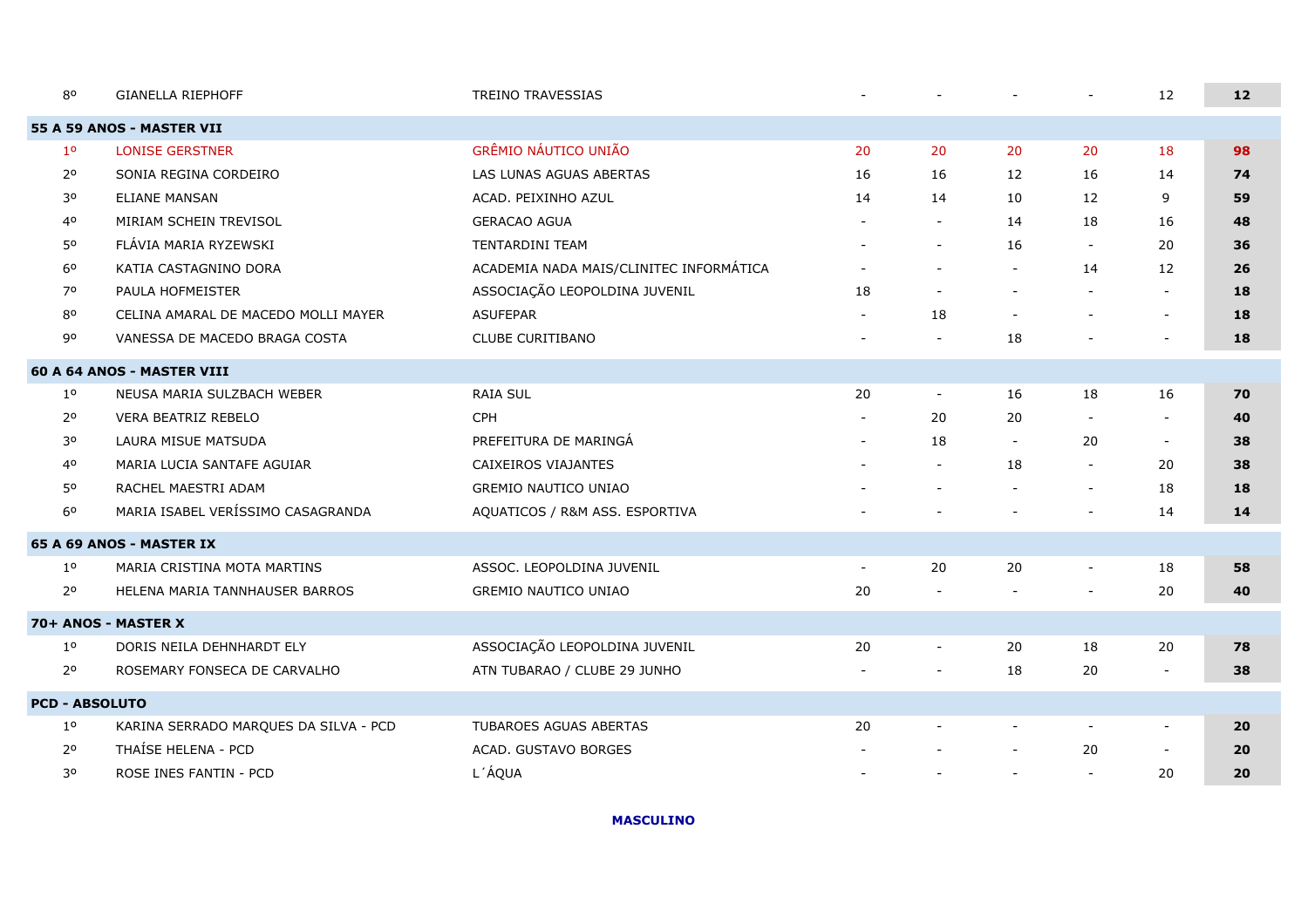| | | | | | | | | |
|---|---|---|---|---|---|---|---|---|
| 8º | GIANELLA RIEPHOFF | TREINO TRAVESSIAS | - | - | - | - | 12 | **12** |
| **55 A 59 ANOS - MASTER VII** | | | | | | | | |
| 1º | LONISE GERSTNER | GRÊMIO NÁUTICO UNIÃO | 20 | 20 | 20 | 20 | 18 | **98** |
| 2º | SONIA REGINA CORDEIRO | LAS LUNAS AGUAS ABERTAS | 16 | 16 | 12 | 16 | 14 | **74** |
| 3º | ELIANE MANSAN | ACAD. PEIXINHO AZUL | 14 | 14 | 10 | 12 | 9 | **59** |
| 4º | MIRIAM SCHEIN TREVISOL | GERACAO AGUA | - | - | 14 | 18 | 16 | **48** |
| 5º | FLÁVIA MARIA RYZEWSKI | TENTARDINI TEAM | - | - | 16 | - | 20 | **36** |
| 6º | KATIA CASTAGNINO DORA | ACADEMIA NADA MAIS/CLINITEC INFORMÁTICA | - | - | - | 14 | 12 | **26** |
| 7º | PAULA HOFMEISTER | ASSOCIAÇÃO LEOPOLDINA JUVENIL | 18 | - | - | - | - | **18** |
| 8º | CELINA AMARAL DE MACEDO MOLLI MAYER | ASUFEPAR | - | 18 | - | - | - | **18** |
| 9º | VANESSA DE MACEDO BRAGA COSTA | CLUBE CURITIBANO | - | - | 18 | - | - | **18** |
| **60 A 64 ANOS - MASTER VIII** | | | | | | | | |
| 1º | NEUSA MARIA SULZBACH WEBER | RAIA SUL | 20 | - | 16 | 18 | 16 | **70** |
| 2º | VERA BEATRIZ REBELO | CPH | - | 20 | 20 | - | - | **40** |
| 3º | LAURA MISUE MATSUDA | PREFEITURA DE MARINGÁ | - | 18 | - | 20 | - | **38** |
| 4º | MARIA LUCIA SANTAFE AGUIAR | CAIXEIROS VIAJANTES | - | - | 18 | - | 20 | **38** |
| 5º | RACHEL MAESTRI ADAM | GREMIO NAUTICO UNIAO | - | - | - | - | 18 | **18** |
| 6º | MARIA ISABEL VERÍSSIMO CASAGRANDA | AQUATICOS / R&M ASS. ESPORTIVA | - | - | - | - | 14 | **14** |
| **65 A 69 ANOS - MASTER IX** | | | | | | | | |
| 1º | MARIA CRISTINA MOTA MARTINS | ASSOC. LEOPOLDINA JUVENIL | - | 20 | 20 | - | 18 | **58** |
| 2º | HELENA MARIA TANNHAUSER BARROS | GREMIO NAUTICO UNIAO | 20 | - | - | - | 20 | **40** |
| **70+ ANOS - MASTER X** | | | | | | | | |
| 1º | DORIS NEILA DEHNHARDT ELY | ASSOCIAÇÃO LEOPOLDINA JUVENIL | 20 | - | 20 | 18 | 20 | **78** |
| 2º | ROSEMARY FONSECA DE CARVALHO | ATN TUBARAO / CLUBE 29 JUNHO | - | - | 18 | 20 | - | **38** |
| **PCD - ABSOLUTO** | | | | | | | | |
| 1º | KARINA SERRADO MARQUES DA SILVA - PCD | TUBAROES AGUAS ABERTAS | 20 | - | - | - | - | **20** |
| 2º | THAÍSE HELENA - PCD | ACAD. GUSTAVO BORGES | - | - | - | 20 | - | **20** |
| 3º | ROSE INES FANTIN - PCD | L´ÁQUA | - | - | - | - | 20 | **20** |

**MASCULINO**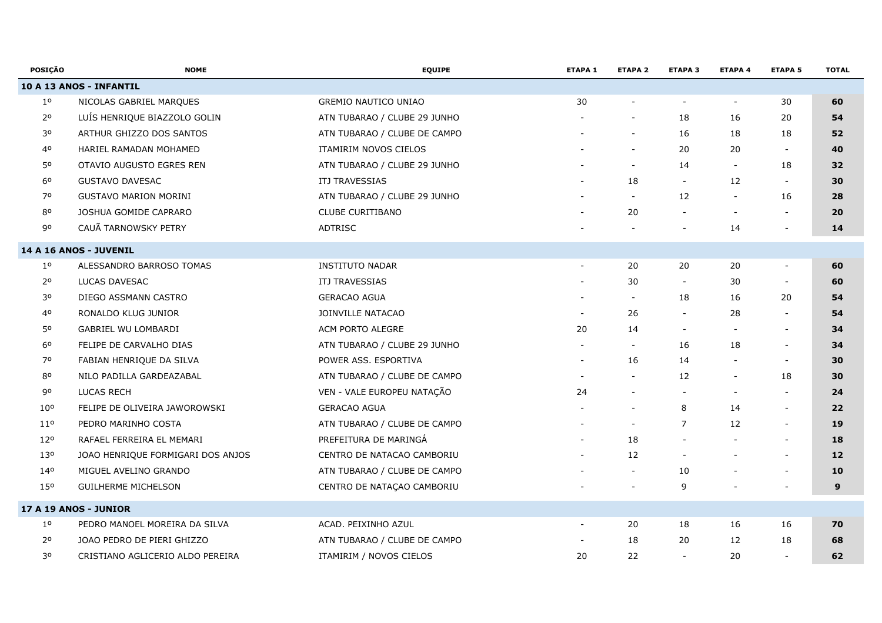| POSIÇÃO | NOME | EQUIPE | ETAPA 1 | ETAPA 2 | ETAPA 3 | ETAPA 4 | ETAPA 5 | TOTAL |
|---|---|---|---|---|---|---|---|---|
| **10 A 13 ANOS - INFANTIL** | | | | | | | | |
| 1º | NICOLAS GABRIEL MARQUES | GREMIO NAUTICO UNIAO | 30 | - | - | - | 30 | **60** |
| 2º | LUÍS HENRIQUE BIAZZOLO GOLIN | ATN TUBARAO / CLUBE 29 JUNHO | - | - | 18 | 16 | 20 | **54** |
| 3º | ARTHUR GHIZZO DOS SANTOS | ATN TUBARAO / CLUBE DE CAMPO | - | - | 16 | 18 | 18 | **52** |
| 4º | HARIEL RAMADAN MOHAMED | ITAMIRIM NOVOS CIELOS | - | - | 20 | 20 | - | **40** |
| 5º | OTAVIO AUGUSTO EGRES REN | ATN TUBARAO / CLUBE 29 JUNHO | - | - | 14 | - | 18 | **32** |
| 6º | GUSTAVO DAVESAC | ITJ TRAVESSIAS | - | 18 | - | 12 | - | **30** |
| 7º | GUSTAVO MARION MORINI | ATN TUBARAO / CLUBE 29 JUNHO | - | - | 12 | - | 16 | **28** |
| 8º | JOSHUA GOMIDE CAPRARO | CLUBE CURITIBANO | - | 20 | - | - | - | **20** |
| 9º | CAUÃ TARNOWSKY PETRY | ADTRISC | - | - | - | 14 | - | **14** |
| **14 A 16 ANOS - JUVENIL** | | | | | | | | |
| 1º | ALESSANDRO BARROSO TOMAS | INSTITUTO NADAR | - | 20 | 20 | 20 | - | **60** |
| 2º | LUCAS DAVESAC | ITJ TRAVESSIAS | - | 30 | - | 30 | - | **60** |
| 3º | DIEGO ASSMANN CASTRO | GERACAO AGUA | - | - | 18 | 16 | 20 | **54** |
| 4º | RONALDO KLUG JUNIOR | JOINVILLE NATACAO | - | 26 | - | 28 | - | **54** |
| 5º | GABRIEL WU LOMBARDI | ACM PORTO ALEGRE | 20 | 14 | - | - | - | **34** |
| 6º | FELIPE DE CARVALHO DIAS | ATN TUBARAO / CLUBE 29 JUNHO | - | - | 16 | 18 | - | **34** |
| 7º | FABIAN HENRIQUE DA SILVA | POWER ASS. ESPORTIVA | - | 16 | 14 | - | - | **30** |
| 8º | NILO PADILLA GARDEAZABAL | ATN TUBARAO / CLUBE DE CAMPO | - | - | 12 | - | 18 | **30** |
| 9º | LUCAS RECH | VEN - VALE EUROPEU NATAÇÃO | 24 | - | - | - | - | **24** |
| 10º | FELIPE DE OLIVEIRA JAWOROWSKI | GERACAO AGUA | - | - | 8 | 14 | - | **22** |
| 11º | PEDRO MARINHO COSTA | ATN TUBARAO / CLUBE DE CAMPO | - | - | 7 | 12 | - | **19** |
| 12º | RAFAEL FERREIRA EL MEMARI | PREFEITURA DE MARINGÁ | - | 18 | - | - | - | **18** |
| 13º | JOAO HENRIQUE FORMIGARI DOS ANJOS | CENTRO DE NATACAO CAMBORIU | - | 12 | - | - | - | **12** |
| 14º | MIGUEL AVELINO GRANDO | ATN TUBARAO / CLUBE DE CAMPO | - | - | 10 | - | - | **10** |
| 15º | GUILHERME MICHELSON | CENTRO DE NATAÇAO CAMBORIU | - | - | 9 | - | - | **9** |
| **17 A 19 ANOS - JUNIOR** | | | | | | | | |
| 1º | PEDRO MANOEL MOREIRA DA SILVA | ACAD. PEIXINHO AZUL | - | 20 | 18 | 16 | 16 | **70** |
| 2º | JOAO PEDRO DE PIERI GHIZZO | ATN TUBARAO / CLUBE DE CAMPO | - | 18 | 20 | 12 | 18 | **68** |
| 3º | CRISTIANO AGLICERIO ALDO PEREIRA | ITAMIRIM / NOVOS CIELOS | 20 | 22 | - | 20 | - | **62** |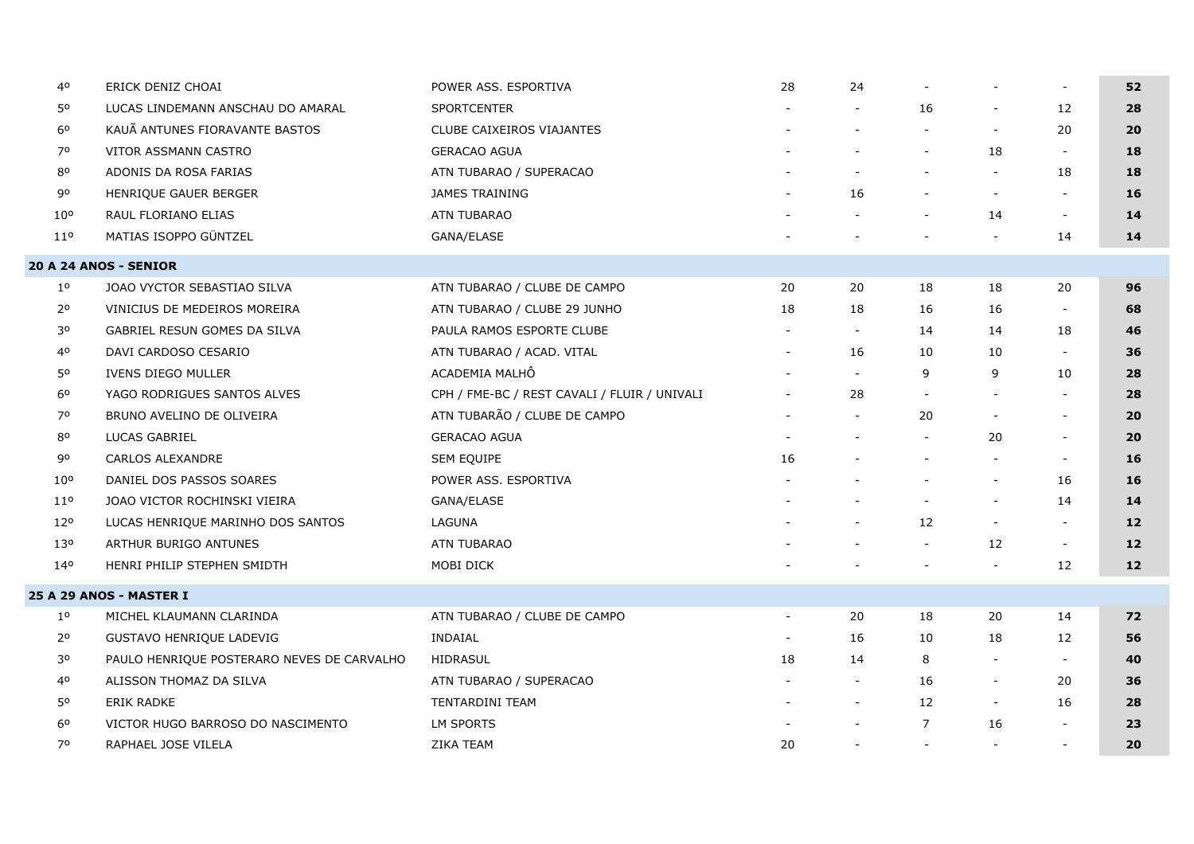| | | | | | | | | |
|---|---|---|---|---|---|---|---|---|
| 4º | ERICK DENIZ CHOAI | POWER ASS. ESPORTIVA | 28 | 24 | - | - | - | **52** |
| 5º | LUCAS LINDEMANN ANSCHAU DO AMARAL | SPORTCENTER | - | - | 16 | - | 12 | **28** |
| 6º | KAUÃ ANTUNES FIORAVANTE BASTOS | CLUBE CAIXEIROS VIAJANTES | - | - | - | - | 20 | **20** |
| 7º | VITOR ASSMANN CASTRO | GERACAO AGUA | - | - | - | 18 | - | **18** |
| 8º | ADONIS DA ROSA FARIAS | ATN TUBARAO / SUPERACAO | - | - | - | - | 18 | **18** |
| 9º | HENRIQUE GAUER BERGER | JAMES TRAINING | - | 16 | - | - | - | **16** |
| 10º | RAUL FLORIANO ELIAS | ATN TUBARAO | - | - | - | 14 | - | **14** |
| 11º | MATIAS ISOPPO GÜNTZEL | GANA/ELASE | - | - | - | - | 14 | **14** |
| **20 A 24 ANOS - SENIOR** | | | | | | | | |
| 1º | JOAO VYCTOR SEBASTIAO SILVA | ATN TUBARAO / CLUBE DE CAMPO | 20 | 20 | 18 | 18 | 20 | **96** |
| 2º | VINICIUS DE MEDEIROS MOREIRA | ATN TUBARAO / CLUBE 29 JUNHO | 18 | 18 | 16 | 16 | - | **68** |
| 3º | GABRIEL RESUN GOMES DA SILVA | PAULA RAMOS ESPORTE CLUBE | - | - | 14 | 14 | 18 | **46** |
| 4º | DAVI CARDOSO CESARIO | ATN TUBARAO / ACAD. VITAL | - | 16 | 10 | 10 | - | **36** |
| 5º | IVENS DIEGO MULLER | ACADEMIA MALHÔ | - | - | 9 | 9 | 10 | **28** |
| 6º | YAGO RODRIGUES SANTOS ALVES | CPH / FME-BC / REST CAVALI / FLUIR / UNIVALI | - | 28 | - | - | - | **28** |
| 7º | BRUNO AVELINO DE OLIVEIRA | ATN TUBARÃO / CLUBE DE CAMPO | - | - | 20 | - | - | **20** |
| 8º | LUCAS GABRIEL | GERACAO AGUA | - | - | - | 20 | - | **20** |
| 9º | CARLOS ALEXANDRE | SEM EQUIPE | 16 | - | - | - | - | **16** |
| 10º | DANIEL DOS PASSOS SOARES | POWER ASS. ESPORTIVA | - | - | - | - | 16 | **16** |
| 11º | JOAO VICTOR ROCHINSKI VIEIRA | GANA/ELASE | - | - | - | - | 14 | **14** |
| 12º | LUCAS HENRIQUE MARINHO DOS SANTOS | LAGUNA | - | - | 12 | - | - | **12** |
| 13º | ARTHUR BURIGO ANTUNES | ATN TUBARAO | - | - | - | 12 | - | **12** |
| 14º | HENRI PHILIP STEPHEN SMIDTH | MOBI DICK | - | - | - | - | 12 | **12** |
| **25 A 29 ANOS - MASTER I** | | | | | | | | |
| 1º | MICHEL KLAUMANN CLARINDA | ATN TUBARAO / CLUBE DE CAMPO | - | 20 | 18 | 20 | 14 | **72** |
| 2º | GUSTAVO HENRIQUE LADEVIG | INDAIAL | - | 16 | 10 | 18 | 12 | **56** |
| 3º | PAULO HENRIQUE POSTERARO NEVES DE CARVALHO | HIDRASUL | 18 | 14 | 8 | - | - | **40** |
| 4º | ALISSON THOMAZ DA SILVA | ATN TUBARAO / SUPERACAO | - | - | 16 | - | 20 | **36** |
| 5º | ERIK RADKE | TENTARDINI TEAM | - | - | 12 | - | 16 | **28** |
| 6º | VICTOR HUGO BARROSO DO NASCIMENTO | LM SPORTS | - | - | 7 | 16 | - | **23** |
| 7º | RAPHAEL JOSE VILELA | ZIKA TEAM | 20 | - | - | - | - | **20** |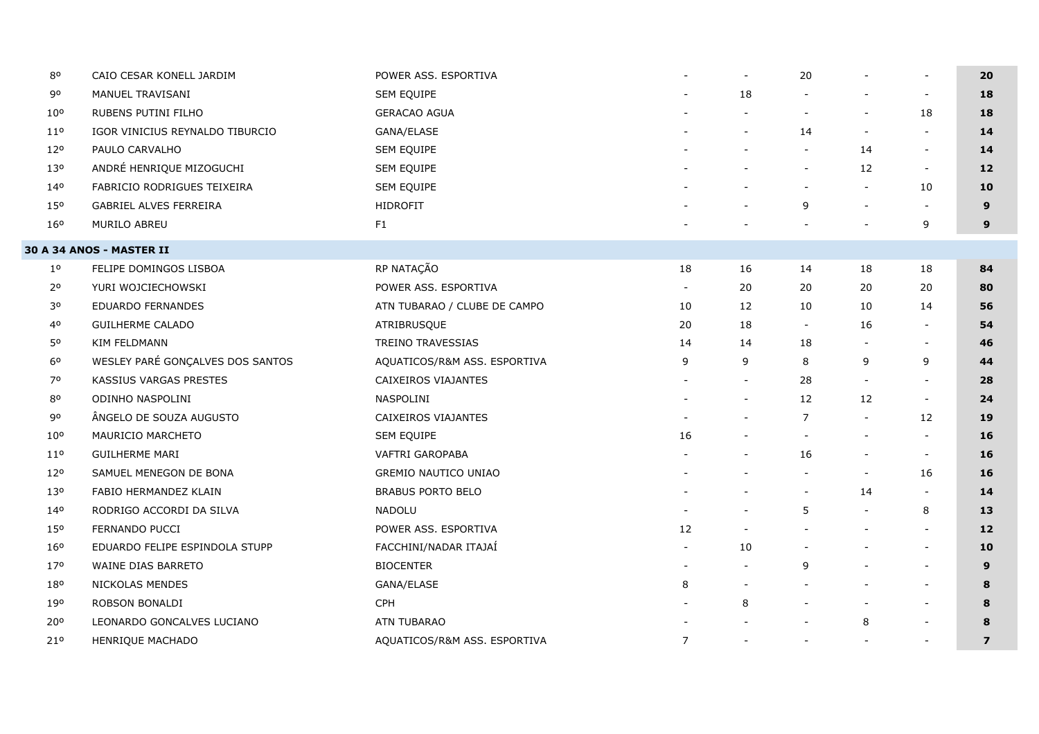| | | | | | | | | |
|---|---|---|---|---|---|---|---|---|
| 8º | CAIO CESAR KONELL JARDIM | POWER ASS. ESPORTIVA | - | - | 20 | - | - | **20** |
| 9º | MANUEL TRAVISANI | SEM EQUIPE | - | 18 | - | - | - | **18** |
| 10º | RUBENS PUTINI FILHO | GERACAO AGUA | - | - | - | - | 18 | **18** |
| 11º | IGOR VINICIUS REYNALDO TIBURCIO | GANA/ELASE | - | - | 14 | - | - | **14** |
| 12º | PAULO CARVALHO | SEM EQUIPE | - | - | - | 14 | - | **14** |
| 13º | ANDRÉ HENRIQUE MIZOGUCHI | SEM EQUIPE | - | - | - | 12 | - | **12** |
| 14º | FABRICIO RODRIGUES TEIXEIRA | SEM EQUIPE | - | - | - | - | 10 | **10** |
| 15º | GABRIEL ALVES FERREIRA | HIDROFIT | - | - | 9 | - | - | **9** |
| 16º | MURILO ABREU | F1 | - | - | - | - | 9 | **9** |
| **30 A 34 ANOS - MASTER II** | | | | | | | | |
| 1º | FELIPE DOMINGOS LISBOA | RP NATAÇÃO | 18 | 16 | 14 | 18 | 18 | **84** |
| 2º | YURI WOJCIECHOWSKI | POWER ASS. ESPORTIVA | - | 20 | 20 | 20 | 20 | **80** |
| 3º | EDUARDO FERNANDES | ATN TUBARAO / CLUBE DE CAMPO | 10 | 12 | 10 | 10 | 14 | **56** |
| 4º | GUILHERME CALADO | ATRIBRUSQUE | 20 | 18 | - | 16 | - | **54** |
| 5º | KIM FELDMANN | TREINO TRAVESSIAS | 14 | 14 | 18 | - | - | **46** |
| 6º | WESLEY PARÉ GONÇALVES DOS SANTOS | AQUATICOS/R&M ASS. ESPORTIVA | 9 | 9 | 8 | 9 | 9 | **44** |
| 7º | KASSIUS VARGAS PRESTES | CAIXEIROS VIAJANTES | - | - | 28 | - | - | **28** |
| 8º | ODINHO NASPOLINI | NASPOLINI | - | - | 12 | 12 | - | **24** |
| 9º | ÂNGELO DE SOUZA AUGUSTO | CAIXEIROS VIAJANTES | - | - | 7 | - | 12 | **19** |
| 10º | MAURICIO MARCHETO | SEM EQUIPE | 16 | - | - | - | - | **16** |
| 11º | GUILHERME MARI | VAFTRI GAROPABA | - | - | 16 | - | - | **16** |
| 12º | SAMUEL MENEGON DE BONA | GREMIO NAUTICO UNIAO | - | - | - | - | 16 | **16** |
| 13º | FABIO HERMANDEZ KLAIN | BRABUS PORTO BELO | - | - | - | 14 | - | **14** |
| 14º | RODRIGO ACCORDI DA SILVA | NADOLU | - | - | 5 | - | 8 | **13** |
| 15º | FERNANDO PUCCI | POWER ASS. ESPORTIVA | 12 | - | - | - | - | **12** |
| 16º | EDUARDO FELIPE ESPINDOLA STUPP | FACCHINI/NADAR ITAJAÍ | - | 10 | - | - | - | **10** |
| 17º | WAINE DIAS BARRETO | BIOCENTER | - | - | 9 | - | - | **9** |
| 18º | NICKOLAS MENDES | GANA/ELASE | 8 | - | - | - | - | **8** |
| 19º | ROBSON BONALDI | CPH | - | 8 | - | - | - | **8** |
| 20º | LEONARDO GONCALVES LUCIANO | ATN TUBARAO | - | - | - | 8 | - | **8** |
| 21º | HENRIQUE MACHADO | AQUATICOS/R&M ASS. ESPORTIVA | 7 | - | - | - | - | **7** |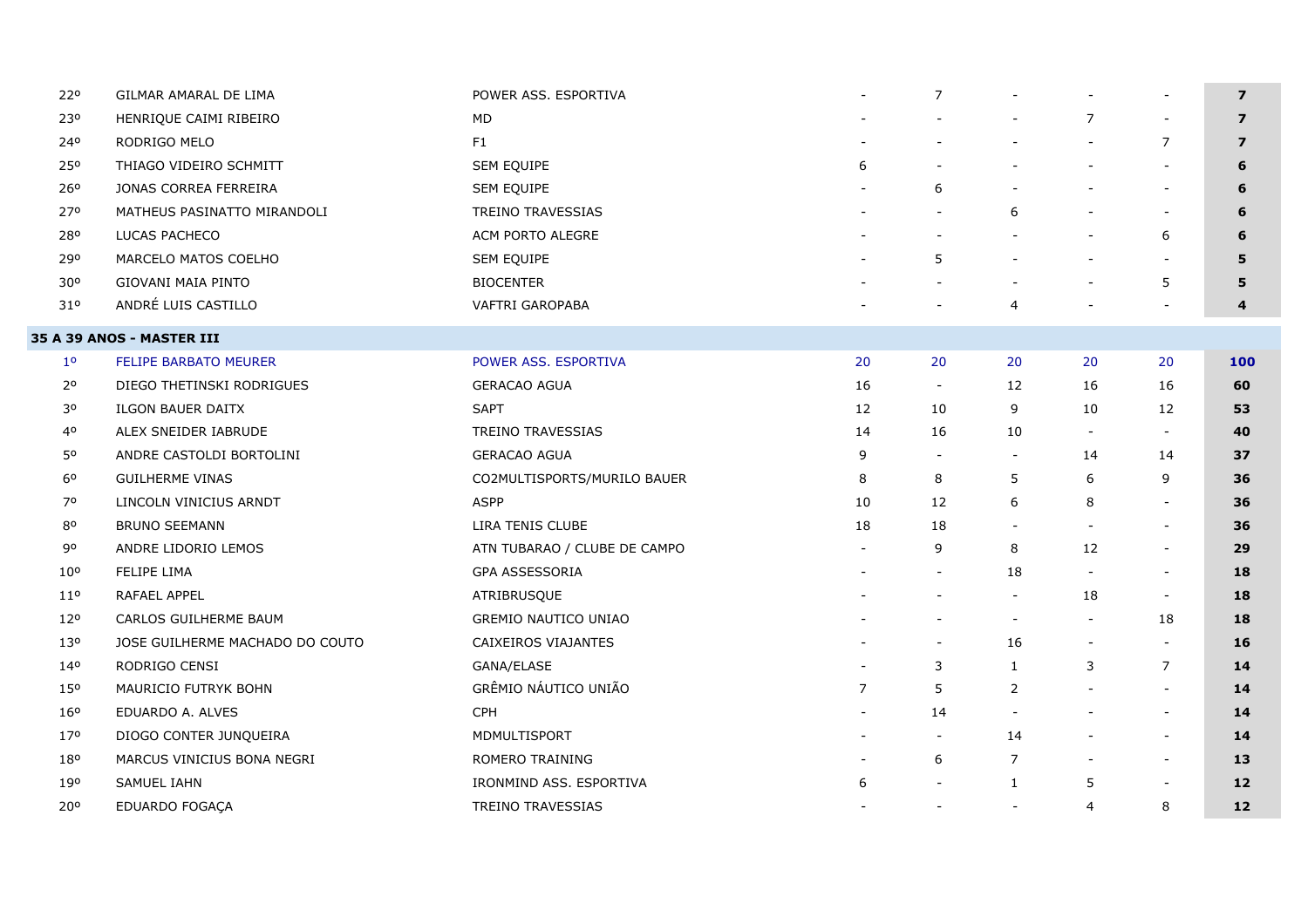| | | | | | | | | |
|---|---|---|---|---|---|---|---|---|
| 22º | GILMAR AMARAL DE LIMA | POWER ASS. ESPORTIVA | - | 7 | - | - | - | **7** |
| 23º | HENRIQUE CAIMI RIBEIRO | MD | - | - | - | 7 | - | **7** |
| 24º | RODRIGO MELO | F1 | - | - | - | - | 7 | **7** |
| 25º | THIAGO VIDEIRO SCHMITT | SEM EQUIPE | 6 | - | - | - | - | **6** |
| 26º | JONAS CORREA FERREIRA | SEM EQUIPE | - | 6 | - | - | - | **6** |
| 27º | MATHEUS PASINATTO MIRANDOLI | TREINO TRAVESSIAS | - | - | 6 | - | - | **6** |
| 28º | LUCAS PACHECO | ACM PORTO ALEGRE | - | - | - | - | 6 | **6** |
| 29º | MARCELO MATOS COELHO | SEM EQUIPE | - | 5 | - | - | - | **5** |
| 30º | GIOVANI MAIA PINTO | BIOCENTER | - | - | - | - | 5 | **5** |
| 31º | ANDRÉ LUIS CASTILLO | VAFTRI GAROPABA | - | - | 4 | - | - | **4** |

**35 A 39 ANOS - MASTER III**

| | | | | | | | | |
|---|---|---|---|---|---|---|---|---|
| 1º | FELIPE BARBATO MEURER | POWER ASS. ESPORTIVA | 20 | 20 | 20 | 20 | 20 | **100** |
| 2º | DIEGO THETINSKI RODRIGUES | GERACAO AGUA | 16 | - | 12 | 16 | 16 | **60** |
| 3º | ILGON BAUER DAITX | SAPT | 12 | 10 | 9 | 10 | 12 | **53** |
| 4º | ALEX SNEIDER IABRUDE | TREINO TRAVESSIAS | 14 | 16 | 10 | - | - | **40** |
| 5º | ANDRE CASTOLDI BORTOLINI | GERACAO AGUA | 9 | - | - | 14 | 14 | **37** |
| 6º | GUILHERME VINAS | CO2MULTISPORTS/MURILO BAUER | 8 | 8 | 5 | 6 | 9 | **36** |
| 7º | LINCOLN VINICIUS ARNDT | ASPP | 10 | 12 | 6 | 8 | - | **36** |
| 8º | BRUNO SEEMANN | LIRA TENIS CLUBE | 18 | 18 | - | - | - | **36** |
| 9º | ANDRE LIDORIO LEMOS | ATN TUBARAO / CLUBE DE CAMPO | - | 9 | 8 | 12 | - | **29** |
| 10º | FELIPE LIMA | GPA ASSESSORIA | - | - | 18 | - | - | **18** |
| 11º | RAFAEL APPEL | ATRIBRUSQUE | - | - | - | 18 | - | **18** |
| 12º | CARLOS GUILHERME BAUM | GREMIO NAUTICO UNIAO | - | - | - | - | 18 | **18** |
| 13º | JOSE GUILHERME MACHADO DO COUTO | CAIXEIROS VIAJANTES | - | - | 16 | - | - | **16** |
| 14º | RODRIGO CENSI | GANA/ELASE | - | 3 | 1 | 3 | 7 | **14** |
| 15º | MAURICIO FUTRYK BOHN | GRÊMIO NÁUTICO UNIÃO | 7 | 5 | 2 | - | - | **14** |
| 16º | EDUARDO A. ALVES | CPH | - | 14 | - | - | - | **14** |
| 17º | DIOGO CONTER JUNQUEIRA | MDMULTISPORT | - | - | 14 | - | - | **14** |
| 18º | MARCUS VINICIUS BONA NEGRI | ROMERO TRAINING | - | 6 | 7 | - | - | **13** |
| 19º | SAMUEL IAHN | IRONMIND ASS. ESPORTIVA | 6 | - | 1 | 5 | - | **12** |
| 20º | EDUARDO FOGAÇA | TREINO TRAVESSIAS | - | - | - | 4 | 8 | **12** |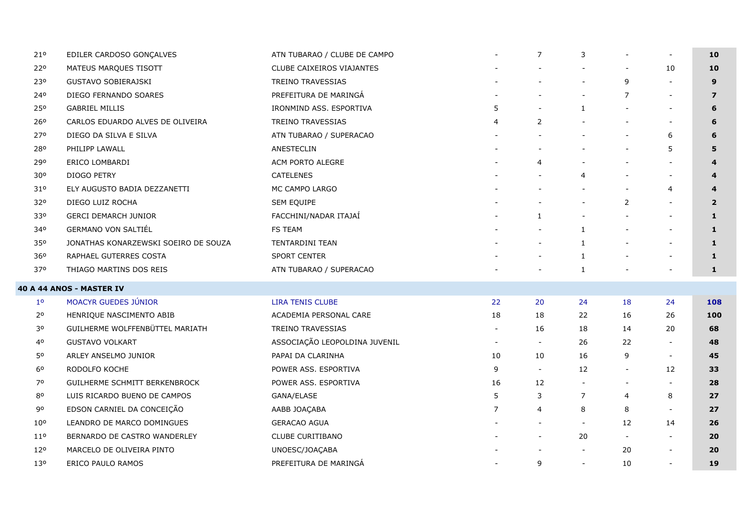| | | | | | | | | |
|---|---|---|---|---|---|---|---|---|
| 21º | EDILER CARDOSO GONÇALVES | ATN TUBARAO / CLUBE DE CAMPO | - | 7 | 3 | - | - | **10** |
| 22º | MATEUS MARQUES TISOTT | CLUBE CAIXEIROS VIAJANTES | - | - | - | - | 10 | **10** |
| 23º | GUSTAVO SOBIERAJSKI | TREINO TRAVESSIAS | - | - | - | 9 | - | **9** |
| 24º | DIEGO FERNANDO SOARES | PREFEITURA DE MARINGÁ | - | - | - | 7 | - | **7** |
| 25º | GABRIEL MILLIS | IRONMIND ASS. ESPORTIVA | 5 | - | 1 | - | - | **6** |
| 26º | CARLOS EDUARDO ALVES DE OLIVEIRA | TREINO TRAVESSIAS | 4 | 2 | - | - | - | **6** |
| 27º | DIEGO DA SILVA E SILVA | ATN TUBARAO / SUPERACAO | - | - | - | - | 6 | **6** |
| 28º | PHILIPP LAWALL | ANESTECLIN | - | - | - | - | 5 | **5** |
| 29º | ERICO LOMBARDI | ACM PORTO ALEGRE | - | 4 | - | - | - | **4** |
| 30º | DIOGO PETRY | CATELENES | - | - | 4 | - | - | **4** |
| 31º | ELY AUGUSTO BADIA DEZZANETTI | MC CAMPO LARGO | - | - | - | - | 4 | **4** |
| 32º | DIEGO LUIZ ROCHA | SEM EQUIPE | - | - | - | 2 | - | **2** |
| 33º | GERCI DEMARCH JUNIOR | FACCHINI/NADAR ITAJAÍ | - | 1 | - | - | - | **1** |
| 34º | GERMANO VON SALTIÉL | FS TEAM | - | - | 1 | - | - | **1** |
| 35º | JONATHAS KONARZEWSKI SOEIRO DE SOUZA | TENTARDINI TEAN | - | - | 1 | - | - | **1** |
| 36º | RAPHAEL GUTERRES COSTA | SPORT CENTER | - | - | 1 | - | - | **1** |
| 37º | THIAGO MARTINS DOS REIS | ATN TUBARAO / SUPERACAO | - | - | 1 | - | - | **1** |

**40 A 44 ANOS - MASTER IV**

| | | | | | | | | |
|---|---|---|---|---|---|---|---|---|
| 1º | MOACYR GUEDES JÚNIOR | LIRA TENIS CLUBE | 22 | 20 | 24 | 18 | 24 | **108** |
| 2º | HENRIQUE NASCIMENTO ABIB | ACADEMIA PERSONAL CARE | 18 | 18 | 22 | 16 | 26 | **100** |
| 3º | GUILHERME WOLFFENBÜTTEL MARIATH | TREINO TRAVESSIAS | - | 16 | 18 | 14 | 20 | **68** |
| 4º | GUSTAVO VOLKART | ASSOCIAÇÃO LEOPOLDINA JUVENIL | - | - | 26 | 22 | - | **48** |
| 5º | ARLEY ANSELMO JUNIOR | PAPAI DA CLARINHA | 10 | 10 | 16 | 9 | - | **45** |
| 6º | RODOLFO KOCHE | POWER ASS. ESPORTIVA | 9 | - | 12 | - | 12 | **33** |
| 7º | GUILHERME SCHMITT BERKENBROCK | POWER ASS. ESPORTIVA | 16 | 12 | - | - | - | **28** |
| 8º | LUIS RICARDO BUENO DE CAMPOS | GANA/ELASE | 5 | 3 | 7 | 4 | 8 | **27** |
| 9º | EDSON CARNIEL DA CONCEIÇÃO | AABB JOAÇABA | 7 | 4 | 8 | 8 | - | **27** |
| 10º | LEANDRO DE MARCO DOMINGUES | GERACAO AGUA | - | - | - | 12 | 14 | **26** |
| 11º | BERNARDO DE CASTRO WANDERLEY | CLUBE CURITIBANO | - | - | 20 | - | - | **20** |
| 12º | MARCELO DE OLIVEIRA PINTO | UNOESC/JOAÇABA | - | - | - | 20 | - | **20** |
| 13º | ERICO PAULO RAMOS | PREFEITURA DE MARINGÁ | - | 9 | - | 10 | - | **19** |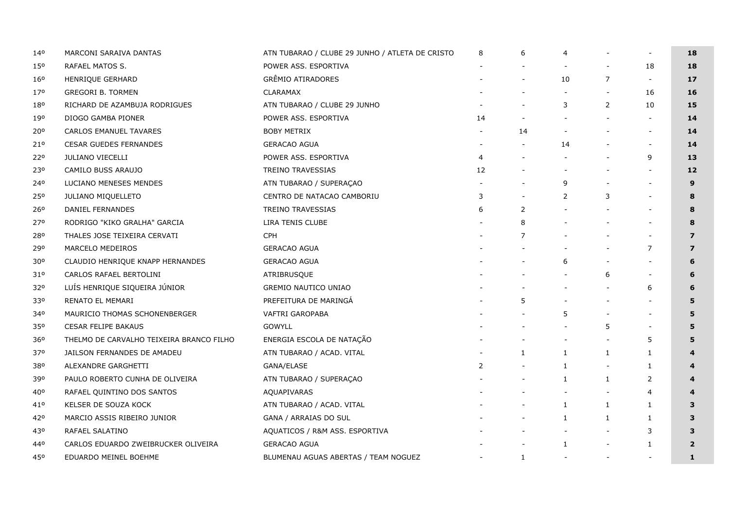| | | | | | | | | |
|---|---|---|---|---|---|---|---|---|
| 14º | MARCONI SARAIVA DANTAS | ATN TUBARAO / CLUBE 29 JUNHO / ATLETA DE CRISTO | 8 | 6 | 4 | - | - | **18** |
| 15º | RAFAEL MATOS S. | POWER ASS. ESPORTIVA | - | - | - | - | 18 | **18** |
| 16º | HENRIQUE GERHARD | GRÊMIO ATIRADORES | - | - | 10 | 7 | - | **17** |
| 17º | GREGORI B. TORMEN | CLARAMAX | - | - | - | - | 16 | **16** |
| 18º | RICHARD DE AZAMBUJA RODRIGUES | ATN TUBARAO / CLUBE 29 JUNHO | - | - | 3 | 2 | 10 | **15** |
| 19º | DIOGO GAMBA PIONER | POWER ASS. ESPORTIVA | 14 | - | - | - | - | **14** |
| 20º | CARLOS EMANUEL TAVARES | BOBY METRIX | - | 14 | - | - | - | **14** |
| 21º | CESAR GUEDES FERNANDES | GERACAO AGUA | - | - | 14 | - | - | **14** |
| 22º | JULIANO VIECELLI | POWER ASS. ESPORTIVA | 4 | - | - | - | 9 | **13** |
| 23º | CAMILO BUSS ARAUJO | TREINO TRAVESSIAS | 12 | - | - | - | - | **12** |
| 24º | LUCIANO MENESES MENDES | ATN TUBARAO / SUPERAÇAO | - | - | 9 | - | - | **9** |
| 25º | JULIANO MIQUELLETO | CENTRO DE NATACAO CAMBORIU | 3 | - | 2 | 3 | - | **8** |
| 26º | DANIEL FERNANDES | TREINO TRAVESSIAS | 6 | 2 | - | - | - | **8** |
| 27º | RODRIGO "KIKO GRALHA" GARCIA | LIRA TENIS CLUBE | - | 8 | - | - | - | **8** |
| 28º | THALES JOSE TEIXEIRA CERVATI | CPH | - | 7 | - | - | - | **7** |
| 29º | MARCELO MEDEIROS | GERACAO AGUA | - | - | - | - | 7 | **7** |
| 30º | CLAUDIO HENRIQUE KNAPP HERNANDES | GERACAO AGUA | - | - | 6 | - | - | **6** |
| 31º | CARLOS RAFAEL BERTOLINI | ATRIBRUSQUE | - | - | - | 6 | - | **6** |
| 32º | LUÍS HENRIQUE SIQUEIRA JÚNIOR | GREMIO NAUTICO UNIAO | - | - | - | - | 6 | **6** |
| 33º | RENATO EL MEMARI | PREFEITURA DE MARINGÁ | - | 5 | - | - | - | **5** |
| 34º | MAURICIO THOMAS SCHONENBERGER | VAFTRI GAROPABA | - | - | 5 | - | - | **5** |
| 35º | CESAR FELIPE BAKAUS | GOWYLL | - | - | - | 5 | - | **5** |
| 36º | THELMO DE CARVALHO TEIXEIRA BRANCO FILHO | ENERGIA ESCOLA DE NATAÇÃO | - | - | - | - | 5 | **5** |
| 37º | JAILSON FERNANDES DE AMADEU | ATN TUBARAO / ACAD. VITAL | - | 1 | 1 | 1 | 1 | **4** |
| 38º | ALEXANDRE GARGHETTI | GANA/ELASE | 2 | - | 1 | - | 1 | **4** |
| 39º | PAULO ROBERTO CUNHA DE OLIVEIRA | ATN TUBARAO / SUPERAÇAO | - | - | 1 | 1 | 2 | **4** |
| 40º | RAFAEL QUINTINO DOS SANTOS | AQUAPIVARAS | - | - | - | - | 4 | **4** |
| 41º | KELSER DE SOUZA KOCK | ATN TUBARAO / ACAD. VITAL | - | - | 1 | 1 | 1 | **3** |
| 42º | MARCIO ASSIS RIBEIRO JUNIOR | GANA / ARRAIAS DO SUL | - | - | 1 | 1 | 1 | **3** |
| 43º | RAFAEL SALATINO | AQUATICOS / R&M ASS. ESPORTIVA | - | - | - | - | 3 | **3** |
| 44º | CARLOS EDUARDO ZWEIBRUCKER OLIVEIRA | GERACAO AGUA | - | - | 1 | - | 1 | **2** |
| 45º | EDUARDO MEINEL BOEHME | BLUMENAU AGUAS ABERTAS / TEAM NOGUEZ | - | 1 | - | - | - | **1** |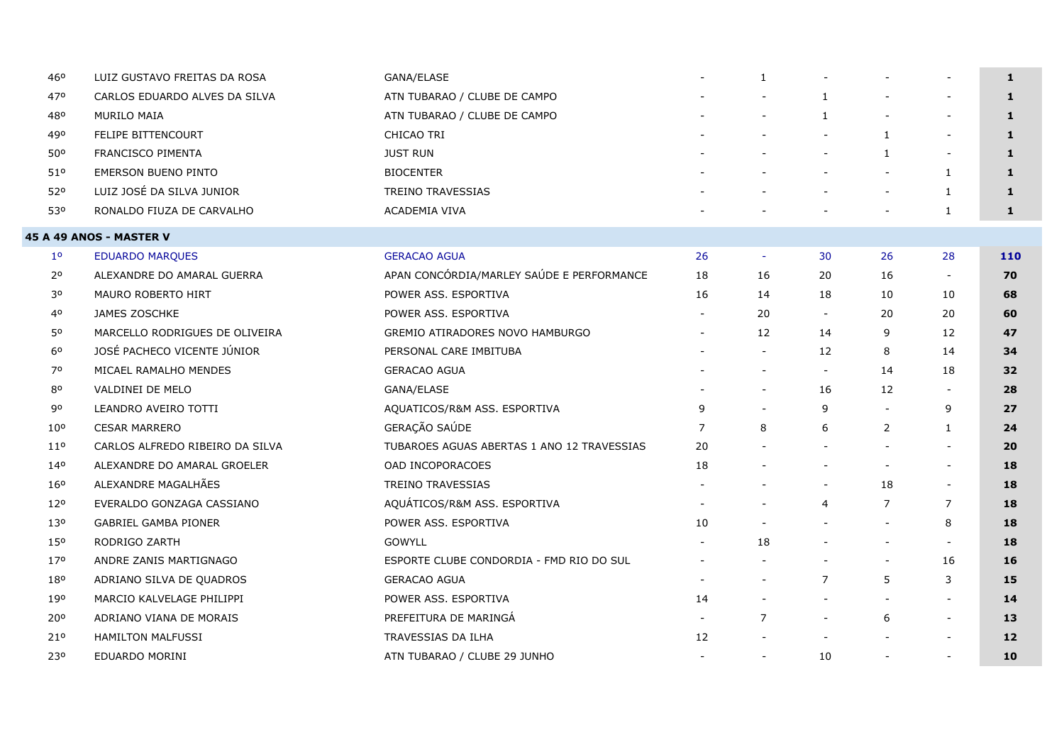| | | | | | | | | |
|---|---|---|---|---|---|---|---|---|
| 46º | LUIZ GUSTAVO FREITAS DA ROSA | GANA/ELASE | - | 1 | - | - | - | **1** |
| 47º | CARLOS EDUARDO ALVES DA SILVA | ATN TUBARAO / CLUBE DE CAMPO | - | - | 1 | - | - | **1** |
| 48º | MURILO MAIA | ATN TUBARAO / CLUBE DE CAMPO | - | - | 1 | - | - | **1** |
| 49º | FELIPE BITTENCOURT | CHICAO TRI | - | - | - | 1 | - | **1** |
| 50º | FRANCISCO PIMENTA | JUST RUN | - | - | - | 1 | - | **1** |
| 51º | EMERSON BUENO PINTO | BIOCENTER | - | - | - | - | 1 | **1** |
| 52º | LUIZ JOSÉ DA SILVA JUNIOR | TREINO TRAVESSIAS | - | - | - | - | 1 | **1** |
| 53º | RONALDO FIUZA DE CARVALHO | ACADEMIA VIVA | - | - | - | - | 1 | **1** |
| **45 A 49 ANOS - MASTER V** | | | | | | | | |
| 1º | EDUARDO MARQUES | GERACAO AGUA | 26 | - | 30 | 26 | 28 | **110** |
| 2º | ALEXANDRE DO AMARAL GUERRA | APAN CONCÓRDIA/MARLEY SAÚDE E PERFORMANCE | 18 | 16 | 20 | 16 | - | **70** |
| 3º | MAURO ROBERTO HIRT | POWER ASS. ESPORTIVA | 16 | 14 | 18 | 10 | 10 | **68** |
| 4º | JAMES ZOSCHKE | POWER ASS. ESPORTIVA | - | 20 | - | 20 | 20 | **60** |
| 5º | MARCELLO RODRIGUES DE OLIVEIRA | GREMIO ATIRADORES NOVO HAMBURGO | - | 12 | 14 | 9 | 12 | **47** |
| 6º | JOSÉ PACHECO VICENTE JÚNIOR | PERSONAL CARE IMBITUBA | - | - | 12 | 8 | 14 | **34** |
| 7º | MICAEL RAMALHO MENDES | GERACAO AGUA | - | - | - | 14 | 18 | **32** |
| 8º | VALDINEI DE MELO | GANA/ELASE | - | - | 16 | 12 | - | **28** |
| 9º | LEANDRO AVEIRO TOTTI | AQUATICOS/R&M ASS. ESPORTIVA | 9 | - | 9 | - | 9 | **27** |
| 10º | CESAR MARRERO | GERAÇÃO SAÚDE | 7 | 8 | 6 | 2 | 1 | **24** |
| 11º | CARLOS ALFREDO RIBEIRO DA SILVA | TUBAROES AGUAS ABERTAS 1 ANO 12 TRAVESSIAS | 20 | - | - | - | - | **20** |
| 14º | ALEXANDRE DO AMARAL GROELER | OAD INCOPORACOES | 18 | - | - | - | - | **18** |
| 16º | ALEXANDRE MAGALHÃES | TREINO TRAVESSIAS | - | - | - | 18 | - | **18** |
| 12º | EVERALDO GONZAGA CASSIANO | AQUÁTICOS/R&M ASS. ESPORTIVA | - | - | 4 | 7 | 7 | **18** |
| 13º | GABRIEL GAMBA PIONER | POWER ASS. ESPORTIVA | 10 | - | - | - | 8 | **18** |
| 15º | RODRIGO ZARTH | GOWYLL | - | 18 | - | - | - | **18** |
| 17º | ANDRE ZANIS MARTIGNAGO | ESPORTE CLUBE CONDORDIA - FMD RIO DO SUL | - | - | - | - | 16 | **16** |
| 18º | ADRIANO SILVA DE QUADROS | GERACAO AGUA | - | - | 7 | 5 | 3 | **15** |
| 19º | MARCIO KALVELAGE PHILIPPI | POWER ASS. ESPORTIVA | 14 | - | - | - | - | **14** |
| 20º | ADRIANO VIANA DE MORAIS | PREFEITURA DE MARINGÁ | - | 7 | - | 6 | - | **13** |
| 21º | HAMILTON MALFUSSI | TRAVESSIAS DA ILHA | 12 | - | - | - | - | **12** |
| 23º | EDUARDO MORINI | ATN TUBARAO / CLUBE 29 JUNHO | - | - | 10 | - | - | **10** |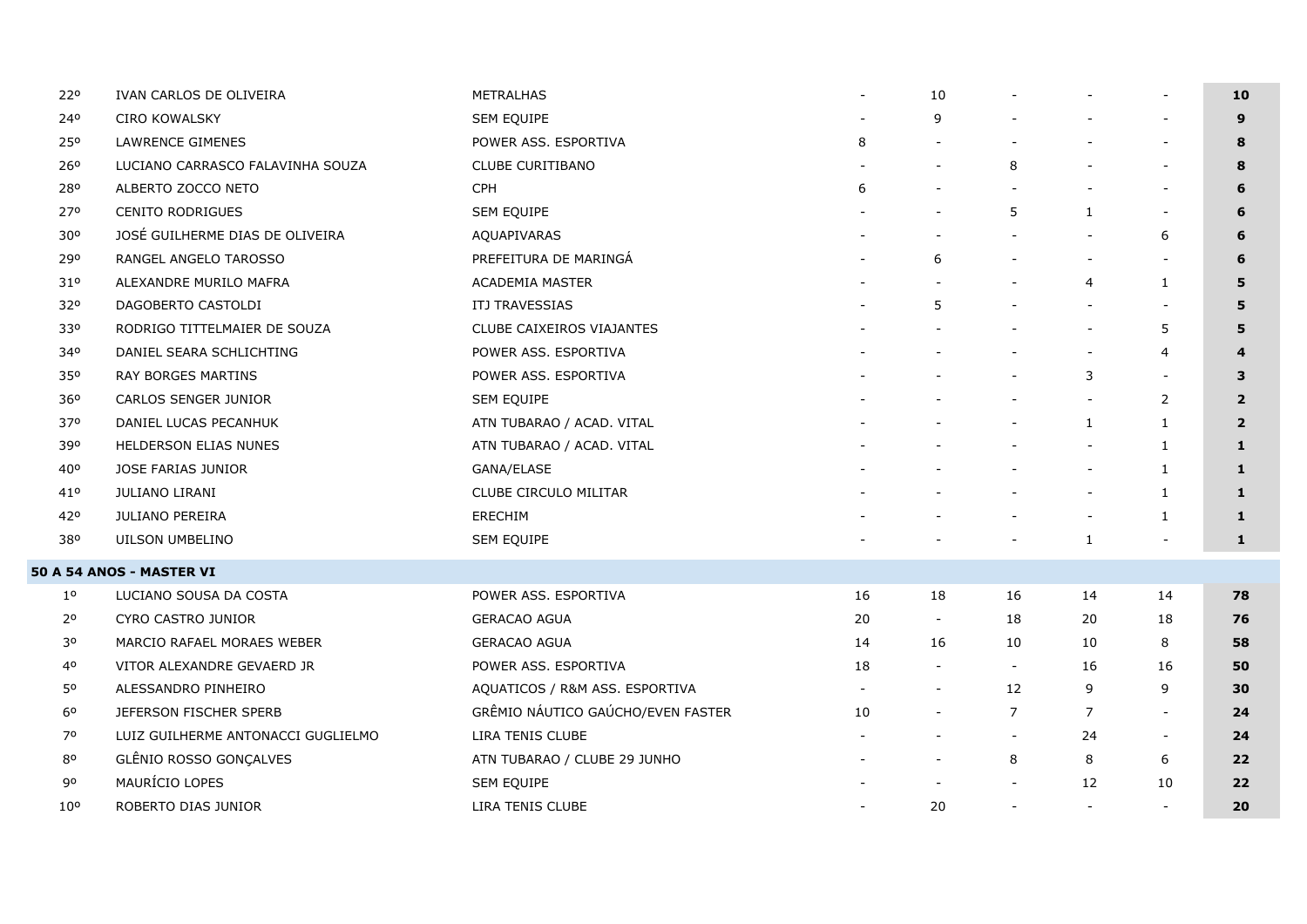| | | | | | | | | |
|---|---|---|---|---|---|---|---|---|
| 22º | IVAN CARLOS DE OLIVEIRA | METRALHAS | - | 10 | - | - | - | **10** |
| 24º | CIRO KOWALSKY | SEM EQUIPE | - | 9 | - | - | - | **9** |
| 25º | LAWRENCE GIMENES | POWER ASS. ESPORTIVA | 8 | - | - | - | - | **8** |
| 26º | LUCIANO CARRASCO FALAVINHA SOUZA | CLUBE CURITIBANO | - | - | 8 | - | - | **8** |
| 28º | ALBERTO ZOCCO NETO | CPH | 6 | - | - | - | - | **6** |
| 27º | CENITO RODRIGUES | SEM EQUIPE | - | - | 5 | 1 | - | **6** |
| 30º | JOSÉ GUILHERME DIAS DE OLIVEIRA | AQUAPIVARAS | - | - | - | - | 6 | **6** |
| 29º | RANGEL ANGELO TAROSSO | PREFEITURA DE MARINGÁ | - | 6 | - | - | - | **6** |
| 31º | ALEXANDRE MURILO MAFRA | ACADEMIA MASTER | - | - | - | 4 | 1 | **5** |
| 32º | DAGOBERTO CASTOLDI | ITJ TRAVESSIAS | - | 5 | - | - | - | **5** |
| 33º | RODRIGO TITTELMAIER DE SOUZA | CLUBE CAIXEIROS VIAJANTES | - | - | - | - | 5 | **5** |
| 34º | DANIEL SEARA SCHLICHTING | POWER ASS. ESPORTIVA | - | - | - | - | 4 | **4** |
| 35º | RAY BORGES MARTINS | POWER ASS. ESPORTIVA | - | - | - | 3 | - | **3** |
| 36º | CARLOS SENGER JUNIOR | SEM EQUIPE | - | - | - | - | 2 | **2** |
| 37º | DANIEL LUCAS PECANHUK | ATN TUBARAO / ACAD. VITAL | - | - | - | 1 | 1 | **2** |
| 39º | HELDERSON ELIAS NUNES | ATN TUBARAO / ACAD. VITAL | - | - | - | - | 1 | **1** |
| 40º | JOSE FARIAS JUNIOR | GANA/ELASE | - | - | - | - | 1 | **1** |
| 41º | JULIANO LIRANI | CLUBE CIRCULO MILITAR | - | - | - | - | 1 | **1** |
| 42º | JULIANO PEREIRA | ERECHIM | - | - | - | - | 1 | **1** |
| 38º | UILSON UMBELINO | SEM EQUIPE | - | - | - | 1 | - | **1** |
| **50 A 54 ANOS - MASTER VI** | | | | | | | | |
| 1º | LUCIANO SOUSA DA COSTA | POWER ASS. ESPORTIVA | 16 | 18 | 16 | 14 | 14 | **78** |
| 2º | CYRO CASTRO JUNIOR | GERACAO AGUA | 20 | - | 18 | 20 | 18 | **76** |
| 3º | MARCIO RAFAEL MORAES WEBER | GERACAO AGUA | 14 | 16 | 10 | 10 | 8 | **58** |
| 4º | VITOR ALEXANDRE GEVAERD JR | POWER ASS. ESPORTIVA | 18 | - | - | 16 | 16 | **50** |
| 5º | ALESSANDRO PINHEIRO | AQUATICOS / R&M ASS. ESPORTIVA | - | - | 12 | 9 | 9 | **30** |
| 6º | JEFERSON FISCHER SPERB | GRÊMIO NÁUTICO GAÚCHO/EVEN FASTER | 10 | - | 7 | 7 | - | **24** |
| 7º | LUIZ GUILHERME ANTONACCI GUGLIELMO | LIRA TENIS CLUBE | - | - | - | 24 | - | **24** |
| 8º | GLÊNIO ROSSO GONÇALVES | ATN TUBARAO / CLUBE 29 JUNHO | - | - | 8 | 8 | 6 | **22** |
| 9º | MAURÍCIO LOPES | SEM EQUIPE | - | - | - | 12 | 10 | **22** |
| 10º | ROBERTO DIAS JUNIOR | LIRA TENIS CLUBE | - | 20 | - | - | - | **20** |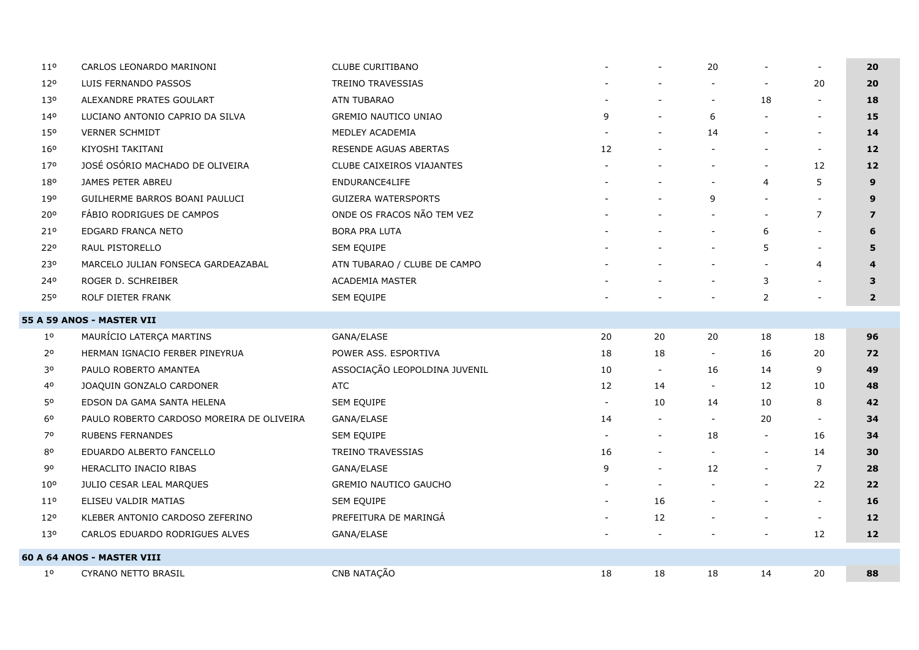| | | | | | | | | |
|---|---|---|---|---|---|---|---|---|
| 11º | CARLOS LEONARDO MARINONI | CLUBE CURITIBANO | - | - | 20 | - | - | **20** |
| 12º | LUIS FERNANDO PASSOS | TREINO TRAVESSIAS | - | - | - | - | 20 | **20** |
| 13º | ALEXANDRE PRATES GOULART | ATN TUBARAO | - | - | - | 18 | - | **18** |
| 14º | LUCIANO ANTONIO CAPRIO DA SILVA | GREMIO NAUTICO UNIAO | 9 | - | 6 | - | - | **15** |
| 15º | VERNER SCHMIDT | MEDLEY ACADEMIA | - | - | 14 | - | - | **14** |
| 16º | KIYOSHI TAKITANI | RESENDE AGUAS ABERTAS | 12 | - | - | - | - | **12** |
| 17º | JOSÉ OSÓRIO MACHADO DE OLIVEIRA | CLUBE CAIXEIROS VIAJANTES | - | - | - | - | 12 | **12** |
| 18º | JAMES PETER ABREU | ENDURANCE4LIFE | - | - | - | 4 | 5 | **9** |
| 19º | GUILHERME BARROS BOANI PAULUCI | GUIZERA WATERSPORTS | - | - | 9 | - | - | **9** |
| 20º | FÁBIO RODRIGUES DE CAMPOS | ONDE OS FRACOS NÃO TEM VEZ | - | - | - | - | 7 | **7** |
| 21º | EDGARD FRANCA NETO | BORA PRA LUTA | - | - | - | 6 | - | **6** |
| 22º | RAUL PISTORELLO | SEM EQUIPE | - | - | - | 5 | - | **5** |
| 23º | MARCELO JULIAN FONSECA GARDEAZABAL | ATN TUBARAO / CLUBE DE CAMPO | - | - | - | - | 4 | **4** |
| 24º | ROGER D. SCHREIBER | ACADEMIA MASTER | - | - | - | 3 | - | **3** |
| 25º | ROLF DIETER FRANK | SEM EQUIPE | - | - | - | 2 | - | **2** |
| **55 A 59 ANOS - MASTER VII** | | | | | | | | |
| 1º | MAURÍCIO LATERÇA MARTINS | GANA/ELASE | 20 | 20 | 20 | 18 | 18 | **96** |
| 2º | HERMAN IGNACIO FERBER PINEYRUA | POWER ASS. ESPORTIVA | 18 | 18 | - | 16 | 20 | **72** |
| 3º | PAULO ROBERTO AMANTEA | ASSOCIAÇÃO LEOPOLDINA JUVENIL | 10 | - | 16 | 14 | 9 | **49** |
| 4º | JOAQUIN GONZALO CARDONER | ATC | 12 | 14 | - | 12 | 10 | **48** |
| 5º | EDSON DA GAMA SANTA HELENA | SEM EQUIPE | - | 10 | 14 | 10 | 8 | **42** |
| 6º | PAULO ROBERTO CARDOSO MOREIRA DE OLIVEIRA | GANA/ELASE | 14 | - | - | 20 | - | **34** |
| 7º | RUBENS FERNANDES | SEM EQUIPE | - | - | 18 | - | 16 | **34** |
| 8º | EDUARDO ALBERTO FANCELLO | TREINO TRAVESSIAS | 16 | - | - | - | 14 | **30** |
| 9º | HERACLITO INACIO RIBAS | GANA/ELASE | 9 | - | 12 | - | 7 | **28** |
| 10º | JULIO CESAR LEAL MARQUES | GREMIO NAUTICO GAUCHO | - | - | - | - | 22 | **22** |
| 11º | ELISEU VALDIR MATIAS | SEM EQUIPE | - | 16 | - | - | - | **16** |
| 12º | KLEBER ANTONIO CARDOSO ZEFERINO | PREFEITURA DE MARINGÁ | - | 12 | - | - | - | **12** |
| 13º | CARLOS EDUARDO RODRIGUES ALVES | GANA/ELASE | - | - | - | - | 12 | **12** |
| **60 A 64 ANOS - MASTER VIII** | | | | | | | | |
| 1º | CYRANO NETTO BRASIL | CNB NATAÇÃO | 18 | 18 | 18 | 14 | 20 | **88** |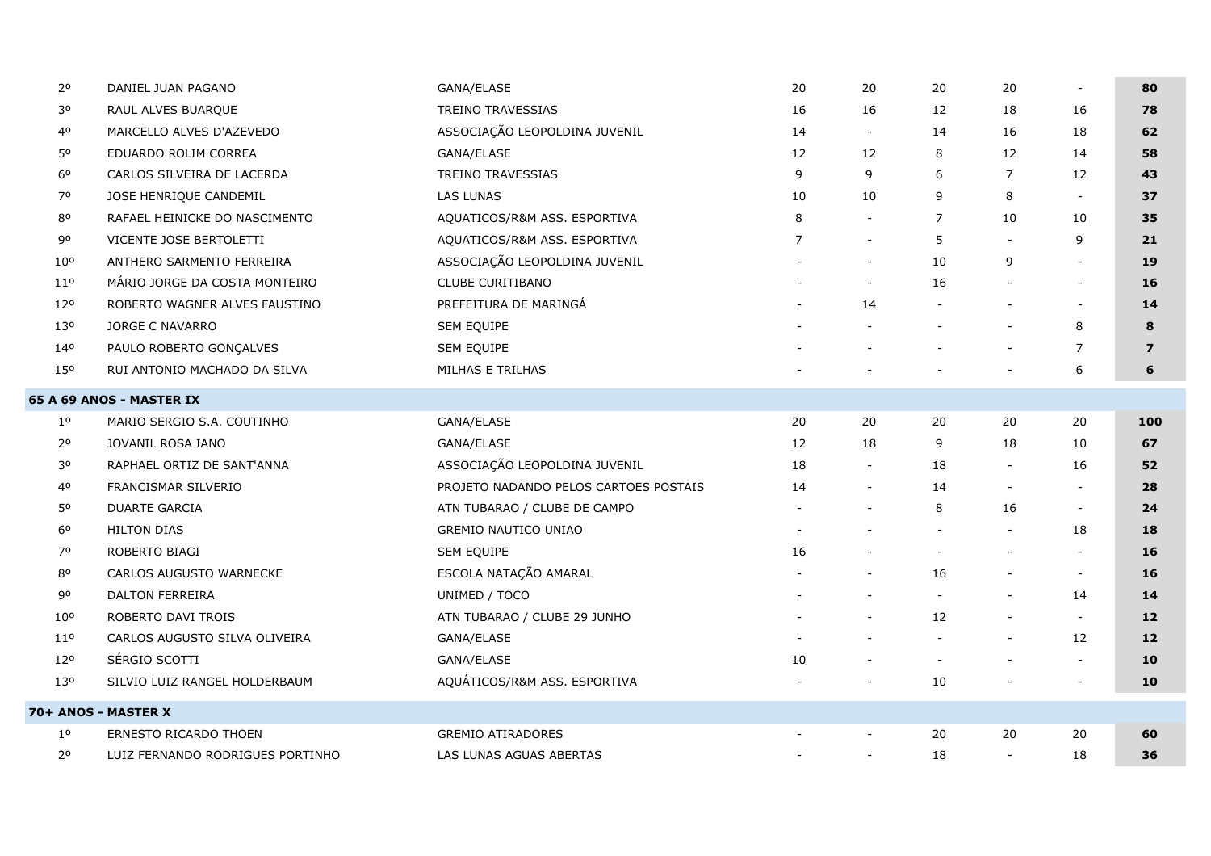| | | | | | | | | |
|---|---|---|---|---|---|---|---|---|
| 2º | DANIEL JUAN PAGANO | GANA/ELASE | 20 | 20 | 20 | 20 | - | **80** |
| 3º | RAUL ALVES BUARQUE | TREINO TRAVESSIAS | 16 | 16 | 12 | 18 | 16 | **78** |
| 4º | MARCELLO ALVES D'AZEVEDO | ASSOCIAÇÃO LEOPOLDINA JUVENIL | 14 | - | 14 | 16 | 18 | **62** |
| 5º | EDUARDO ROLIM CORREA | GANA/ELASE | 12 | 12 | 8 | 12 | 14 | **58** |
| 6º | CARLOS SILVEIRA DE LACERDA | TREINO TRAVESSIAS | 9 | 9 | 6 | 7 | 12 | **43** |
| 7º | JOSE HENRIQUE CANDEMIL | LAS LUNAS | 10 | 10 | 9 | 8 | - | **37** |
| 8º | RAFAEL HEINICKE DO NASCIMENTO | AQUATICOS/R&M ASS. ESPORTIVA | 8 | - | 7 | 10 | 10 | **35** |
| 9º | VICENTE JOSE BERTOLETTI | AQUATICOS/R&M ASS. ESPORTIVA | 7 | - | 5 | - | 9 | **21** |
| 10º | ANTHERO SARMENTO FERREIRA | ASSOCIAÇÃO LEOPOLDINA JUVENIL | - | - | 10 | 9 | - | **19** |
| 11º | MÁRIO JORGE DA COSTA MONTEIRO | CLUBE CURITIBANO | - | - | 16 | - | - | **16** |
| 12º | ROBERTO WAGNER ALVES FAUSTINO | PREFEITURA DE MARINGÁ | - | 14 | - | - | - | **14** |
| 13º | JORGE C NAVARRO | SEM EQUIPE | - | - | - | - | 8 | **8** |
| 14º | PAULO ROBERTO GONÇALVES | SEM EQUIPE | - | - | - | - | 7 | **7** |
| 15º | RUI ANTONIO MACHADO DA SILVA | MILHAS E TRILHAS | - | - | - | - | 6 | **6** |
| **65 A 69 ANOS - MASTER IX** | | | | | | | | |
| 1º | MARIO SERGIO S.A. COUTINHO | GANA/ELASE | 20 | 20 | 20 | 20 | 20 | **100** |
| 2º | JOVANIL ROSA IANO | GANA/ELASE | 12 | 18 | 9 | 18 | 10 | **67** |
| 3º | RAPHAEL ORTIZ DE SANT'ANNA | ASSOCIAÇÃO LEOPOLDINA JUVENIL | 18 | - | 18 | - | 16 | **52** |
| 4º | FRANCISMAR SILVERIO | PROJETO NADANDO PELOS CARTOES POSTAIS | 14 | - | 14 | - | - | **28** |
| 5º | DUARTE GARCIA | ATN TUBARAO / CLUBE DE CAMPO | - | - | 8 | 16 | - | **24** |
| 6º | HILTON DIAS | GREMIO NAUTICO UNIAO | - | - | - | - | 18 | **18** |
| 7º | ROBERTO BIAGI | SEM EQUIPE | 16 | - | - | - | - | **16** |
| 8º | CARLOS AUGUSTO WARNECKE | ESCOLA NATAÇÃO AMARAL | - | - | 16 | - | - | **16** |
| 9º | DALTON FERREIRA | UNIMED / TOCO | - | - | - | - | 14 | **14** |
| 10º | ROBERTO DAVI TROIS | ATN TUBARAO / CLUBE 29 JUNHO | - | - | 12 | - | - | **12** |
| 11º | CARLOS AUGUSTO SILVA OLIVEIRA | GANA/ELASE | - | - | - | - | 12 | **12** |
| 12º | SÉRGIO SCOTTI | GANA/ELASE | 10 | - | - | - | - | **10** |
| 13º | SILVIO LUIZ RANGEL HOLDERBAUM | AQUÁTICOS/R&M ASS. ESPORTIVA | - | - | 10 | - | - | **10** |
| **70+ ANOS - MASTER X** | | | | | | | | |
| 1º | ERNESTO RICARDO THOEN | GREMIO ATIRADORES | - | - | 20 | 20 | 20 | **60** |
| 2º | LUIZ FERNANDO RODRIGUES PORTINHO | LAS LUNAS AGUAS ABERTAS | - | - | 18 | - | 18 | **36** |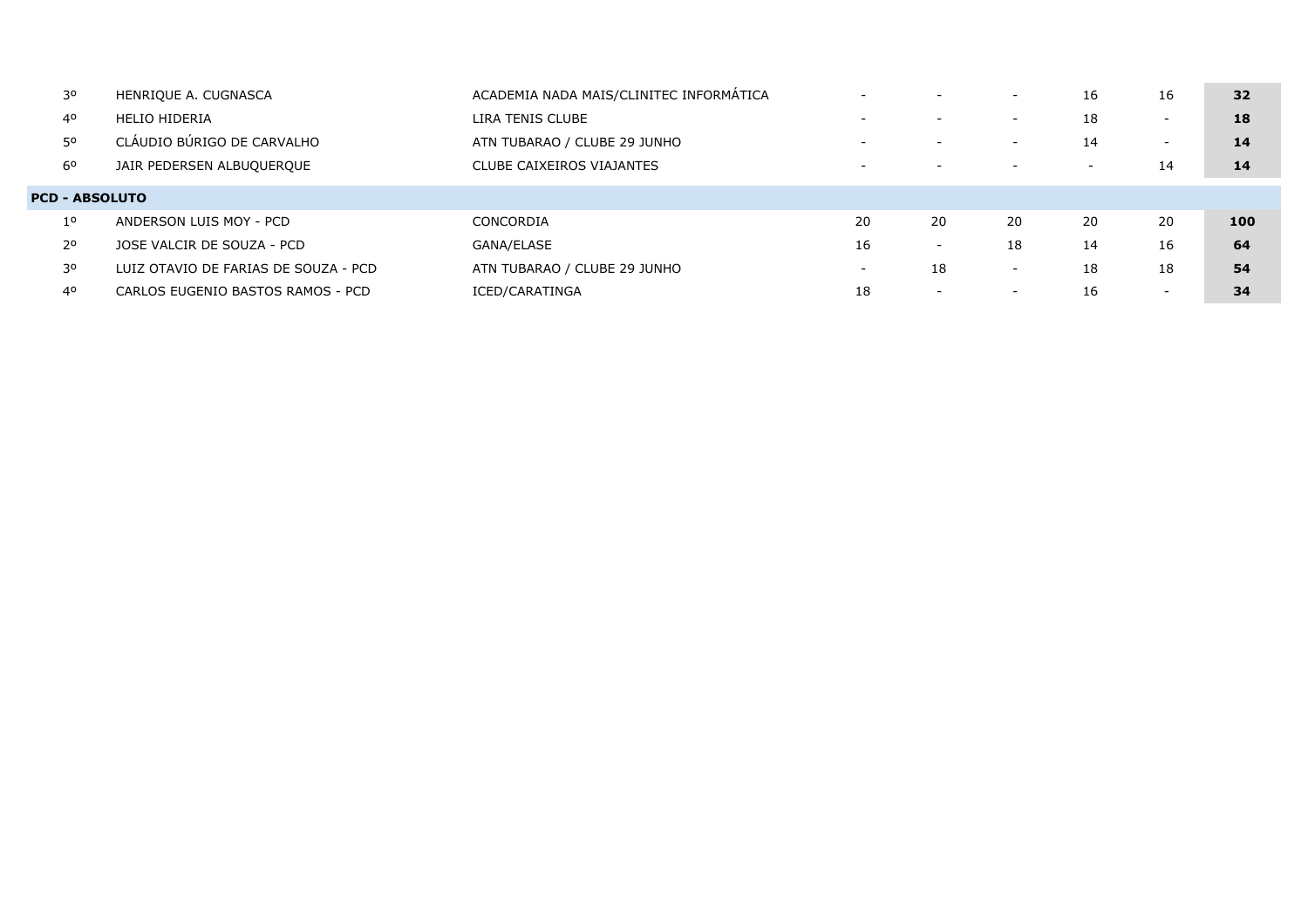| | | | | | | | | |
|---|---|---|---|---|---|---|---|---|
| 3º | HENRIQUE A. CUGNASCA | ACADEMIA NADA MAIS/CLINITEC INFORMÁTICA | - | - | - | 16 | 16 | **32** |
| 4º | HELIO HIDERIA | LIRA TENIS CLUBE | - | - | - | 18 | - | **18** |
| 5º | CLÁUDIO BÚRIGO DE CARVALHO | ATN TUBARAO / CLUBE 29 JUNHO | - | - | - | 14 | - | **14** |
| 6º | JAIR PEDERSEN ALBUQUERQUE | CLUBE CAIXEIROS VIAJANTES | - | - | - | - | 14 | **14** |
| **PCD - ABSOLUTO** | | | | | | | | |
| 1º | ANDERSON LUIS MOY - PCD | CONCORDIA | 20 | 20 | 20 | 20 | 20 | **100** |
| 2º | JOSE VALCIR DE SOUZA - PCD | GANA/ELASE | 16 | - | 18 | 14 | 16 | **64** |
| 3º | LUIZ OTAVIO DE FARIAS DE SOUZA - PCD | ATN TUBARAO / CLUBE 29 JUNHO | - | 18 | - | 18 | 18 | **54** |
| 4º | CARLOS EUGENIO BASTOS RAMOS - PCD | ICED/CARATINGA | 18 | - | - | 16 | - | **34** |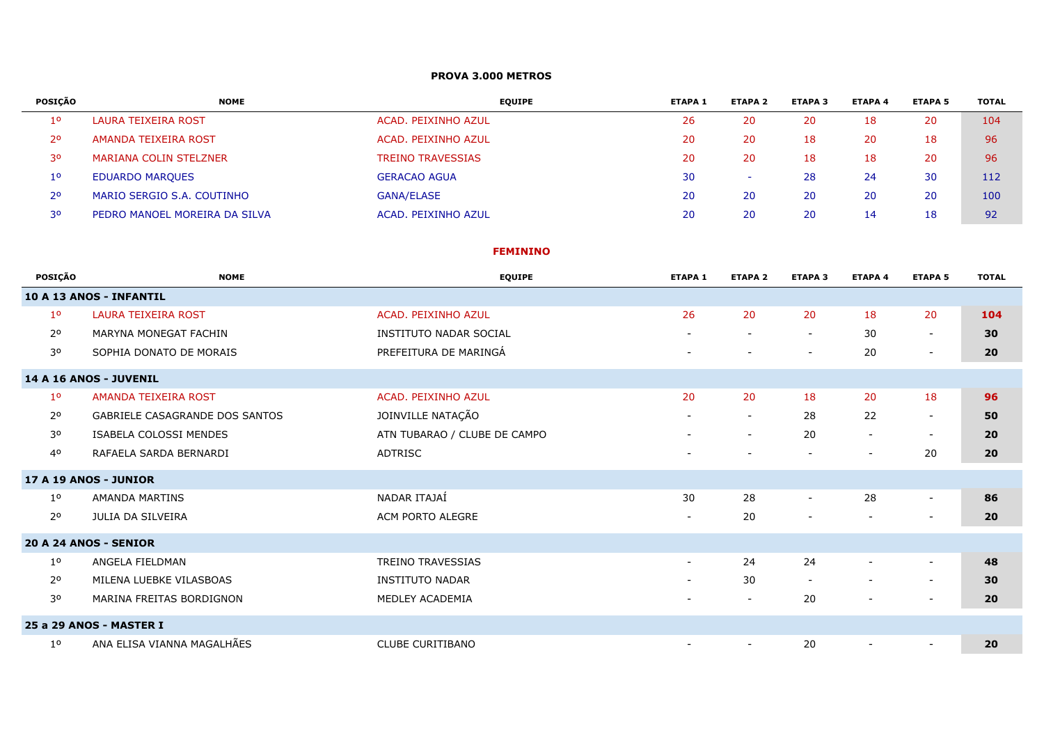**PROVA 3.000 METROS**

| POSIÇÃO | NOME | EQUIPE | ETAPA 1 | ETAPA 2 | ETAPA 3 | ETAPA 4 | ETAPA 5 | TOTAL |
|---|---|---|---|---|---|---|---|---|
| 1º | LAURA TEIXEIRA ROST | ACAD. PEIXINHO AZUL | 26 | 20 | 20 | 18 | 20 | 104 |
| 2º | AMANDA TEIXEIRA ROST | ACAD. PEIXINHO AZUL | 20 | 20 | 18 | 20 | 18 | 96 |
| 3º | MARIANA COLIN STELZNER | TREINO TRAVESSIAS | 20 | 20 | 18 | 18 | 20 | 96 |
| 1º | EDUARDO MARQUES | GERACAO AGUA | 30 | - | 28 | 24 | 30 | 112 |
| 2º | MARIO SERGIO S.A. COUTINHO | GANA/ELASE | 20 | 20 | 20 | 20 | 20 | 100 |
| 3º | PEDRO MANOEL MOREIRA DA SILVA | ACAD. PEIXINHO AZUL | 20 | 20 | 20 | 14 | 18 | 92 |

**FEMININO**

| POSIÇÃO | NOME | EQUIPE | ETAPA 1 | ETAPA 2 | ETAPA 3 | ETAPA 4 | ETAPA 5 | TOTAL |
|---|---|---|---|---|---|---|---|---|
| **10 A 13 ANOS - INFANTIL** | | | | | | | | |
| 1º | LAURA TEIXEIRA ROST | ACAD. PEIXINHO AZUL | 26 | 20 | 20 | 18 | 20 | **104** |
| 2º | MARYNA MONEGAT FACHIN | INSTITUTO NADAR SOCIAL | - | - | - | 30 | - | **30** |
| 3º | SOPHIA DONATO DE MORAIS | PREFEITURA DE MARINGÁ | - | - | - | 20 | - | **20** |
| **14 A 16 ANOS - JUVENIL** | | | | | | | | |
| 1º | AMANDA TEIXEIRA ROST | ACAD. PEIXINHO AZUL | 20 | 20 | 18 | 20 | 18 | **96** |
| 2º | GABRIELE CASAGRANDE DOS SANTOS | JOINVILLE NATAÇÃO | - | - | 28 | 22 | - | **50** |
| 3º | ISABELA COLOSSI MENDES | ATN TUBARAO / CLUBE DE CAMPO | - | - | 20 | - | - | **20** |
| 4º | RAFAELA SARDA BERNARDI | ADTRISC | - | - | - | - | 20 | **20** |
| **17 A 19 ANOS - JUNIOR** | | | | | | | | |
| 1º | AMANDA MARTINS | NADAR ITAJAÍ | 30 | 28 | - | 28 | - | **86** |
| 2º | JULIA DA SILVEIRA | ACM PORTO ALEGRE | - | 20 | - | - | - | **20** |
| **20 A 24 ANOS - SENIOR** | | | | | | | | |
| 1º | ANGELA FIELDMAN | TREINO TRAVESSIAS | - | 24 | 24 | - | - | **48** |
| 2º | MILENA LUEBKE VILASBOAS | INSTITUTO NADAR | - | 30 | - | - | - | **30** |
| 3º | MARINA FREITAS BORDIGNON | MEDLEY ACADEMIA | - | - | 20 | - | - | **20** |
| **25 a 29 ANOS - MASTER I** | | | | | | | | |
| 1º | ANA ELISA VIANNA MAGALHÃES | CLUBE CURITIBANO | - | - | 20 | - | - | **20** |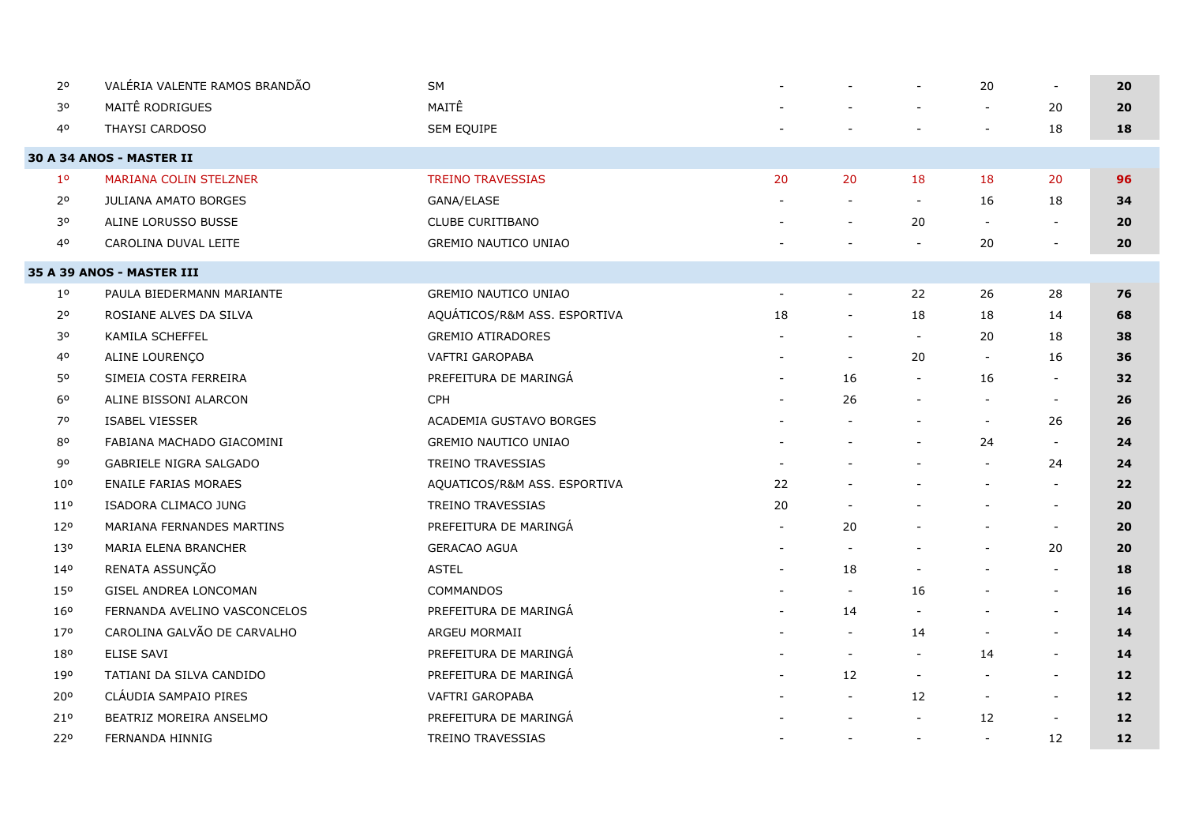| | | | | | | | | |
|---|---|---|---|---|---|---|---|---|
| 2º | VALÉRIA VALENTE RAMOS BRANDÃO | SM | - | - | - | 20 | - | **20** |
| 3º | MAITÊ RODRIGUES | MAITÊ | - | - | - | - | 20 | **20** |
| 4º | THAYSI CARDOSO | SEM EQUIPE | - | - | - | - | 18 | **18** |
| **30 A 34 ANOS - MASTER II** | | | | | | | | |
| 1º | MARIANA COLIN STELZNER | TREINO TRAVESSIAS | 20 | 20 | 18 | 18 | 20 | **96** |
| 2º | JULIANA AMATO BORGES | GANA/ELASE | - | - | - | 16 | 18 | **34** |
| 3º | ALINE LORUSSO BUSSE | CLUBE CURITIBANO | - | - | 20 | - | - | **20** |
| 4º | CAROLINA DUVAL LEITE | GREMIO NAUTICO UNIAO | - | - | - | 20 | - | **20** |
| **35 A 39 ANOS - MASTER III** | | | | | | | | |
| 1º | PAULA BIEDERMANN MARIANTE | GREMIO NAUTICO UNIAO | - | - | 22 | 26 | 28 | **76** |
| 2º | ROSIANE ALVES DA SILVA | AQUÁTICOS/R&M ASS. ESPORTIVA | 18 | - | 18 | 18 | 14 | **68** |
| 3º | KAMILA SCHEFFEL | GREMIO ATIRADORES | - | - | - | 20 | 18 | **38** |
| 4º | ALINE LOURENÇO | VAFTRI GAROPABA | - | - | 20 | - | 16 | **36** |
| 5º | SIMEIA COSTA FERREIRA | PREFEITURA DE MARINGÁ | - | 16 | - | 16 | - | **32** |
| 6º | ALINE BISSONI ALARCON | CPH | - | 26 | - | - | - | **26** |
| 7º | ISABEL VIESSER | ACADEMIA GUSTAVO BORGES | - | - | - | - | 26 | **26** |
| 8º | FABIANA MACHADO GIACOMINI | GREMIO NAUTICO UNIAO | - | - | - | 24 | - | **24** |
| 9º | GABRIELE NIGRA SALGADO | TREINO TRAVESSIAS | - | - | - | - | 24 | **24** |
| 10º | ENAILE FARIAS MORAES | AQUATICOS/R&M ASS. ESPORTIVA | 22 | - | - | - | - | **22** |
| 11º | ISADORA CLIMACO JUNG | TREINO TRAVESSIAS | 20 | - | - | - | - | **20** |
| 12º | MARIANA FERNANDES MARTINS | PREFEITURA DE MARINGÁ | - | 20 | - | - | - | **20** |
| 13º | MARIA ELENA BRANCHER | GERACAO AGUA | - | - | - | - | 20 | **20** |
| 14º | RENATA ASSUNÇÃO | ASTEL | - | 18 | - | - | - | **18** |
| 15º | GISEL ANDREA LONCOMAN | COMMANDOS | - | - | 16 | - | - | **16** |
| 16º | FERNANDA AVELINO VASCONCELOS | PREFEITURA DE MARINGÁ | - | 14 | - | - | - | **14** |
| 17º | CAROLINA GALVÃO DE CARVALHO | ARGEU MORMAII | - | - | 14 | - | - | **14** |
| 18º | ELISE SAVI | PREFEITURA DE MARINGÁ | - | - | - | 14 | - | **14** |
| 19º | TATIANI DA SILVA CANDIDO | PREFEITURA DE MARINGÁ | - | 12 | - | - | - | **12** |
| 20º | CLÁUDIA SAMPAIO PIRES | VAFTRI GAROPABA | - | - | 12 | - | - | **12** |
| 21º | BEATRIZ MOREIRA ANSELMO | PREFEITURA DE MARINGÁ | - | - | - | 12 | - | **12** |
| 22º | FERNANDA HINNIG | TREINO TRAVESSIAS | - | - | - | - | 12 | **12** |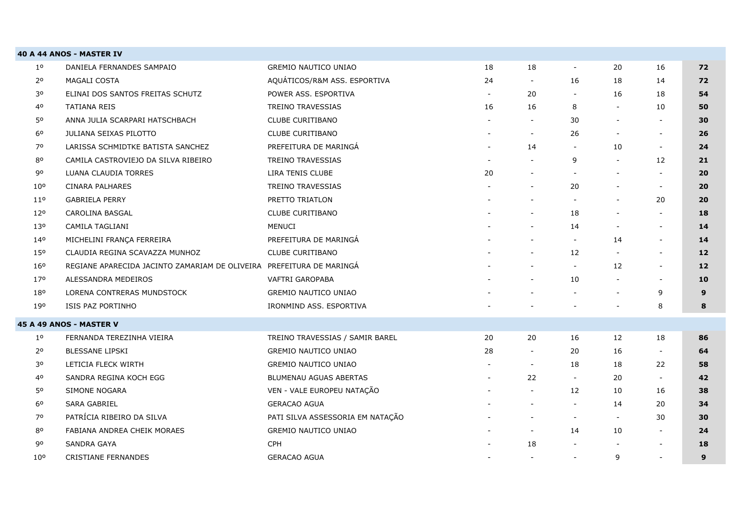| 40 A 44 ANOS - MASTER IV | | | | | | | | |
|---|---|---|---|---|---|---|---|---|
| 1º | DANIELA FERNANDES SAMPAIO | GREMIO NAUTICO UNIAO | 18 | 18 | - | 20 | 16 | **72** |
| 2º | MAGALI COSTA | AQUÁTICOS/R&M ASS. ESPORTIVA | 24 | - | 16 | 18 | 14 | **72** |
| 3º | ELINAI DOS SANTOS FREITAS SCHUTZ | POWER ASS. ESPORTIVA | - | 20 | - | 16 | 18 | **54** |
| 4º | TATIANA REIS | TREINO TRAVESSIAS | 16 | 16 | 8 | - | 10 | **50** |
| 5º | ANNA JULIA SCARPARI HATSCHBACH | CLUBE CURITIBANO | - | - | 30 | - | - | **30** |
| 6º | JULIANA SEIXAS PILOTTO | CLUBE CURITIBANO | - | - | 26 | - | - | **26** |
| 7º | LARISSA SCHMIDTKE BATISTA SANCHEZ | PREFEITURA DE MARINGÁ | - | 14 | - | 10 | - | **24** |
| 8º | CAMILA CASTROVIEJO DA SILVA RIBEIRO | TREINO TRAVESSIAS | - | - | 9 | - | 12 | **21** |
| 9º | LUANA CLAUDIA TORRES | LIRA TENIS CLUBE | 20 | - | - | - | - | **20** |
| 10º | CINARA PALHARES | TREINO TRAVESSIAS | - | - | 20 | - | - | **20** |
| 11º | GABRIELA PERRY | PRETTO TRIATLON | - | - | - | - | 20 | **20** |
| 12º | CAROLINA BASGAL | CLUBE CURITIBANO | - | - | 18 | - | - | **18** |
| 13º | CAMILA TAGLIANI | MENUCI | - | - | 14 | - | - | **14** |
| 14º | MICHELINI FRANÇA FERREIRA | PREFEITURA DE MARINGÁ | - | - | - | 14 | - | **14** |
| 15º | CLAUDIA REGINA SCAVAZZA MUNHOZ | CLUBE CURITIBANO | - | - | 12 | - | - | **12** |
| 16º | REGIANE APARECIDA JACINTO ZAMARIAM DE OLIVEIRA | PREFEITURA DE MARINGÁ | - | - | - | 12 | - | **12** |
| 17º | ALESSANDRA MEDEIROS | VAFTRI GAROPABA | - | - | 10 | - | - | **10** |
| 18º | LORENA CONTRERAS MUNDSTOCK | GREMIO NAUTICO UNIAO | - | - | - | - | 9 | **9** |
| 19º | ISIS PAZ PORTINHO | IRONMIND ASS. ESPORTIVA | - | - | - | - | 8 | **8** |

| 45 A 49 ANOS - MASTER V | | | | | | | | |
|---|---|---|---|---|---|---|---|---|
| 1º | FERNANDA TEREZINHA VIEIRA | TREINO TRAVESSIAS / SAMIR BAREL | 20 | 20 | 16 | 12 | 18 | **86** |
| 2º | BLESSANE LIPSKI | GREMIO NAUTICO UNIAO | 28 | - | 20 | 16 | - | **64** |
| 3º | LETICIA FLECK WIRTH | GREMIO NAUTICO UNIAO | - | - | 18 | 18 | 22 | **58** |
| 4º | SANDRA REGINA KOCH EGG | BLUMENAU AGUAS ABERTAS | - | 22 | - | 20 | - | **42** |
| 5º | SIMONE NOGARA | VEN - VALE EUROPEU NATAÇÃO | - | - | 12 | 10 | 16 | **38** |
| 6º | SARA GABRIEL | GERACAO AGUA | - | - | - | 14 | 20 | **34** |
| 7º | PATRÍCIA RIBEIRO DA SILVA | PATI SILVA ASSESSORIA EM NATAÇÃO | - | - | - | - | 30 | **30** |
| 8º | FABIANA ANDREA CHEIK MORAES | GREMIO NAUTICO UNIAO | - | - | 14 | 10 | - | **24** |
| 9º | SANDRA GAYA | CPH | - | 18 | - | - | - | **18** |
| 10º | CRISTIANE FERNANDES | GERACAO AGUA | - | - | - | 9 | - | **9** |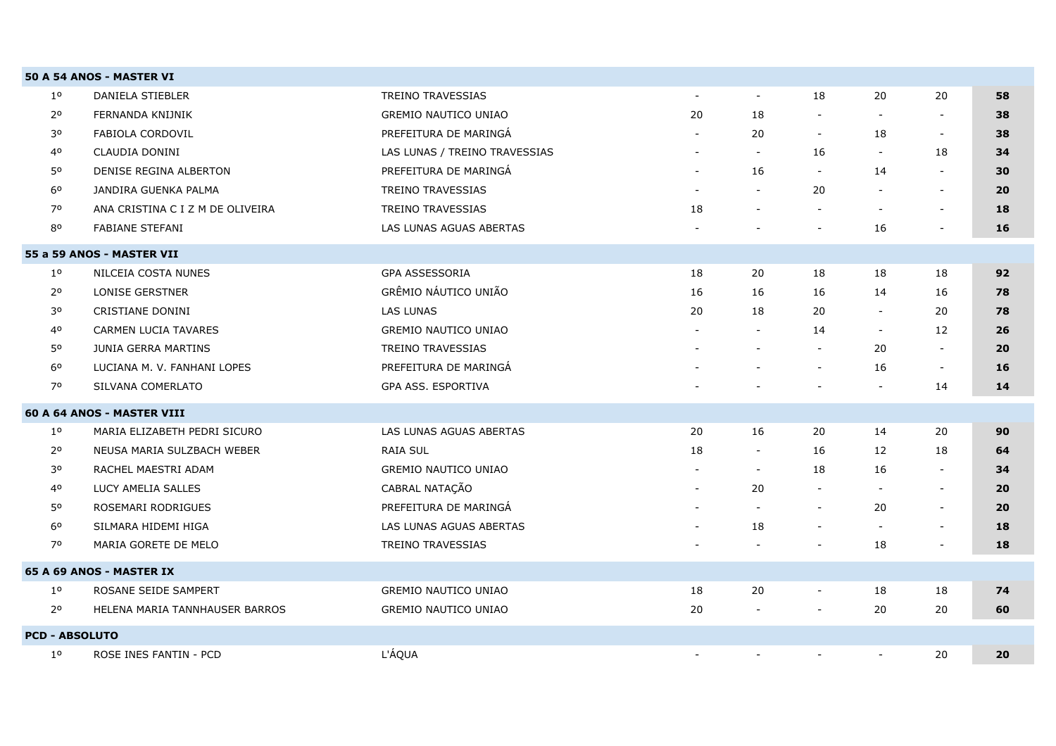| | | | | | | | | |
|---|---|---|---|---|---|---|---|---|
| **50 A 54 ANOS - MASTER VI** | | | | | | | | |
| 1º | DANIELA STIEBLER | TREINO TRAVESSIAS | - | - | 18 | 20 | 20 | **58** |
| 2º | FERNANDA KNIJNIK | GREMIO NAUTICO UNIAO | 20 | 18 | - | - | - | **38** |
| 3º | FABIOLA CORDOVIL | PREFEITURA DE MARINGÁ | - | 20 | - | 18 | - | **38** |
| 4º | CLAUDIA DONINI | LAS LUNAS / TREINO TRAVESSIAS | - | - | 16 | - | 18 | **34** |
| 5º | DENISE REGINA ALBERTON | PREFEITURA DE MARINGÁ | - | 16 | - | 14 | - | **30** |
| 6º | JANDIRA GUENKA PALMA | TREINO TRAVESSIAS | - | - | 20 | - | - | **20** |
| 7º | ANA CRISTINA C I Z M DE OLIVEIRA | TREINO TRAVESSIAS | 18 | - | - | - | - | **18** |
| 8º | FABIANE STEFANI | LAS LUNAS AGUAS ABERTAS | - | - | - | 16 | - | **16** |
| **55 a 59 ANOS - MASTER VII** | | | | | | | | |
| 1º | NILCEIA COSTA NUNES | GPA ASSESSORIA | 18 | 20 | 18 | 18 | 18 | **92** |
| 2º | LONISE GERSTNER | GRÊMIO NÁUTICO UNIÃO | 16 | 16 | 16 | 14 | 16 | **78** |
| 3º | CRISTIANE DONINI | LAS LUNAS | 20 | 18 | 20 | - | 20 | **78** |
| 4º | CARMEN LUCIA TAVARES | GREMIO NAUTICO UNIAO | - | - | 14 | - | 12 | **26** |
| 5º | JUNIA GERRA MARTINS | TREINO TRAVESSIAS | - | - | - | 20 | - | **20** |
| 6º | LUCIANA M. V. FANHANI LOPES | PREFEITURA DE MARINGÁ | - | - | - | 16 | - | **16** |
| 7º | SILVANA COMERLATO | GPA ASS. ESPORTIVA | - | - | - | - | 14 | **14** |
| **60 A 64 ANOS - MASTER VIII** | | | | | | | | |
| 1º | MARIA ELIZABETH PEDRI SICURO | LAS LUNAS AGUAS ABERTAS | 20 | 16 | 20 | 14 | 20 | **90** |
| 2º | NEUSA MARIA SULZBACH WEBER | RAIA SUL | 18 | - | 16 | 12 | 18 | **64** |
| 3º | RACHEL MAESTRI ADAM | GREMIO NAUTICO UNIAO | - | - | 18 | 16 | - | **34** |
| 4º | LUCY AMELIA SALLES | CABRAL NATAÇÃO | - | 20 | - | - | - | **20** |
| 5º | ROSEMARI RODRIGUES | PREFEITURA DE MARINGÁ | - | - | - | 20 | - | **20** |
| 6º | SILMARA HIDEMI HIGA | LAS LUNAS AGUAS ABERTAS | - | 18 | - | - | - | **18** |
| 7º | MARIA GORETE DE MELO | TREINO TRAVESSIAS | - | - | - | 18 | - | **18** |
| **65 A 69 ANOS - MASTER IX** | | | | | | | | |
| 1º | ROSANE SEIDE SAMPERT | GREMIO NAUTICO UNIAO | 18 | 20 | - | 18 | 18 | **74** |
| 2º | HELENA MARIA TANNHAUSER BARROS | GREMIO NAUTICO UNIAO | 20 | - | - | 20 | 20 | **60** |
| **PCD - ABSOLUTO** | | | | | | | | |
| 1º | ROSE INES FANTIN - PCD | L'ÁQUA | - | - | - | - | 20 | **20** |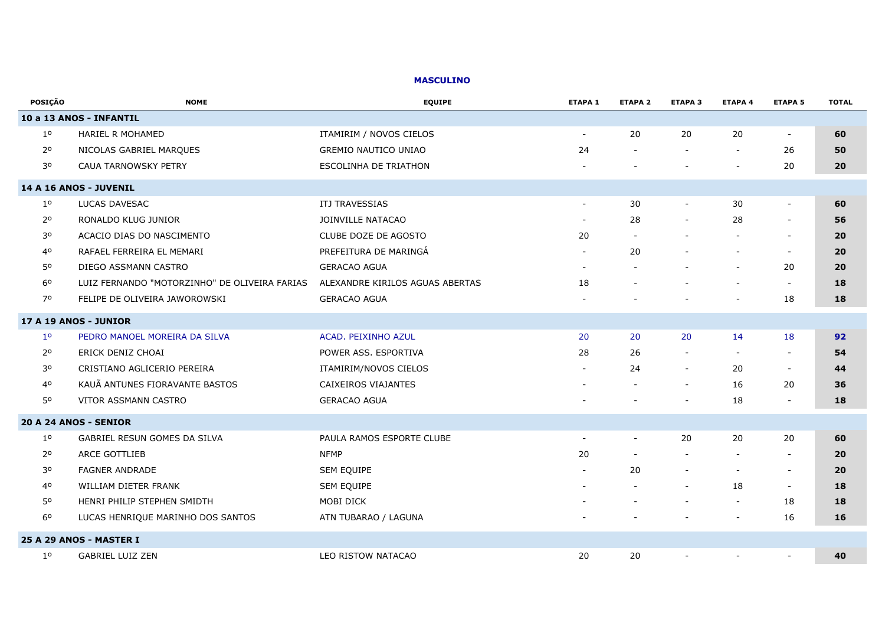**MASCULINO**

| POSIÇÃO | NOME | EQUIPE | ETAPA 1 | ETAPA 2 | ETAPA 3 | ETAPA 4 | ETAPA 5 | TOTAL |
|---|---|---|---|---|---|---|---|---|
| **10 a 13 ANOS - INFANTIL** | | | | | | | | |
| 1º | HARIEL R MOHAMED | ITAMIRIM / NOVOS CIELOS | - | 20 | 20 | 20 | - | **60** |
| 2º | NICOLAS GABRIEL MARQUES | GREMIO NAUTICO UNIAO | 24 | - | - | - | 26 | **50** |
| 3º | CAUA TARNOWSKY PETRY | ESCOLINHA DE TRIATHON | - | - | - | - | 20 | **20** |
| **14 A 16 ANOS - JUVENIL** | | | | | | | | |
| 1º | LUCAS DAVESAC | ITJ TRAVESSIAS | - | 30 | - | 30 | - | **60** |
| 2º | RONALDO KLUG JUNIOR | JOINVILLE NATACAO | - | 28 | - | 28 | - | **56** |
| 3º | ACACIO DIAS DO NASCIMENTO | CLUBE DOZE DE AGOSTO | 20 | - | - | - | - | **20** |
| 4º | RAFAEL FERREIRA EL MEMARI | PREFEITURA DE MARINGÁ | - | 20 | - | - | - | **20** |
| 5º | DIEGO ASSMANN CASTRO | GERACAO AGUA | - | - | - | - | 20 | **20** |
| 6º | LUIZ FERNANDO "MOTORZINHO" DE OLIVEIRA FARIAS | ALEXANDRE KIRILOS AGUAS ABERTAS | 18 | - | - | - | - | **18** |
| 7º | FELIPE DE OLIVEIRA JAWOROWSKI | GERACAO AGUA | - | - | - | - | 18 | **18** |
| **17 A 19 ANOS - JUNIOR** | | | | | | | | |
| 1º | PEDRO MANOEL MOREIRA DA SILVA | ACAD. PEIXINHO AZUL | 20 | 20 | 20 | 14 | 18 | **92** |
| 2º | ERICK DENIZ CHOAI | POWER ASS. ESPORTIVA | 28 | 26 | - | - | - | **54** |
| 3º | CRISTIANO AGLICERIO PEREIRA | ITAMIRIM/NOVOS CIELOS | - | 24 | - | 20 | - | **44** |
| 4º | KAUÃ ANTUNES FIORAVANTE BASTOS | CAIXEIROS VIAJANTES | - | - | - | 16 | 20 | **36** |
| 5º | VITOR ASSMANN CASTRO | GERACAO AGUA | - | - | - | 18 | - | **18** |
| **20 A 24 ANOS - SENIOR** | | | | | | | | |
| 1º | GABRIEL RESUN GOMES DA SILVA | PAULA RAMOS ESPORTE CLUBE | - | - | 20 | 20 | 20 | **60** |
| 2º | ARCE GOTTLIEB | NFMP | 20 | - | - | - | - | **20** |
| 3º | FAGNER ANDRADE | SEM EQUIPE | - | 20 | - | - | - | **20** |
| 4º | WILLIAM DIETER FRANK | SEM EQUIPE | - | - | - | 18 | - | **18** |
| 5º | HENRI PHILIP STEPHEN SMIDTH | MOBI DICK | - | - | - | - | 18 | **18** |
| 6º | LUCAS HENRIQUE MARINHO DOS SANTOS | ATN TUBARAO / LAGUNA | - | - | - | - | 16 | **16** |
| **25 A 29 ANOS - MASTER I** | | | | | | | | |
| 1º | GABRIEL LUIZ ZEN | LEO RISTOW NATACAO | 20 | 20 | - | - | - | **40** |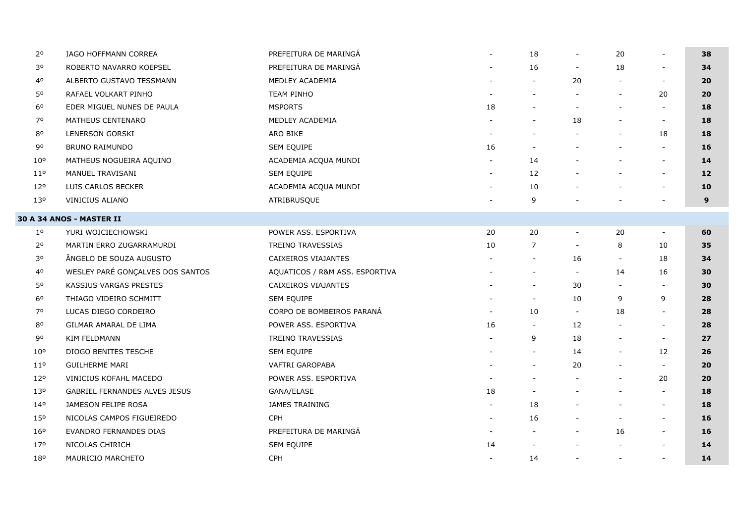| | | | | | | | | |
|---|---|---|---|---|---|---|---|---|
| 2º | IAGO HOFFMANN CORREA | PREFEITURA DE MARINGÁ | - | 18 | - | 20 | - | **38** |
| 3º | ROBERTO NAVARRO KOEPSEL | PREFEITURA DE MARINGÁ | - | 16 | - | 18 | - | **34** |
| 4º | ALBERTO GUSTAVO TESSMANN | MEDLEY ACADEMIA | - | - | 20 | - | - | **20** |
| 5º | RAFAEL VOLKART PINHO | TEAM PINHO | - | - | - | - | 20 | **20** |
| 6º | EDER MIGUEL NUNES DE PAULA | MSPORTS | 18 | - | - | - | - | **18** |
| 7º | MATHEUS CENTENARO | MEDLEY ACADEMIA | - | - | 18 | - | - | **18** |
| 8º | LENERSON GORSKI | ARO BIKE | - | - | - | - | 18 | **18** |
| 9º | BRUNO RAIMUNDO | SEM EQUIPE | 16 | - | - | - | - | **16** |
| 10º | MATHEUS NOGUEIRA AQUINO | ACADEMIA ACQUA MUNDI | - | 14 | - | - | - | **14** |
| 11º | MANUEL TRAVISANI | SEM EQUIPE | - | 12 | - | - | - | **12** |
| 12º | LUIS CARLOS BECKER | ACADEMIA ACQUA MUNDI | - | 10 | - | - | - | **10** |
| 13º | VINICIUS ALIANO | ATRIBRUSQUE | - | 9 | - | - | - | **9** |
| **30 A 34 ANOS - MASTER II** | | | | | | | | |
| 1º | YURI WOJCIECHOWSKI | POWER ASS. ESPORTIVA | 20 | 20 | - | 20 | - | **60** |
| 2º | MARTIN ERRO ZUGARRAMURDI | TREINO TRAVESSIAS | 10 | 7 | - | 8 | 10 | **35** |
| 3º | ÂNGELO DE SOUZA AUGUSTO | CAIXEIROS VIAJANTES | - | - | 16 | - | 18 | **34** |
| 4º | WESLEY PARÉ GONÇALVES DOS SANTOS | AQUATICOS / R&M ASS. ESPORTIVA | - | - | - | 14 | 16 | **30** |
| 5º | KASSIUS VARGAS PRESTES | CAIXEIROS VIAJANTES | - | - | 30 | - | - | **30** |
| 6º | THIAGO VIDEIRO SCHMITT | SEM EQUIPE | - | - | 10 | 9 | 9 | **28** |
| 7º | LUCAS DIEGO CORDEIRO | CORPO DE BOMBEIROS PARANÁ | - | 10 | - | 18 | - | **28** |
| 8º | GILMAR AMARAL DE LIMA | POWER ASS. ESPORTIVA | 16 | - | 12 | - | - | **28** |
| 9º | KIM FELDMANN | TREINO TRAVESSIAS | - | 9 | 18 | - | - | **27** |
| 10º | DIOGO BENITES TESCHE | SEM EQUIPE | - | - | 14 | - | 12 | **26** |
| 11º | GUILHERME MARI | VAFTRI GAROPABA | - | - | 20 | - | - | **20** |
| 12º | VINICIUS KOFAHL MACEDO | POWER ASS. ESPORTIVA | - | - | - | - | 20 | **20** |
| 13º | GABRIEL FERNANDES ALVES JESUS | GANA/ELASE | 18 | - | - | - | - | **18** |
| 14º | JAMESON FELIPE ROSA | JAMES TRAINING | - | 18 | - | - | - | **18** |
| 15º | NICOLAS CAMPOS FIGUEIREDO | CPH | - | 16 | - | - | - | **16** |
| 16º | EVANDRO FERNANDES DIAS | PREFEITURA DE MARINGÁ | - | - | - | 16 | - | **16** |
| 17º | NICOLAS CHIRICH | SEM EQUIPE | 14 | - | - | - | - | **14** |
| 18º | MAURICIO MARCHETO | CPH | - | 14 | - | - | - | **14** |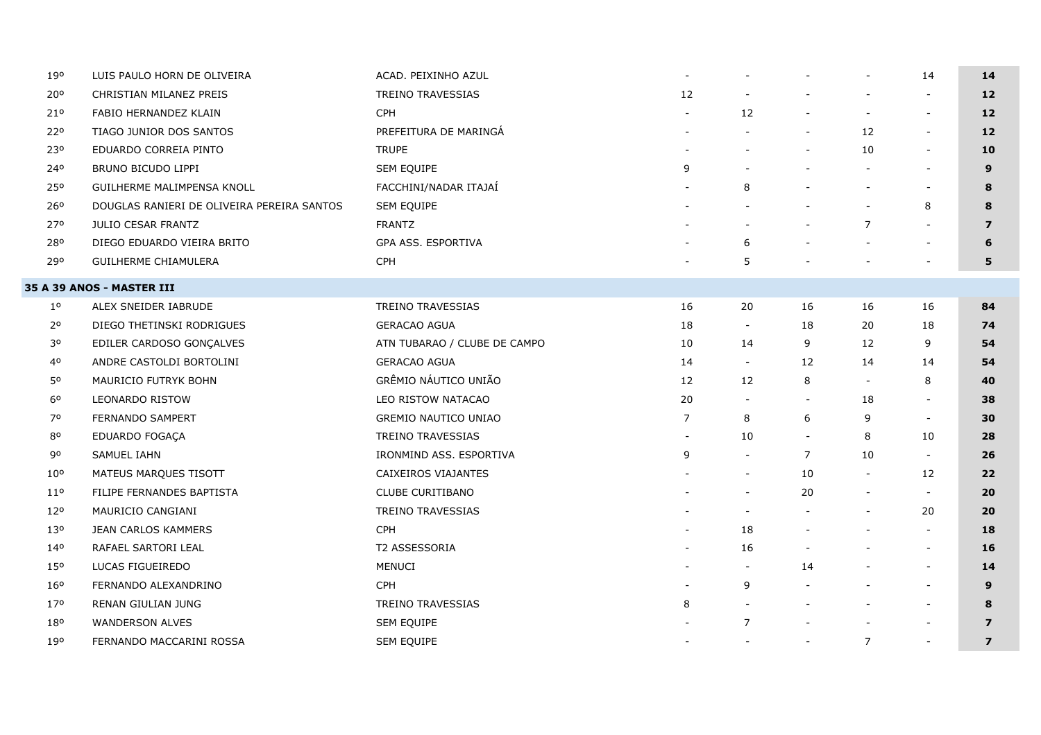| | | | | | | | | |
|---|---|---|---|---|---|---|---|---|
| 19º | LUIS PAULO HORN DE OLIVEIRA | ACAD. PEIXINHO AZUL | - | - | - | - | 14 | **14** |
| 20º | CHRISTIAN MILANEZ PREIS | TREINO TRAVESSIAS | 12 | - | - | - | - | **12** |
| 21º | FABIO HERNANDEZ KLAIN | CPH | - | 12 | - | - | - | **12** |
| 22º | TIAGO JUNIOR DOS SANTOS | PREFEITURA DE MARINGÁ | - | - | - | 12 | - | **12** |
| 23º | EDUARDO CORREIA PINTO | TRUPE | - | - | - | 10 | - | **10** |
| 24º | BRUNO BICUDO LIPPI | SEM EQUIPE | 9 | - | - | - | - | **9** |
| 25º | GUILHERME MALIMPENSA KNOLL | FACCHINI/NADAR ITAJAÍ | - | 8 | - | - | - | **8** |
| 26º | DOUGLAS RANIERI DE OLIVEIRA PEREIRA SANTOS | SEM EQUIPE | - | - | - | - | 8 | **8** |
| 27º | JULIO CESAR FRANTZ | FRANTZ | - | - | - | 7 | - | **7** |
| 28º | DIEGO EDUARDO VIEIRA BRITO | GPA ASS. ESPORTIVA | - | 6 | - | - | - | **6** |
| 29º | GUILHERME CHIAMULERA | CPH | - | 5 | - | - | - | **5** |
| **35 A 39 ANOS - MASTER III** | | | | | | | | |
| 1º | ALEX SNEIDER IABRUDE | TREINO TRAVESSIAS | 16 | 20 | 16 | 16 | 16 | **84** |
| 2º | DIEGO THETINSKI RODRIGUES | GERACAO AGUA | 18 | - | 18 | 20 | 18 | **74** |
| 3º | EDILER CARDOSO GONÇALVES | ATN TUBARAO / CLUBE DE CAMPO | 10 | 14 | 9 | 12 | 9 | **54** |
| 4º | ANDRE CASTOLDI BORTOLINI | GERACAO AGUA | 14 | - | 12 | 14 | 14 | **54** |
| 5º | MAURICIO FUTRYK BOHN | GRÊMIO NÁUTICO UNIÃO | 12 | 12 | 8 | - | 8 | **40** |
| 6º | LEONARDO RISTOW | LEO RISTOW NATACAO | 20 | - | - | 18 | - | **38** |
| 7º | FERNANDO SAMPERT | GREMIO NAUTICO UNIAO | 7 | 8 | 6 | 9 | - | **30** |
| 8º | EDUARDO FOGAÇA | TREINO TRAVESSIAS | - | 10 | - | 8 | 10 | **28** |
| 9º | SAMUEL IAHN | IRONMIND ASS. ESPORTIVA | 9 | - | 7 | 10 | - | **26** |
| 10º | MATEUS MARQUES TISOTT | CAIXEIROS VIAJANTES | - | - | 10 | - | 12 | **22** |
| 11º | FILIPE FERNANDES BAPTISTA | CLUBE CURITIBANO | - | - | 20 | - | - | **20** |
| 12º | MAURICIO CANGIANI | TREINO TRAVESSIAS | - | - | - | - | 20 | **20** |
| 13º | JEAN CARLOS KAMMERS | CPH | - | 18 | - | - | - | **18** |
| 14º | RAFAEL SARTORI LEAL | T2 ASSESSORIA | - | 16 | - | - | - | **16** |
| 15º | LUCAS FIGUEIREDO | MENUCI | - | - | 14 | - | - | **14** |
| 16º | FERNANDO ALEXANDRINO | CPH | - | 9 | - | - | - | **9** |
| 17º | RENAN GIULIAN JUNG | TREINO TRAVESSIAS | 8 | - | - | - | - | **8** |
| 18º | WANDERSON ALVES | SEM EQUIPE | - | 7 | - | - | - | **7** |
| 19º | FERNANDO MACCARINI ROSSA | SEM EQUIPE | - | - | - | 7 | - | **7** |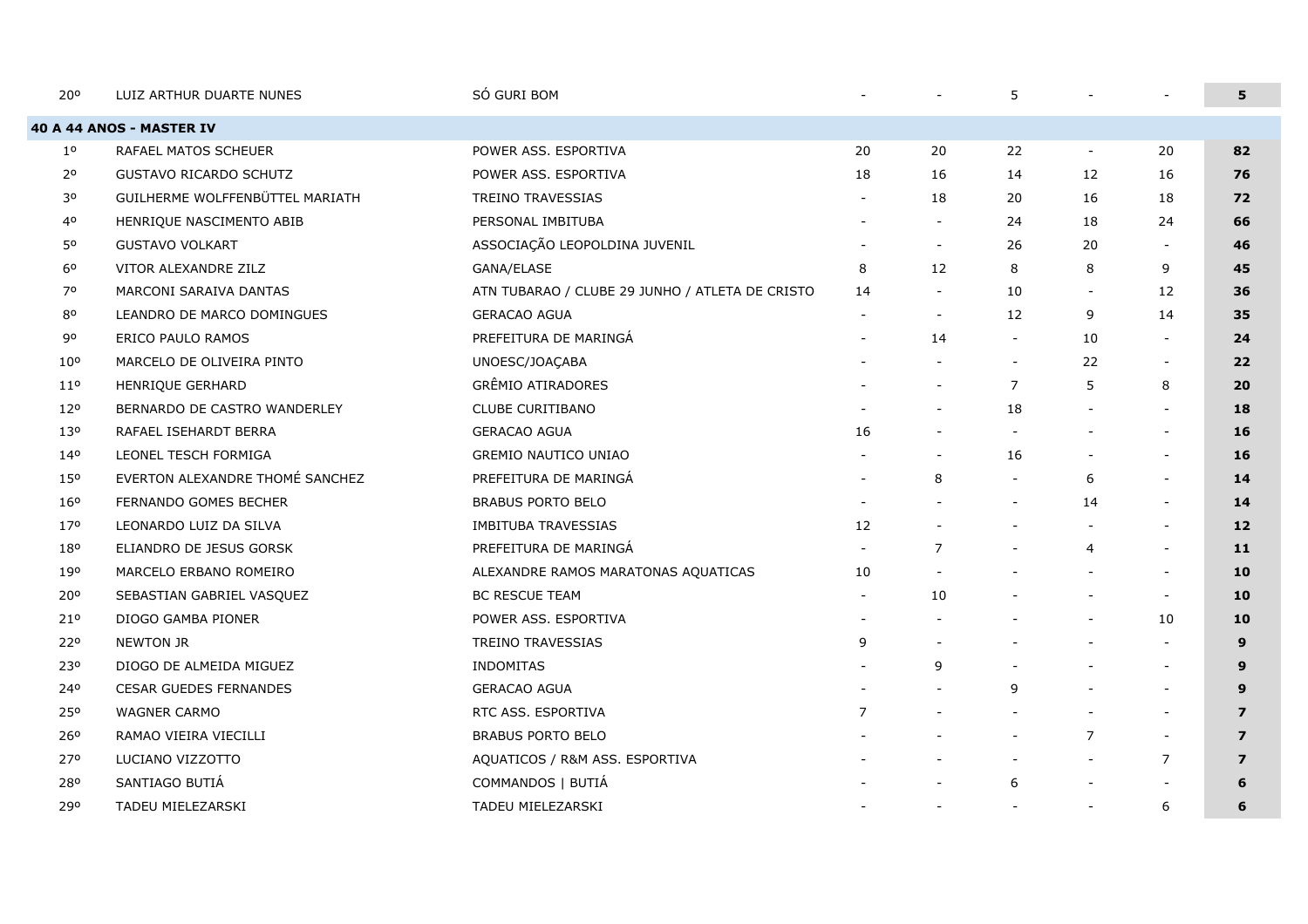| | | | | | | | | |
|---|---|---|---|---|---|---|---|---|
| 20º | LUIZ ARTHUR DUARTE NUNES | SÓ GURI BOM | - | - | 5 | - | - | **5** |

**40 A 44 ANOS - MASTER IV**

| | | | | | | | | |
|---|---|---|---|---|---|---|---|---|
| 1º | RAFAEL MATOS SCHEUER | POWER ASS. ESPORTIVA | 20 | 20 | 22 | - | 20 | **82** |
| 2º | GUSTAVO RICARDO SCHUTZ | POWER ASS. ESPORTIVA | 18 | 16 | 14 | 12 | 16 | **76** |
| 3º | GUILHERME WOLFFENBÜTTEL MARIATH | TREINO TRAVESSIAS | - | 18 | 20 | 16 | 18 | **72** |
| 4º | HENRIQUE NASCIMENTO ABIB | PERSONAL IMBITUBA | - | - | 24 | 18 | 24 | **66** |
| 5º | GUSTAVO VOLKART | ASSOCIAÇÃO LEOPOLDINA JUVENIL | - | - | 26 | 20 | - | **46** |
| 6º | VITOR ALEXANDRE ZILZ | GANA/ELASE | 8 | 12 | 8 | 8 | 9 | **45** |
| 7º | MARCONI SARAIVA DANTAS | ATN TUBARAO / CLUBE 29 JUNHO / ATLETA DE CRISTO | 14 | - | 10 | - | 12 | **36** |
| 8º | LEANDRO DE MARCO DOMINGUES | GERACAO AGUA | - | - | 12 | 9 | 14 | **35** |
| 9º | ERICO PAULO RAMOS | PREFEITURA DE MARINGÁ | - | 14 | - | 10 | - | **24** |
| 10º | MARCELO DE OLIVEIRA PINTO | UNOESC/JOAÇABA | - | - | - | 22 | - | **22** |
| 11º | HENRIQUE GERHARD | GRÊMIO ATIRADORES | - | - | 7 | 5 | 8 | **20** |
| 12º | BERNARDO DE CASTRO WANDERLEY | CLUBE CURITIBANO | - | - | 18 | - | - | **18** |
| 13º | RAFAEL ISEHARDT BERRA | GERACAO AGUA | 16 | - | - | - | - | **16** |
| 14º | LEONEL TESCH FORMIGA | GREMIO NAUTICO UNIAO | - | - | 16 | - | - | **16** |
| 15º | EVERTON ALEXANDRE THOMÉ SANCHEZ | PREFEITURA DE MARINGÁ | - | 8 | - | 6 | - | **14** |
| 16º | FERNANDO GOMES BECHER | BRABUS PORTO BELO | - | - | - | 14 | - | **14** |
| 17º | LEONARDO LUIZ DA SILVA | IMBITUBA TRAVESSIAS | 12 | - | - | - | - | **12** |
| 18º | ELIANDRO DE JESUS GORSK | PREFEITURA DE MARINGÁ | - | 7 | - | 4 | - | **11** |
| 19º | MARCELO ERBANO ROMEIRO | ALEXANDRE RAMOS MARATONAS AQUATICAS | 10 | - | - | - | - | **10** |
| 20º | SEBASTIAN GABRIEL VASQUEZ | BC RESCUE TEAM | - | 10 | - | - | - | **10** |
| 21º | DIOGO GAMBA PIONER | POWER ASS. ESPORTIVA | - | - | - | - | 10 | **10** |
| 22º | NEWTON JR | TREINO TRAVESSIAS | 9 | - | - | - | - | **9** |
| 23º | DIOGO DE ALMEIDA MIGUEZ | INDOMITAS | - | 9 | - | - | - | **9** |
| 24º | CESAR GUEDES FERNANDES | GERACAO AGUA | - | - | 9 | - | - | **9** |
| 25º | WAGNER CARMO | RTC ASS. ESPORTIVA | 7 | - | - | - | - | **7** |
| 26º | RAMAO VIEIRA VIECILLI | BRABUS PORTO BELO | - | - | - | 7 | - | **7** |
| 27º | LUCIANO VIZZOTTO | AQUATICOS / R&M ASS. ESPORTIVA | - | - | - | - | 7 | **7** |
| 28º | SANTIAGO BUTIÁ | COMMANDOS \| BUTIÁ | - | - | 6 | - | - | **6** |
| 29º | TADEU MIELEZARSKI | TADEU MIELEZARSKI | - | - | - | - | 6 | **6** |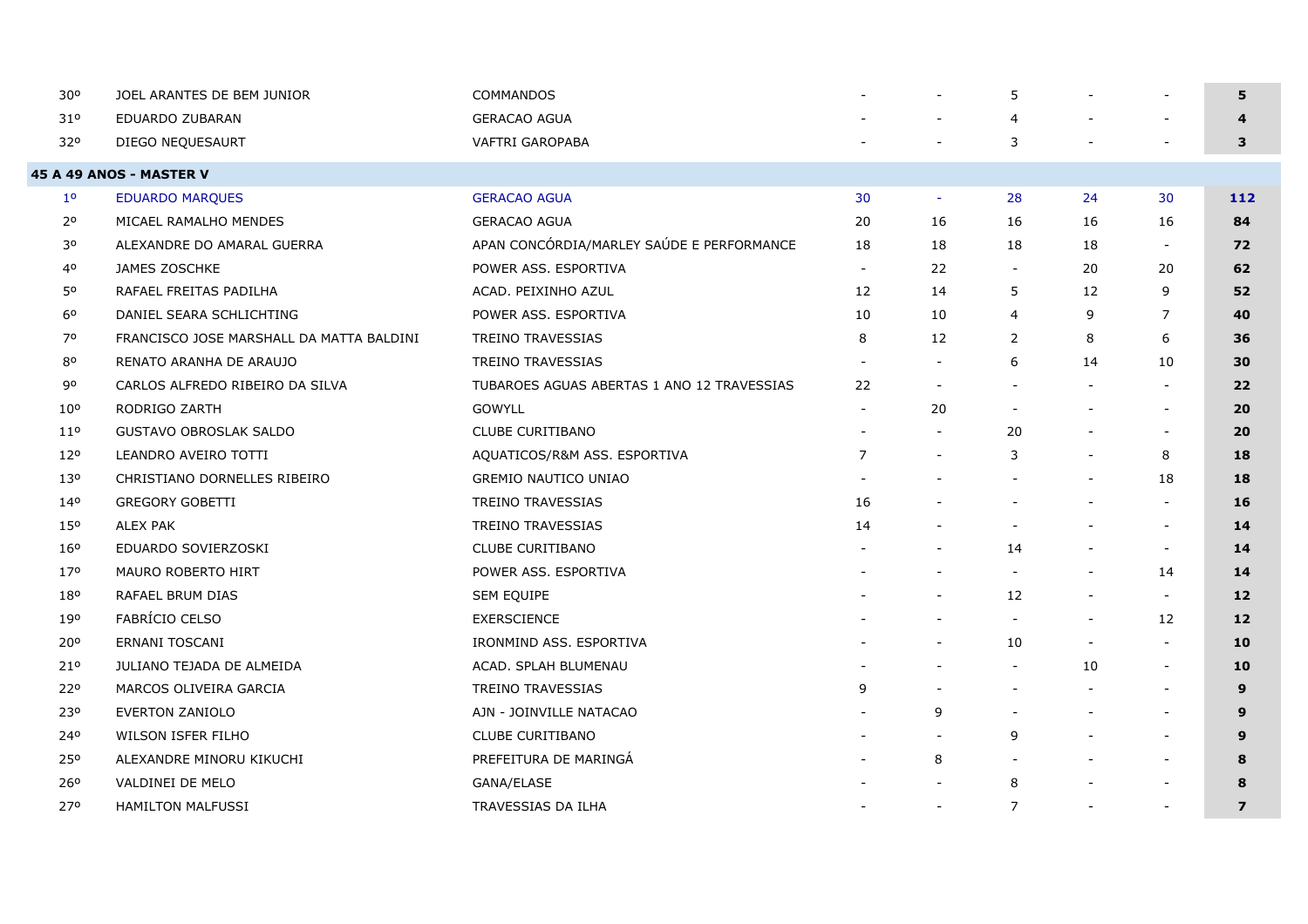| | | | | | | | | |
|---|---|---|---|---|---|---|---|---|
| 30º | JOEL ARANTES DE BEM JUNIOR | COMMANDOS | - | - | 5 | - | - | **5** |
| 31º | EDUARDO ZUBARAN | GERACAO AGUA | - | - | 4 | - | - | **4** |
| 32º | DIEGO NEQUESAURT | VAFTRI GAROPABA | - | - | 3 | - | - | **3** |

**45 A 49 ANOS - MASTER V**

| | | | | | | | | |
|---|---|---|---|---|---|---|---|---|
| 1º | EDUARDO MARQUES | GERACAO AGUA | 30 | - | 28 | 24 | 30 | **112** |
| 2º | MICAEL RAMALHO MENDES | GERACAO AGUA | 20 | 16 | 16 | 16 | 16 | **84** |
| 3º | ALEXANDRE DO AMARAL GUERRA | APAN CONCÓRDIA/MARLEY SAÚDE E PERFORMANCE | 18 | 18 | 18 | 18 | - | **72** |
| 4º | JAMES ZOSCHKE | POWER ASS. ESPORTIVA | - | 22 | - | 20 | 20 | **62** |
| 5º | RAFAEL FREITAS PADILHA | ACAD. PEIXINHO AZUL | 12 | 14 | 5 | 12 | 9 | **52** |
| 6º | DANIEL SEARA SCHLICHTING | POWER ASS. ESPORTIVA | 10 | 10 | 4 | 9 | 7 | **40** |
| 7º | FRANCISCO JOSE MARSHALL DA MATTA BALDINI | TREINO TRAVESSIAS | 8 | 12 | 2 | 8 | 6 | **36** |
| 8º | RENATO ARANHA DE ARAUJO | TREINO TRAVESSIAS | - | - | 6 | 14 | 10 | **30** |
| 9º | CARLOS ALFREDO RIBEIRO DA SILVA | TUBAROES AGUAS ABERTAS 1 ANO 12 TRAVESSIAS | 22 | - | - | - | - | **22** |
| 10º | RODRIGO ZARTH | GOWYLL | - | 20 | - | - | - | **20** |
| 11º | GUSTAVO OBROSLAK SALDO | CLUBE CURITIBANO | - | - | 20 | - | - | **20** |
| 12º | LEANDRO AVEIRO TOTTI | AQUATICOS/R&M ASS. ESPORTIVA | 7 | - | 3 | - | 8 | **18** |
| 13º | CHRISTIANO DORNELLES RIBEIRO | GREMIO NAUTICO UNIAO | - | - | - | - | 18 | **18** |
| 14º | GREGORY GOBETTI | TREINO TRAVESSIAS | 16 | - | - | - | - | **16** |
| 15º | ALEX PAK | TREINO TRAVESSIAS | 14 | - | - | - | - | **14** |
| 16º | EDUARDO SOVIERZOSKI | CLUBE CURITIBANO | - | - | 14 | - | - | **14** |
| 17º | MAURO ROBERTO HIRT | POWER ASS. ESPORTIVA | - | - | - | - | 14 | **14** |
| 18º | RAFAEL BRUM DIAS | SEM EQUIPE | - | - | 12 | - | - | **12** |
| 19º | FABRÍCIO CELSO | EXERSCIENCE | - | - | - | - | 12 | **12** |
| 20º | ERNANI TOSCANI | IRONMIND ASS. ESPORTIVA | - | - | 10 | - | - | **10** |
| 21º | JULIANO TEJADA DE ALMEIDA | ACAD. SPLAH BLUMENAU | - | - | - | 10 | - | **10** |
| 22º | MARCOS OLIVEIRA GARCIA | TREINO TRAVESSIAS | 9 | - | - | - | - | **9** |
| 23º | EVERTON ZANIOLO | AJN - JOINVILLE NATACAO | - | 9 | - | - | - | **9** |
| 24º | WILSON ISFER FILHO | CLUBE CURITIBANO | - | - | 9 | - | - | **9** |
| 25º | ALEXANDRE MINORU KIKUCHI | PREFEITURA DE MARINGÁ | - | 8 | - | - | - | **8** |
| 26º | VALDINEI DE MELO | GANA/ELASE | - | - | 8 | - | - | **8** |
| 27º | HAMILTON MALFUSSI | TRAVESSIAS DA ILHA | - | - | 7 | - | - | **7** |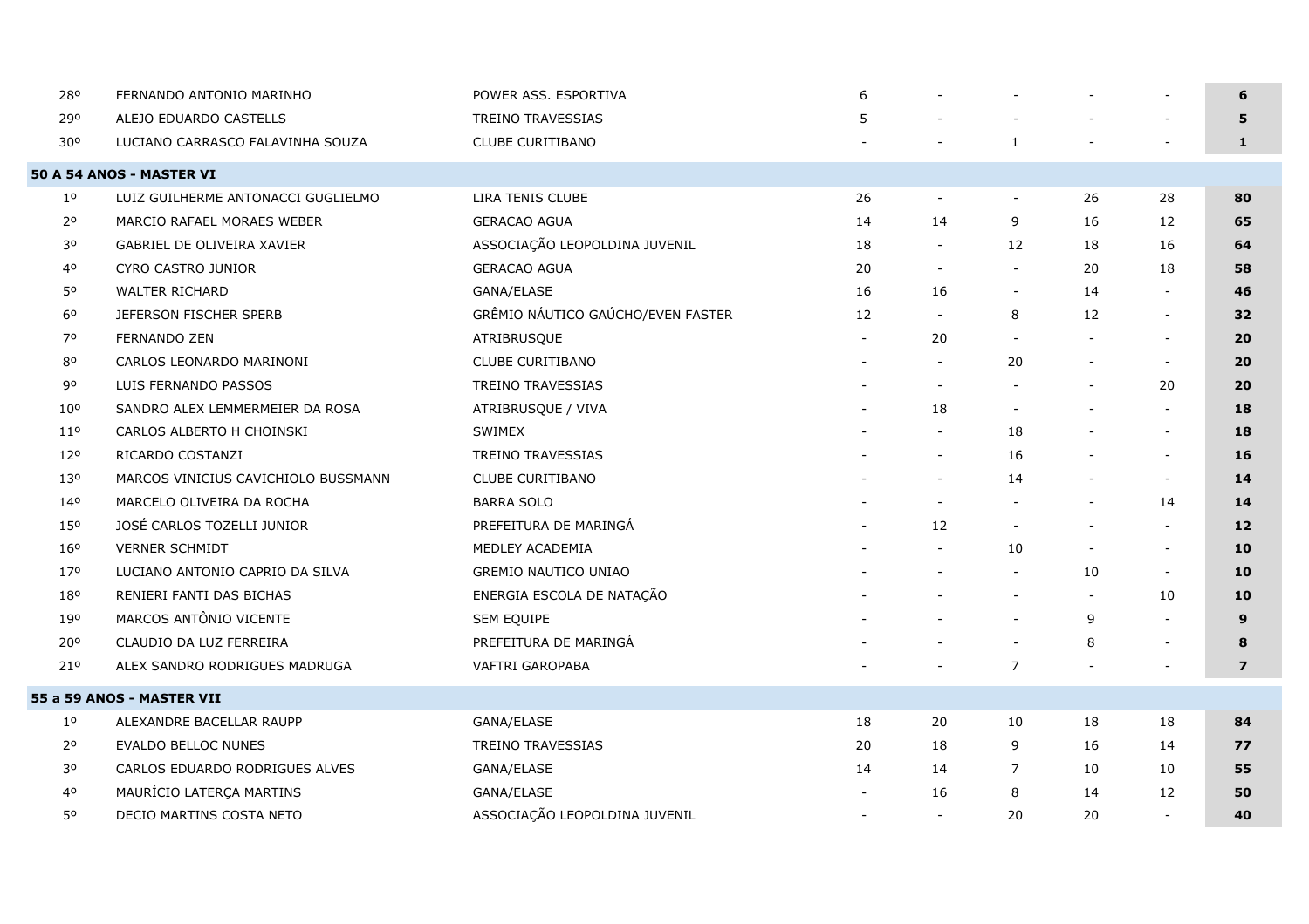| | | | | | | | | |
|---|---|---|---|---|---|---|---|---|
| 28º | FERNANDO ANTONIO MARINHO | POWER ASS. ESPORTIVA | 6 | - | - | - | - | **6** |
| 29º | ALEJO EDUARDO CASTELLS | TREINO TRAVESSIAS | 5 | - | - | - | - | **5** |
| 30º | LUCIANO CARRASCO FALAVINHA SOUZA | CLUBE CURITIBANO | - | - | 1 | - | - | **1** |
| **50 A 54 ANOS - MASTER VI** | | | | | | | | |
| 1º | LUIZ GUILHERME ANTONACCI GUGLIELMO | LIRA TENIS CLUBE | 26 | - | - | 26 | 28 | **80** |
| 2º | MARCIO RAFAEL MORAES WEBER | GERACAO AGUA | 14 | 14 | 9 | 16 | 12 | **65** |
| 3º | GABRIEL DE OLIVEIRA XAVIER | ASSOCIAÇÃO LEOPOLDINA JUVENIL | 18 | - | 12 | 18 | 16 | **64** |
| 4º | CYRO CASTRO JUNIOR | GERACAO AGUA | 20 | - | - | 20 | 18 | **58** |
| 5º | WALTER RICHARD | GANA/ELASE | 16 | 16 | - | 14 | - | **46** |
| 6º | JEFERSON FISCHER SPERB | GRÊMIO NÁUTICO GAÚCHO/EVEN FASTER | 12 | - | 8 | 12 | - | **32** |
| 7º | FERNANDO ZEN | ATRIBRUSQUE | - | 20 | - | - | - | **20** |
| 8º | CARLOS LEONARDO MARINONI | CLUBE CURITIBANO | - | - | 20 | - | - | **20** |
| 9º | LUIS FERNANDO PASSOS | TREINO TRAVESSIAS | - | - | - | - | 20 | **20** |
| 10º | SANDRO ALEX LEMMERMEIER DA ROSA | ATRIBRUSQUE / VIVA | - | 18 | - | - | - | **18** |
| 11º | CARLOS ALBERTO H CHOINSKI | SWIMEX | - | - | 18 | - | - | **18** |
| 12º | RICARDO COSTANZI | TREINO TRAVESSIAS | - | - | 16 | - | - | **16** |
| 13º | MARCOS VINICIUS CAVICHIOLO BUSSMANN | CLUBE CURITIBANO | - | - | 14 | - | - | **14** |
| 14º | MARCELO OLIVEIRA DA ROCHA | BARRA SOLO | - | - | - | - | 14 | **14** |
| 15º | JOSÉ CARLOS TOZELLI JUNIOR | PREFEITURA DE MARINGÁ | - | 12 | - | - | - | **12** |
| 16º | VERNER SCHMIDT | MEDLEY ACADEMIA | - | - | 10 | - | - | **10** |
| 17º | LUCIANO ANTONIO CAPRIO DA SILVA | GREMIO NAUTICO UNIAO | - | - | - | 10 | - | **10** |
| 18º | RENIERI FANTI DAS BICHAS | ENERGIA ESCOLA DE NATAÇÃO | - | - | - | - | 10 | **10** |
| 19º | MARCOS ANTÔNIO VICENTE | SEM EQUIPE | - | - | - | 9 | - | **9** |
| 20º | CLAUDIO DA LUZ FERREIRA | PREFEITURA DE MARINGÁ | - | - | - | 8 | - | **8** |
| 21º | ALEX SANDRO RODRIGUES MADRUGA | VAFTRI GAROPABA | - | - | 7 | - | - | **7** |
| **55 a 59 ANOS - MASTER VII** | | | | | | | | |
| 1º | ALEXANDRE BACELLAR RAUPP | GANA/ELASE | 18 | 20 | 10 | 18 | 18 | **84** |
| 2º | EVALDO BELLOC NUNES | TREINO TRAVESSIAS | 20 | 18 | 9 | 16 | 14 | **77** |
| 3º | CARLOS EDUARDO RODRIGUES ALVES | GANA/ELASE | 14 | 14 | 7 | 10 | 10 | **55** |
| 4º | MAURÍCIO LATERÇA MARTINS | GANA/ELASE | - | 16 | 8 | 14 | 12 | **50** |
| 5º | DECIO MARTINS COSTA NETO | ASSOCIAÇÃO LEOPOLDINA JUVENIL | - | - | 20 | 20 | - | **40** |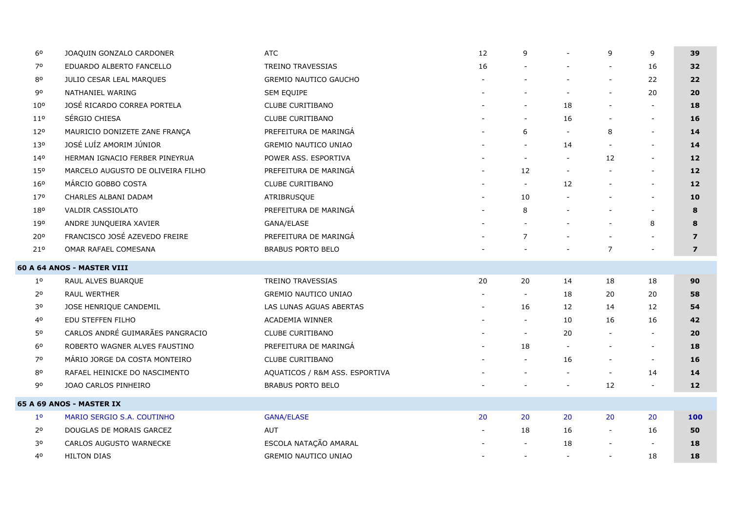| | | | | | | | | |
|---|---|---|---|---|---|---|---|---|
| 6º | JOAQUIN GONZALO CARDONER | ATC | 12 | 9 | - | 9 | 9 | **39** |
| 7º | EDUARDO ALBERTO FANCELLO | TREINO TRAVESSIAS | 16 | - | - | - | 16 | **32** |
| 8º | JULIO CESAR LEAL MARQUES | GREMIO NAUTICO GAUCHO | - | - | - | - | 22 | **22** |
| 9º | NATHANIEL WARING | SEM EQUIPE | - | - | - | - | 20 | **20** |
| 10º | JOSÉ RICARDO CORREA PORTELA | CLUBE CURITIBANO | - | - | 18 | - | - | **18** |
| 11º | SÉRGIO CHIESA | CLUBE CURITIBANO | - | - | 16 | - | - | **16** |
| 12º | MAURICIO DONIZETE ZANE FRANÇA | PREFEITURA DE MARINGÁ | - | 6 | - | 8 | - | **14** |
| 13º | JOSÉ LUÍZ AMORIM JÚNIOR | GREMIO NAUTICO UNIAO | - | - | 14 | - | - | **14** |
| 14º | HERMAN IGNACIO FERBER PINEYRUA | POWER ASS. ESPORTIVA | - | - | - | 12 | - | **12** |
| 15º | MARCELO AUGUSTO DE OLIVEIRA FILHO | PREFEITURA DE MARINGÁ | - | 12 | - | - | - | **12** |
| 16º | MÁRCIO GOBBO COSTA | CLUBE CURITIBANO | - | - | 12 | - | - | **12** |
| 17º | CHARLES ALBANI DADAM | ATRIBRUSQUE | - | 10 | - | - | - | **10** |
| 18º | VALDIR CASSIOLATO | PREFEITURA DE MARINGÁ | - | 8 | - | - | - | **8** |
| 19º | ANDRE JUNQUEIRA XAVIER | GANA/ELASE | - | - | - | - | 8 | **8** |
| 20º | FRANCISCO JOSÉ AZEVEDO FREIRE | PREFEITURA DE MARINGÁ | - | 7 | - | - | - | **7** |
| 21º | OMAR RAFAEL COMESANA | BRABUS PORTO BELO | - | - | - | 7 | - | **7** |
| **60 A 64 ANOS - MASTER VIII** | | | | | | | | |
| 1º | RAUL ALVES BUARQUE | TREINO TRAVESSIAS | 20 | 20 | 14 | 18 | 18 | **90** |
| 2º | RAUL WERTHER | GREMIO NAUTICO UNIAO | - | - | 18 | 20 | 20 | **58** |
| 3º | JOSE HENRIQUE CANDEMIL | LAS LUNAS AGUAS ABERTAS | - | 16 | 12 | 14 | 12 | **54** |
| 4º | EDU STEFFEN FILHO | ACADEMIA WINNER | - | - | 10 | 16 | 16 | **42** |
| 5º | CARLOS ANDRÉ GUIMARÃES PANGRACIO | CLUBE CURITIBANO | - | - | 20 | - | - | **20** |
| 6º | ROBERTO WAGNER ALVES FAUSTINO | PREFEITURA DE MARINGÁ | - | 18 | - | - | - | **18** |
| 7º | MÁRIO JORGE DA COSTA MONTEIRO | CLUBE CURITIBANO | - | - | 16 | - | - | **16** |
| 8º | RAFAEL HEINICKE DO NASCIMENTO | AQUATICOS / R&M ASS. ESPORTIVA | - | - | - | - | 14 | **14** |
| 9º | JOAO CARLOS PINHEIRO | BRABUS PORTO BELO | - | - | - | 12 | - | **12** |
| **65 A 69 ANOS - MASTER IX** | | | | | | | | |
| 1º | MARIO SERGIO S.A. COUTINHO | GANA/ELASE | 20 | 20 | 20 | 20 | 20 | **100** |
| 2º | DOUGLAS DE MORAIS GARCEZ | AUT | - | 18 | 16 | - | 16 | **50** |
| 3º | CARLOS AUGUSTO WARNECKE | ESCOLA NATAÇÃO AMARAL | - | - | 18 | - | - | **18** |
| 4º | HILTON DIAS | GREMIO NAUTICO UNIAO | - | - | - | - | 18 | **18** |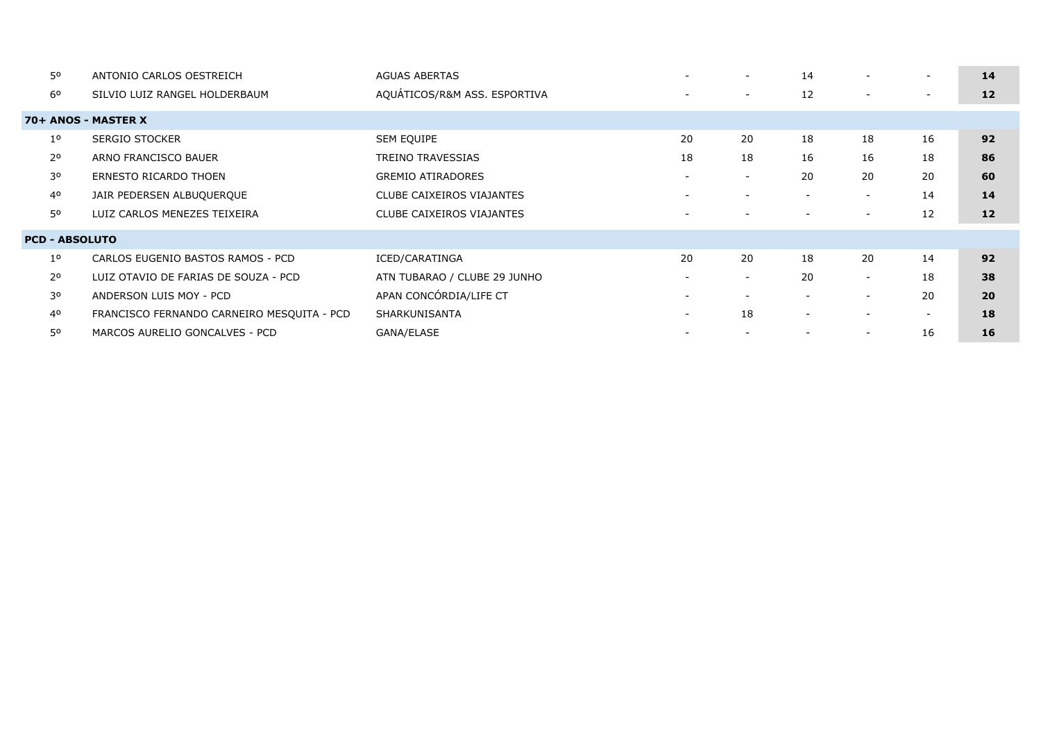| | | | | | | | | |
|---|---|---|---|---|---|---|---|---|
| 5º | ANTONIO CARLOS OESTREICH | AGUAS ABERTAS | - | - | 14 | - | - | **14** |
| 6º | SILVIO LUIZ RANGEL HOLDERBAUM | AQUÁTICOS/R&M ASS. ESPORTIVA | - | - | 12 | - | - | **12** |
| **70+ ANOS - MASTER X** | | | | | | | | |
| 1º | SERGIO STOCKER | SEM EQUIPE | 20 | 20 | 18 | 18 | 16 | **92** |
| 2º | ARNO FRANCISCO BAUER | TREINO TRAVESSIAS | 18 | 18 | 16 | 16 | 18 | **86** |
| 3º | ERNESTO RICARDO THOEN | GREMIO ATIRADORES | - | - | 20 | 20 | 20 | **60** |
| 4º | JAIR PEDERSEN ALBUQUERQUE | CLUBE CAIXEIROS VIAJANTES | - | - | - | - | 14 | **14** |
| 5º | LUIZ CARLOS MENEZES TEIXEIRA | CLUBE CAIXEIROS VIAJANTES | - | - | - | - | 12 | **12** |
| **PCD - ABSOLUTO** | | | | | | | | |
| 1º | CARLOS EUGENIO BASTOS RAMOS - PCD | ICED/CARATINGA | 20 | 20 | 18 | 20 | 14 | **92** |
| 2º | LUIZ OTAVIO DE FARIAS DE SOUZA - PCD | ATN TUBARAO / CLUBE 29 JUNHO | - | - | 20 | - | 18 | **38** |
| 3º | ANDERSON LUIS MOY - PCD | APAN CONCÓRDIA/LIFE CT | - | - | - | - | 20 | **20** |
| 4º | FRANCISCO FERNANDO CARNEIRO MESQUITA - PCD | SHARKUNISANTA | - | 18 | - | - | - | **18** |
| 5º | MARCOS AURELIO GONCALVES - PCD | GANA/ELASE | - | - | - | - | 16 | **16** |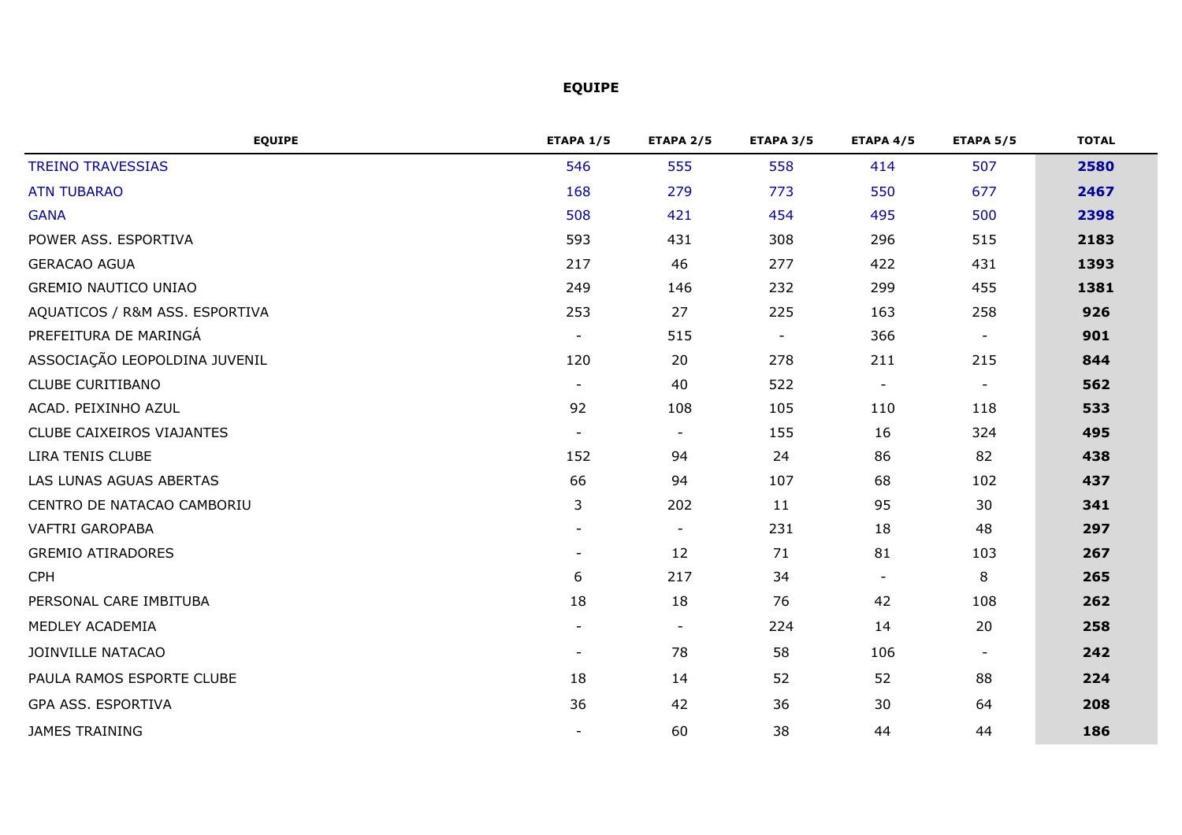# EQUIPE

| EQUIPE | ETAPA 1/5 | ETAPA 2/5 | ETAPA 3/5 | ETAPA 4/5 | ETAPA 5/5 | TOTAL |
|---|---|---|---|---|---|---|
| TREINO TRAVESSIAS | 546 | 555 | 558 | 414 | 507 | **2580** |
| ATN TUBARAO | 168 | 279 | 773 | 550 | 677 | **2467** |
| GANA | 508 | 421 | 454 | 495 | 500 | **2398** |
| POWER ASS. ESPORTIVA | 593 | 431 | 308 | 296 | 515 | **2183** |
| GERACAO AGUA | 217 | 46 | 277 | 422 | 431 | **1393** |
| GREMIO NAUTICO UNIAO | 249 | 146 | 232 | 299 | 455 | **1381** |
| AQUATICOS / R&M ASS. ESPORTIVA | 253 | 27 | 225 | 163 | 258 | **926** |
| PREFEITURA DE MARINGÁ | - | 515 | - | 366 | - | **901** |
| ASSOCIAÇÃO LEOPOLDINA JUVENIL | 120 | 20 | 278 | 211 | 215 | **844** |
| CLUBE CURITIBANO | - | 40 | 522 | - | - | **562** |
| ACAD. PEIXINHO AZUL | 92 | 108 | 105 | 110 | 118 | **533** |
| CLUBE CAIXEIROS VIAJANTES | - | - | 155 | 16 | 324 | **495** |
| LIRA TENIS CLUBE | 152 | 94 | 24 | 86 | 82 | **438** |
| LAS LUNAS AGUAS ABERTAS | 66 | 94 | 107 | 68 | 102 | **437** |
| CENTRO DE NATACAO CAMBORIU | 3 | 202 | 11 | 95 | 30 | **341** |
| VAFTRI GAROPABA | - | - | 231 | 18 | 48 | **297** |
| GREMIO ATIRADORES | - | 12 | 71 | 81 | 103 | **267** |
| CPH | 6 | 217 | 34 | - | 8 | **265** |
| PERSONAL CARE IMBITUBA | 18 | 18 | 76 | 42 | 108 | **262** |
| MEDLEY ACADEMIA | - | - | 224 | 14 | 20 | **258** |
| JOINVILLE NATACAO | - | 78 | 58 | 106 | - | **242** |
| PAULA RAMOS ESPORTE CLUBE | 18 | 14 | 52 | 52 | 88 | **224** |
| GPA ASS. ESPORTIVA | 36 | 42 | 36 | 30 | 64 | **208** |
| JAMES TRAINING | - | 60 | 38 | 44 | 44 | **186** |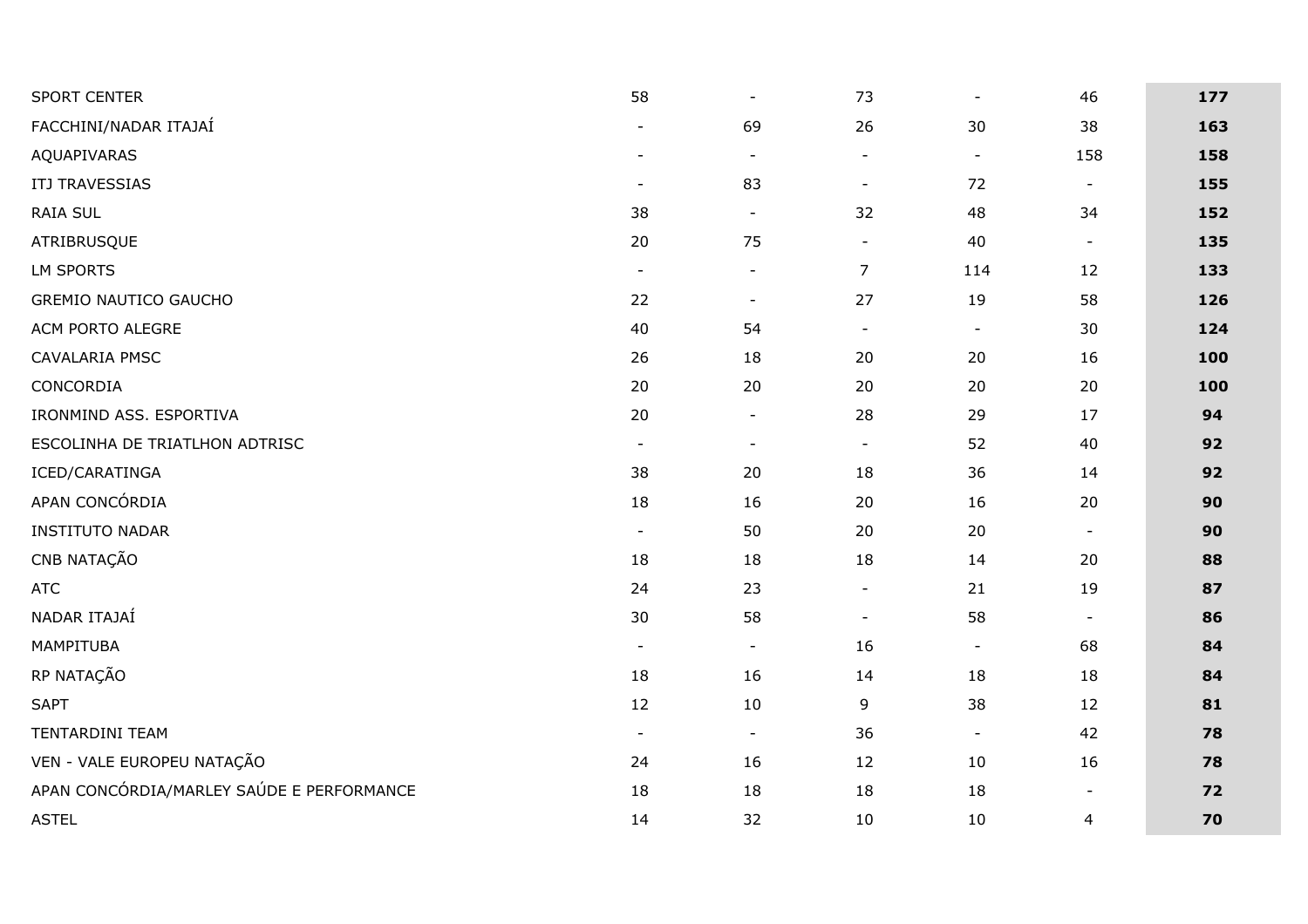| | | | | | | |
|---|---|---|---|---|---|---|
| SPORT CENTER | 58 | - | 73 | - | 46 | **177** |
| FACCHINI/NADAR ITAJAÍ | - | 69 | 26 | 30 | 38 | **163** |
| AQUAPIVARAS | - | - | - | - | 158 | **158** |
| ITJ TRAVESSIAS | - | 83 | - | 72 | - | **155** |
| RAIA SUL | 38 | - | 32 | 48 | 34 | **152** |
| ATRIBRUSQUE | 20 | 75 | - | 40 | - | **135** |
| LM SPORTS | - | - | 7 | 114 | 12 | **133** |
| GREMIO NAUTICO GAUCHO | 22 | - | 27 | 19 | 58 | **126** |
| ACM PORTO ALEGRE | 40 | 54 | - | - | 30 | **124** |
| CAVALARIA PMSC | 26 | 18 | 20 | 20 | 16 | **100** |
| CONCORDIA | 20 | 20 | 20 | 20 | 20 | **100** |
| IRONMIND ASS. ESPORTIVA | 20 | - | 28 | 29 | 17 | **94** |
| ESCOLINHA DE TRIATLHON ADTRISC | - | - | - | 52 | 40 | **92** |
| ICED/CARATINGA | 38 | 20 | 18 | 36 | 14 | **92** |
| APAN CONCÓRDIA | 18 | 16 | 20 | 16 | 20 | **90** |
| INSTITUTO NADAR | - | 50 | 20 | 20 | - | **90** |
| CNB NATAÇÃO | 18 | 18 | 18 | 14 | 20 | **88** |
| ATC | 24 | 23 | - | 21 | 19 | **87** |
| NADAR ITAJAÍ | 30 | 58 | - | 58 | - | **86** |
| MAMPITUBA | - | - | 16 | - | 68 | **84** |
| RP NATAÇÃO | 18 | 16 | 14 | 18 | 18 | **84** |
| SAPT | 12 | 10 | 9 | 38 | 12 | **81** |
| TENTARDINI TEAM | - | - | 36 | - | 42 | **78** |
| VEN - VALE EUROPEU NATAÇÃO | 24 | 16 | 12 | 10 | 16 | **78** |
| APAN CONCÓRDIA/MARLEY SAÚDE E PERFORMANCE | 18 | 18 | 18 | 18 | - | **72** |
| ASTEL | 14 | 32 | 10 | 10 | 4 | **70** |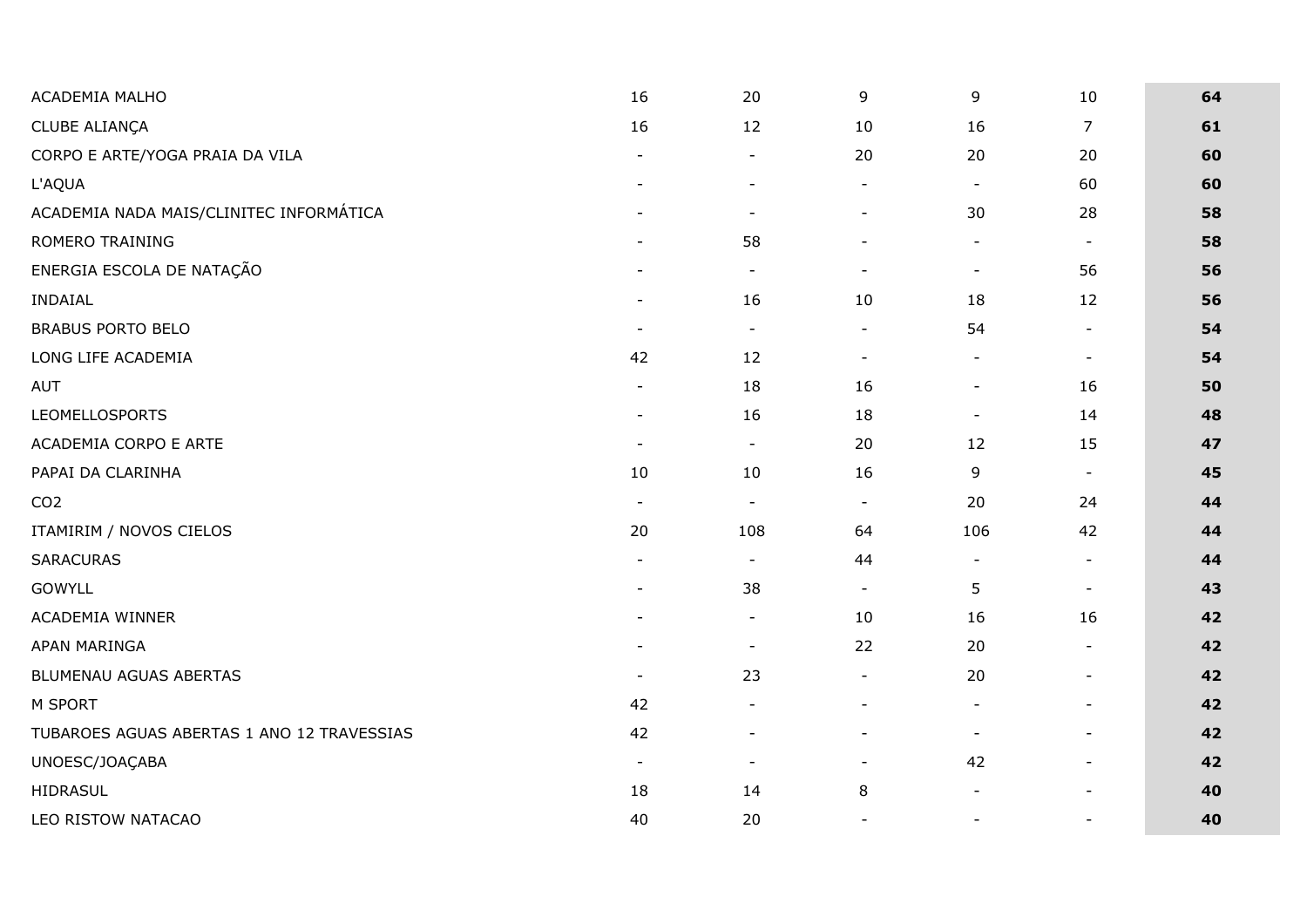| | | | | | | |
|---|---|---|---|---|---|---|
| ACADEMIA MALHO | 16 | 20 | 9 | 9 | 10 | **64** |
| CLUBE ALIANÇA | 16 | 12 | 10 | 16 | 7 | **61** |
| CORPO E ARTE/YOGA PRAIA DA VILA | - | - | 20 | 20 | 20 | **60** |
| L'AQUA | - | - | - | - | 60 | **60** |
| ACADEMIA NADA MAIS/CLINITEC INFORMÁTICA | - | - | - | 30 | 28 | **58** |
| ROMERO TRAINING | - | 58 | - | - | - | **58** |
| ENERGIA ESCOLA DE NATAÇÃO | - | - | - | - | 56 | **56** |
| INDAIAL | - | 16 | 10 | 18 | 12 | **56** |
| BRABUS PORTO BELO | - | - | - | 54 | - | **54** |
| LONG LIFE ACADEMIA | 42 | 12 | - | - | - | **54** |
| AUT | - | 18 | 16 | - | 16 | **50** |
| LEOMELLOSPORTS | - | 16 | 18 | - | 14 | **48** |
| ACADEMIA CORPO E ARTE | - | - | 20 | 12 | 15 | **47** |
| PAPAI DA CLARINHA | 10 | 10 | 16 | 9 | - | **45** |
| CO2 | - | - | - | 20 | 24 | **44** |
| ITAMIRIM / NOVOS CIELOS | 20 | 108 | 64 | 106 | 42 | **44** |
| SARACURAS | - | - | 44 | - | - | **44** |
| GOWYLL | - | 38 | - | 5 | - | **43** |
| ACADEMIA WINNER | - | - | 10 | 16 | 16 | **42** |
| APAN MARINGA | - | - | 22 | 20 | - | **42** |
| BLUMENAU AGUAS ABERTAS | - | 23 | - | 20 | - | **42** |
| M SPORT | 42 | - | - | - | - | **42** |
| TUBAROES AGUAS ABERTAS 1 ANO 12 TRAVESSIAS | 42 | - | - | - | - | **42** |
| UNOESC/JOAÇABA | - | - | - | 42 | - | **42** |
| HIDRASUL | 18 | 14 | 8 | - | - | **40** |
| LEO RISTOW NATACAO | 40 | 20 | - | - | - | **40** |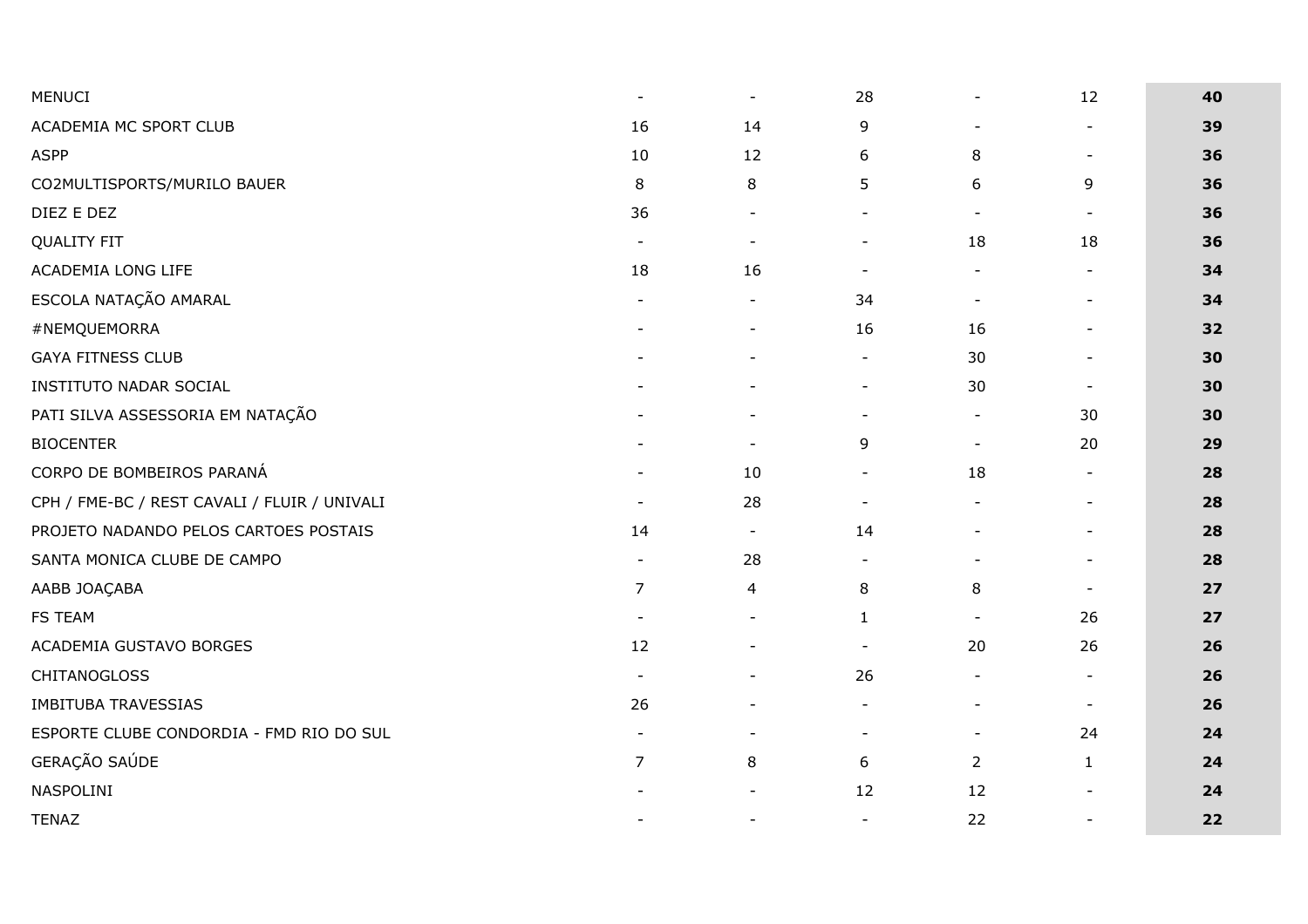| | | | | | | |
|---|---|---|---|---|---|---|
| MENUCI | - | - | 28 | - | 12 | **40** |
| ACADEMIA MC SPORT CLUB | 16 | 14 | 9 | - | - | **39** |
| ASPP | 10 | 12 | 6 | 8 | - | **36** |
| CO2MULTISPORTS/MURILO BAUER | 8 | 8 | 5 | 6 | 9 | **36** |
| DIEZ E DEZ | 36 | - | - | - | - | **36** |
| QUALITY FIT | - | - | - | 18 | 18 | **36** |
| ACADEMIA LONG LIFE | 18 | 16 | - | - | - | **34** |
| ESCOLA NATAÇÃO AMARAL | - | - | 34 | - | - | **34** |
| #NEMQUEMORRA | - | - | 16 | 16 | - | **32** |
| GAYA FITNESS CLUB | - | - | - | 30 | - | **30** |
| INSTITUTO NADAR SOCIAL | - | - | - | 30 | - | **30** |
| PATI SILVA ASSESSORIA EM NATAÇÃO | - | - | - | - | 30 | **30** |
| BIOCENTER | - | - | 9 | - | 20 | **29** |
| CORPO DE BOMBEIROS PARANÁ | - | 10 | - | 18 | - | **28** |
| CPH / FME-BC / REST CAVALI / FLUIR / UNIVALI | - | 28 | - | - | - | **28** |
| PROJETO NADANDO PELOS CARTOES POSTAIS | 14 | - | 14 | - | - | **28** |
| SANTA MONICA CLUBE DE CAMPO | - | 28 | - | - | - | **28** |
| AABB JOAÇABA | 7 | 4 | 8 | 8 | - | **27** |
| FS TEAM | - | - | 1 | - | 26 | **27** |
| ACADEMIA GUSTAVO BORGES | 12 | - | - | 20 | 26 | **26** |
| CHITANOGLOSS | - | - | 26 | - | - | **26** |
| IMBITUBA TRAVESSIAS | 26 | - | - | - | - | **26** |
| ESPORTE CLUBE CONDORDIA - FMD RIO DO SUL | - | - | - | - | 24 | **24** |
| GERAÇÃO SAÚDE | 7 | 8 | 6 | 2 | 1 | **24** |
| NASPOLINI | - | - | 12 | 12 | - | **24** |
| TENAZ | - | - | - | 22 | - | **22** |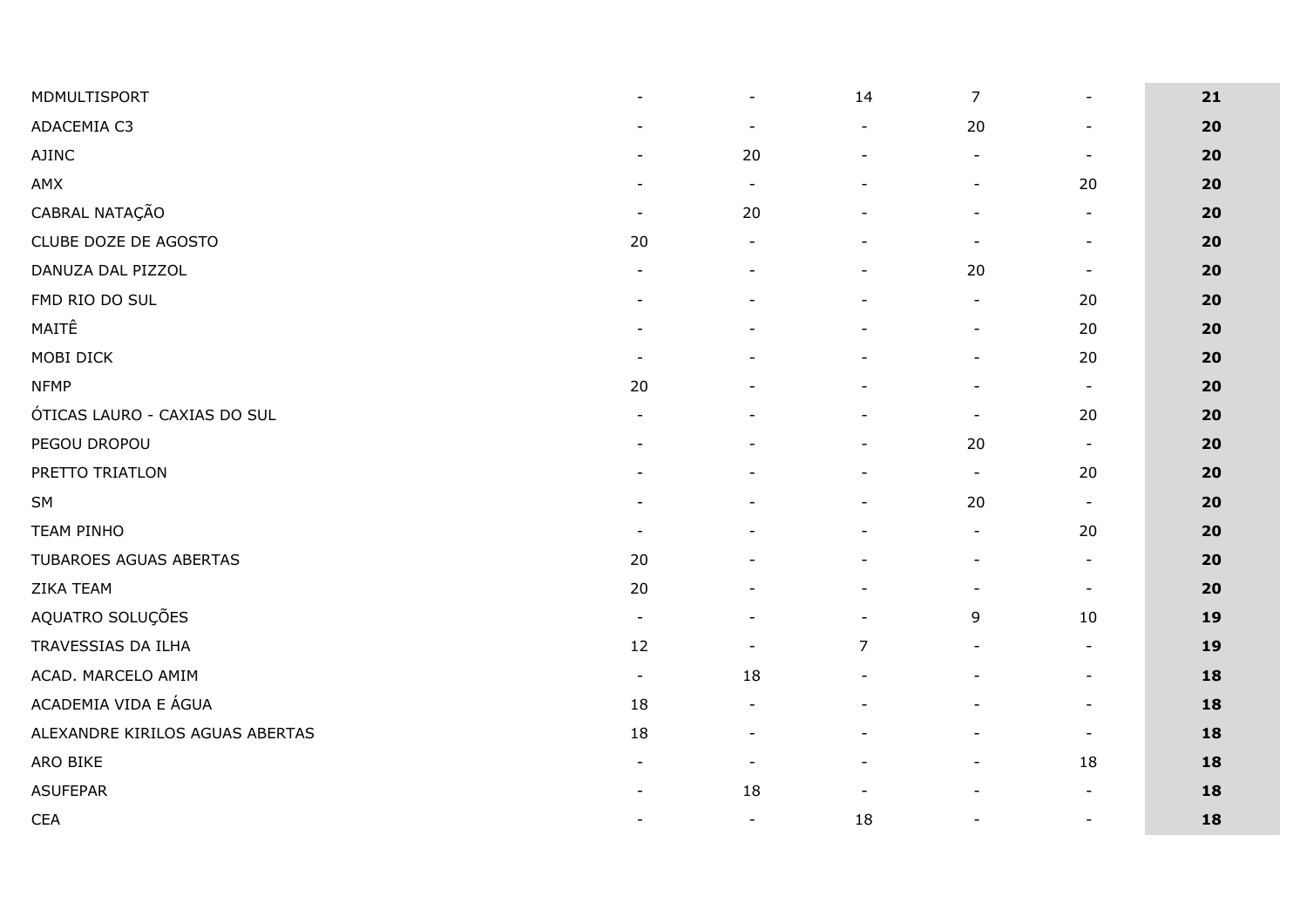| | | | | | | |
|---|---|---|---|---|---|---|
| MDMULTISPORT | - | - | 14 | 7 | - | **21** |
| ADACEMIA C3 | - | - | - | 20 | - | **20** |
| AJINC | - | 20 | - | - | - | **20** |
| AMX | - | - | - | - | 20 | **20** |
| CABRAL NATAÇÃO | - | 20 | - | - | - | **20** |
| CLUBE DOZE DE AGOSTO | 20 | - | - | - | - | **20** |
| DANUZA DAL PIZZOL | - | - | - | 20 | - | **20** |
| FMD RIO DO SUL | - | - | - | - | 20 | **20** |
| MAITÊ | - | - | - | - | 20 | **20** |
| MOBI DICK | - | - | - | - | 20 | **20** |
| NFMP | 20 | - | - | - | - | **20** |
| ÓTICAS LAURO - CAXIAS DO SUL | - | - | - | - | 20 | **20** |
| PEGOU DROPOU | - | - | - | 20 | - | **20** |
| PRETTO TRIATLON | - | - | - | - | 20 | **20** |
| SM | - | - | - | 20 | - | **20** |
| TEAM PINHO | - | - | - | - | 20 | **20** |
| TUBAROES AGUAS ABERTAS | 20 | - | - | - | - | **20** |
| ZIKA TEAM | 20 | - | - | - | - | **20** |
| AQUATRO SOLUÇÕES | - | - | - | 9 | 10 | **19** |
| TRAVESSIAS DA ILHA | 12 | - | 7 | - | - | **19** |
| ACAD. MARCELO AMIM | - | 18 | - | - | - | **18** |
| ACADEMIA VIDA E ÁGUA | 18 | - | - | - | - | **18** |
| ALEXANDRE KIRILOS AGUAS ABERTAS | 18 | - | - | - | - | **18** |
| ARO BIKE | - | - | - | - | 18 | **18** |
| ASUFEPAR | - | 18 | - | - | - | **18** |
| CEA | - | - | 18 | - | - | **18** |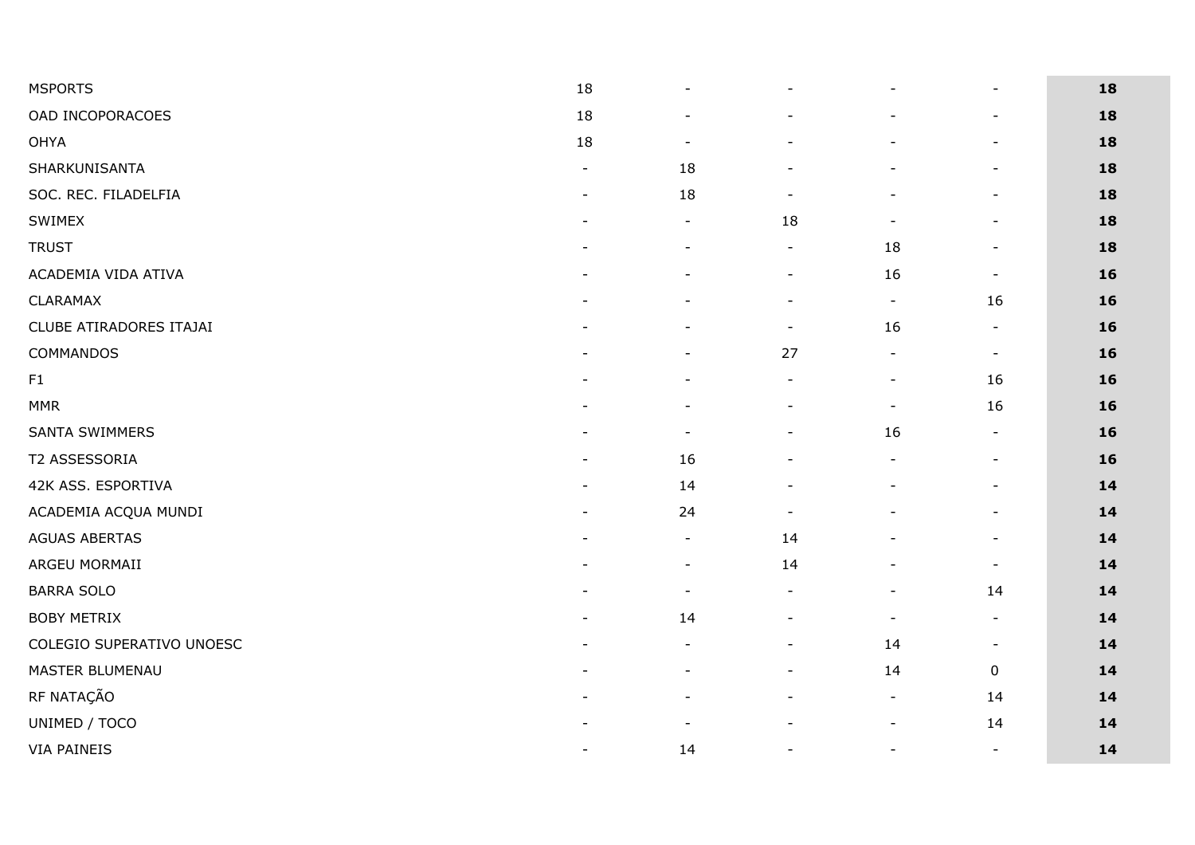| | | | | | | |
|---|---|---|---|---|---|---|
| MSPORTS | 18 | - | - | - | - | **18** |
| OAD INCOPORACOES | 18 | - | - | - | - | **18** |
| OHYA | 18 | - | - | - | - | **18** |
| SHARKUNISANTA | - | 18 | - | - | - | **18** |
| SOC. REC. FILADELFIA | - | 18 | - | - | - | **18** |
| SWIMEX | - | - | 18 | - | - | **18** |
| TRUST | - | - | - | 18 | - | **18** |
| ACADEMIA VIDA ATIVA | - | - | - | 16 | - | **16** |
| CLARAMAX | - | - | - | - | 16 | **16** |
| CLUBE ATIRADORES ITAJAI | - | - | - | 16 | - | **16** |
| COMMANDOS | - | - | 27 | - | - | **16** |
| F1 | - | - | - | - | 16 | **16** |
| MMR | - | - | - | - | 16 | **16** |
| SANTA SWIMMERS | - | - | - | 16 | - | **16** |
| T2 ASSESSORIA | - | 16 | - | - | - | **16** |
| 42K ASS. ESPORTIVA | - | 14 | - | - | - | **14** |
| ACADEMIA ACQUA MUNDI | - | 24 | - | - | - | **14** |
| AGUAS ABERTAS | - | - | 14 | - | - | **14** |
| ARGEU MORMAII | - | - | 14 | - | - | **14** |
| BARRA SOLO | - | - | - | - | 14 | **14** |
| BOBY METRIX | - | 14 | - | - | - | **14** |
| COLEGIO SUPERATIVO UNOESC | - | - | - | 14 | - | **14** |
| MASTER BLUMENAU | - | - | - | 14 | 0 | **14** |
| RF NATAÇÃO | - | - | - | - | 14 | **14** |
| UNIMED / TOCO | - | - | - | - | 14 | **14** |
| VIA PAINEIS | - | 14 | - | - | - | **14** |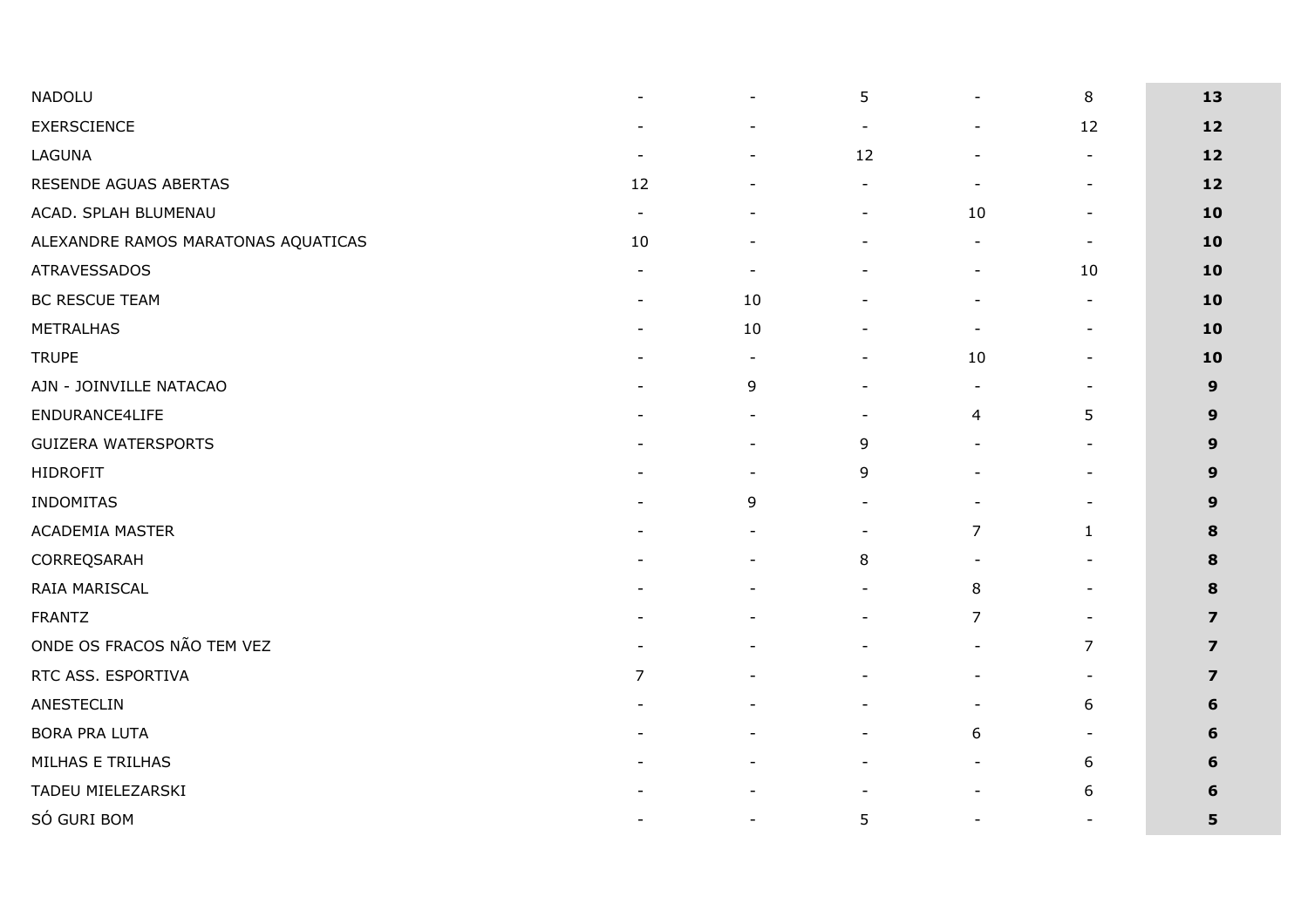| | | | | | | |
|---|---|---|---|---|---|---|
| NADOLU | - | - | 5 | - | 8 | **13** |
| EXERSCIENCE | - | - | - | - | 12 | **12** |
| LAGUNA | - | - | 12 | - | - | **12** |
| RESENDE AGUAS ABERTAS | 12 | - | - | - | - | **12** |
| ACAD. SPLAH BLUMENAU | - | - | - | 10 | - | **10** |
| ALEXANDRE RAMOS MARATONAS AQUATICAS | 10 | - | - | - | - | **10** |
| ATRAVESSADOS | - | - | - | - | 10 | **10** |
| BC RESCUE TEAM | - | 10 | - | - | - | **10** |
| METRALHAS | - | 10 | - | - | - | **10** |
| TRUPE | - | - | - | 10 | - | **10** |
| AJN - JOINVILLE NATACAO | - | 9 | - | - | - | **9** |
| ENDURANCE4LIFE | - | - | - | 4 | 5 | **9** |
| GUIZERA WATERSPORTS | - | - | 9 | - | - | **9** |
| HIDROFIT | - | - | 9 | - | - | **9** |
| INDOMITAS | - | 9 | - | - | - | **9** |
| ACADEMIA MASTER | - | - | - | 7 | 1 | **8** |
| CORREQSARAH | - | - | 8 | - | - | **8** |
| RAIA MARISCAL | - | - | - | 8 | - | **8** |
| FRANTZ | - | - | - | 7 | - | **7** |
| ONDE OS FRACOS NÃO TEM VEZ | - | - | - | - | 7 | **7** |
| RTC ASS. ESPORTIVA | 7 | - | - | - | - | **7** |
| ANESTECLIN | - | - | - | - | 6 | **6** |
| BORA PRA LUTA | - | - | - | 6 | - | **6** |
| MILHAS E TRILHAS | - | - | - | - | 6 | **6** |
| TADEU MIELEZARSKI | - | - | - | - | 6 | **6** |
| SÓ GURI BOM | - | - | 5 | - | - | **5** |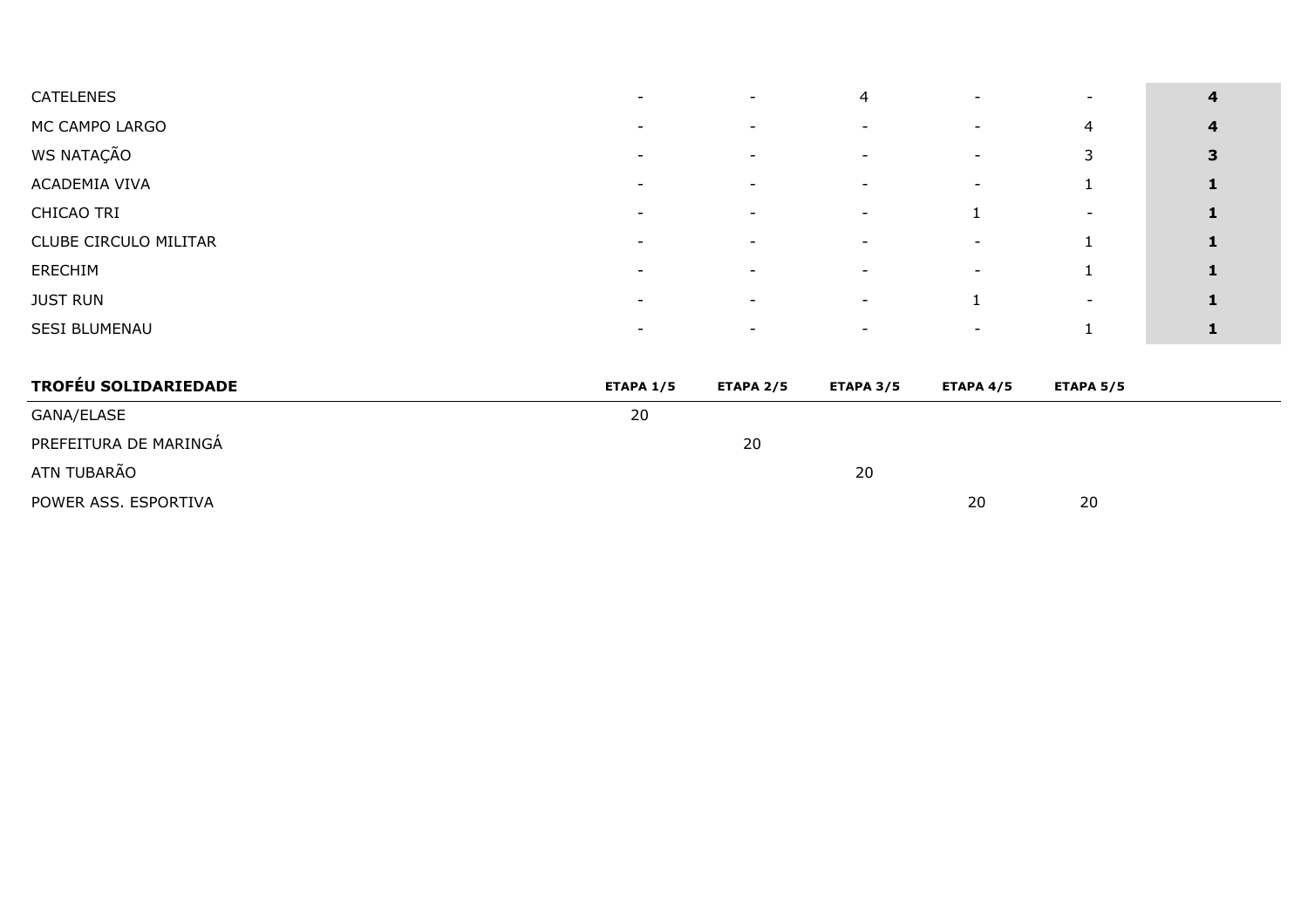| | | | | | | |
|---|---|---|---|---|---|---|
| CATELENES | - | - | 4 | - | - | **4** |
| MC CAMPO LARGO | - | - | - | - | 4 | **4** |
| WS NATAÇÃO | - | - | - | - | 3 | **3** |
| ACADEMIA VIVA | - | - | - | - | 1 | **1** |
| CHICAO TRI | - | - | - | 1 | - | **1** |
| CLUBE CIRCULO MILITAR | - | - | - | - | 1 | **1** |
| ERECHIM | - | - | - | - | 1 | **1** |
| JUST RUN | - | - | - | 1 | - | **1** |
| SESI BLUMENAU | - | - | - | - | 1 | **1** |

| **TROFÉU SOLIDARIEDADE** | **ETAPA 1/5** | **ETAPA 2/5** | **ETAPA 3/5** | **ETAPA 4/5** | **ETAPA 5/5** |
|---|---|---|---|---|---|
| GANA/ELASE | 20 | | | | |
| PREFEITURA DE MARINGÁ | | 20 | | | |
| ATN TUBARÃO | | | 20 | | |
| POWER ASS. ESPORTIVA | | | | 20 | 20 |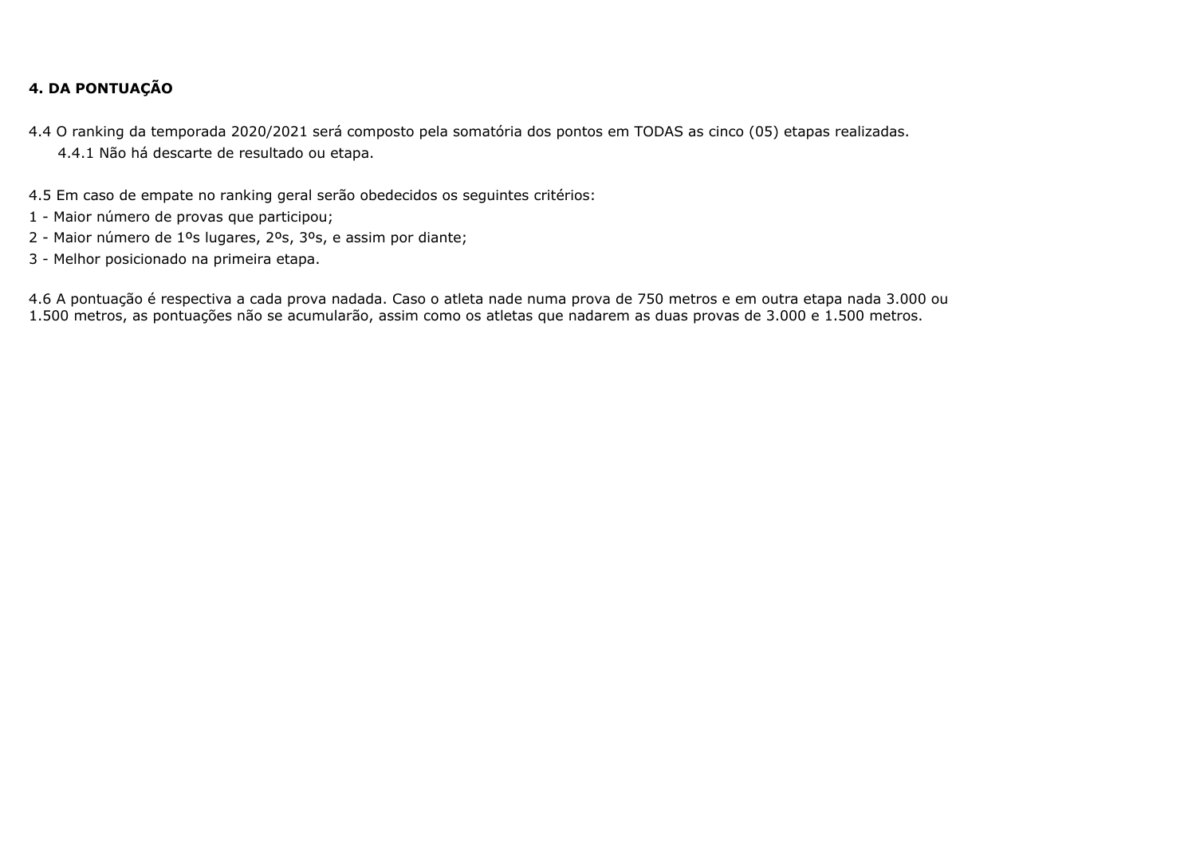**4. DA PONTUAÇÃO**

4.4 O ranking da temporada 2020/2021 será composto pela somatória dos pontos em TODAS as cinco (05) etapas realizadas.

4.4.1 Não há descarte de resultado ou etapa.

4.5 Em caso de empate no ranking geral serão obedecidos os seguintes critérios:

1 - Maior número de provas que participou;

2 - Maior número de 1ºs lugares, 2ºs, 3ºs, e assim por diante;

3 - Melhor posicionado na primeira etapa.

4.6 A pontuação é respectiva a cada prova nadada. Caso o atleta nade numa prova de 750 metros e em outra etapa nada 3.000 ou 1.500 metros, as pontuações não se acumularão, assim como os atletas que nadarem as duas provas de 3.000 e 1.500 metros.